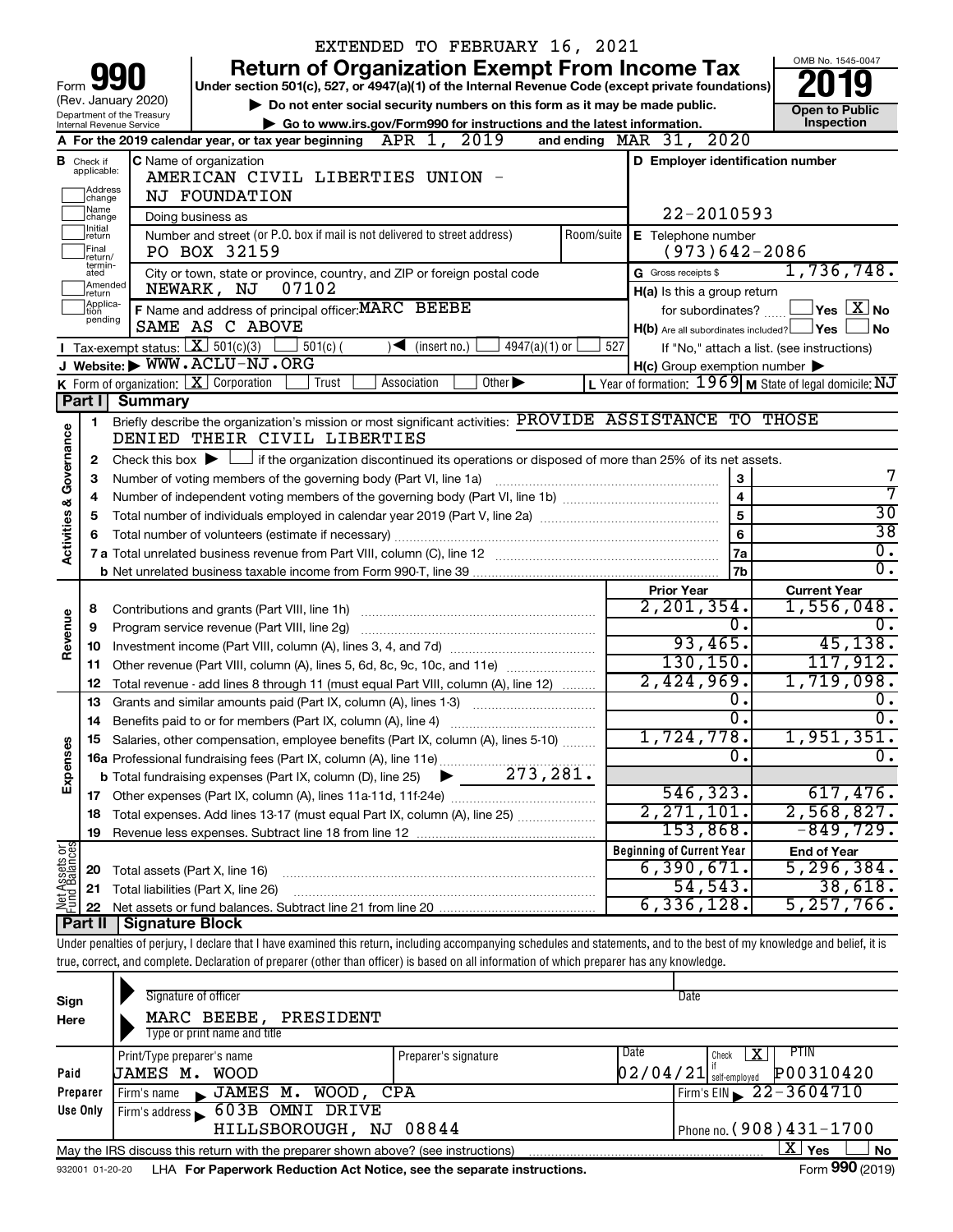EXTENDED TO FEBRUARY 16, 2021

# Form 990 Return of Organization Exempt From Income Tax

OMB No. 1545-0047

**2019**

Under section 501(c), 527, or 4947(a)(1) of the Internal Revenue Code (except private foundations)

(Rev. January 2020) Department of the Treasury Internal Revenue Service

▶ Do not enter social security numbers on this form as it may be made public.

▶ Go to www.irs.gov/Form990 for instructions and the latest information.

**Open to Public Inspection**

**A** For the 2019 calendar year, or tax year beginning APR 1, 2019 and ending MAR 31, 2020

**B** Check if applicable: Address change / Name change / Initial return / Final return/terminated / Amended return / Application pending

**C** Name of organization: AMERICAN CIVIL LIBERTIES UNION - NJ FOUNDATION

Doing business as

Number and street (or P.O. box if mail is not delivered to street address): PO BOX 32159 | Room/suite

City or town, state or province, country, and ZIP or foreign postal code: NEWARK, NJ 07102

**D** Employer identification number: 22-2010593

**E** Telephone number: (973)642-2086

**G** Gross receipts $ 1,736,748.

**F** Name and address of principal officer: MARC BEEBE SAME AS C ABOVE

**H(a)** Is this a group return for subordinates? ☐ Yes ☒ No

**H(b)** Are all subordinates included? ☐ Yes ☐ No If "No," attach a list. (see instructions)

**H(c)** Group exemption number ▶

**I** Tax-exempt status: ☒ 501(c)(3) ☐ 501(c) ( ) ◀ (insert no.) ☐ 4947(a)(1) or ☐ 527

**J** Website: ▶ WWW.ACLU-NJ.ORG

**K** Form of organization: ☒ Corporation ☐ Trust ☐ Association ☐ Other ▶

**L** Year of formation: 1969 **M** State of legal domicile: NJ

## Part I Summary

**Activities & Governance**

1 Briefly describe the organization's mission or most significant activities: PROVIDE ASSISTANCE TO THOSE DENIED THEIR CIVIL LIBERTIES

2 Check this box ▶ ☐ if the organization discontinued its operations or disposed of more than 25% of its net assets.

| | | | |
|---|---|---|---|
| 3 | Number of voting members of the governing body (Part VI, line 1a) | 3 | 7 |
| 4 | Number of independent voting members of the governing body (Part VI, line 1b) | 4 | 7 |
| 5 | Total number of individuals employed in calendar year 2019 (Part V, line 2a) | 5 | 30 |
| 6 | Total number of volunteers (estimate if necessary) | 6 | 38 |
| 7a | Total unrelated business revenue from Part VIII, column (C), line 12 | 7a | 0. |
| b | Net unrelated business taxable income from Form 990-T, line 39 | 7b | 0. |

| | | | Prior Year | Current Year |
|---|---|---|---|---|
| **Revenue** | 8 | Contributions and grants (Part VIII, line 1h) | 2,201,354. | 1,556,048. |
| | 9 | Program service revenue (Part VIII, line 2g) | 0. | 0. |
| | 10 | Investment income (Part VIII, column (A), lines 3, 4, and 7d) | 93,465. | 45,138. |
| | 11 | Other revenue (Part VIII, column (A), lines 5, 6d, 8c, 9c, 10c, and 11e) | 130,150. | 117,912. |
| | 12 | Total revenue - add lines 8 through 11 (must equal Part VIII, column (A), line 12) | 2,424,969. | 1,719,098. |
| **Expenses** | 13 | Grants and similar amounts paid (Part IX, column (A), lines 1-3) | 0. | 0. |
| | 14 | Benefits paid to or for members (Part IX, column (A), line 4) | 0. | 0. |
| | 15 | Salaries, other compensation, employee benefits (Part IX, column (A), lines 5-10) | 1,724,778. | 1,951,351. |
| | 16a | Professional fundraising fees (Part IX, column (A), line 11e) | 0. | 0. |
| | b | Total fundraising expenses (Part IX, column (D), line 25) ▶ 273,281. | | |
| | 17 | Other expenses (Part IX, column (A), lines 11a-11d, 11f-24e) | 546,323. | 617,476. |
| | 18 | Total expenses. Add lines 13-17 (must equal Part IX, column (A), line 25) | 2,271,101. | 2,568,827. |
| | 19 | Revenue less expenses. Subtract line 18 from line 12 | 153,868. | -849,729. |

| | | | Beginning of Current Year | End of Year |
|---|---|---|---|---|
| **Net Assets or Fund Balances** | 20 | Total assets (Part X, line 16) | 6,390,671. | 5,296,384. |
| | 21 | Total liabilities (Part X, line 26) | 54,543. | 38,618. |
| | 22 | Net assets or fund balances. Subtract line 21 from line 20 | 6,336,128. | 5,257,766. |

## Part II Signature Block

Under penalties of perjury, I declare that I have examined this return, including accompanying schedules and statements, and to the best of my knowledge and belief, it is true, correct, and complete. Declaration of preparer (other than officer) is based on all information of which preparer has any knowledge.

**Sign Here**

Signature of officer | Date

MARC BEEBE, PRESIDENT

Type or print name and title

**Paid Preparer Use Only**

| Print/Type preparer's name | Preparer's signature | Date | Check ☒ if self-employed | PTIN |
|---|---|---|---|---|
| JAMES M. WOOD | | 02/04/21 | | P00310420 |

Firm's name ▶ JAMES M. WOOD, CPA | Firm's EIN ▶ 22-3604710

Firm's address ▶ 603B OMNI DRIVE HILLSBOROUGH, NJ 08844 | Phone no. (908)431-1700

May the IRS discuss this return with the preparer shown above? (see instructions) ☒ Yes ☐ No

932001 01-20-20 LHA For Paperwork Reduction Act Notice, see the separate instructions. Form **990** (2019)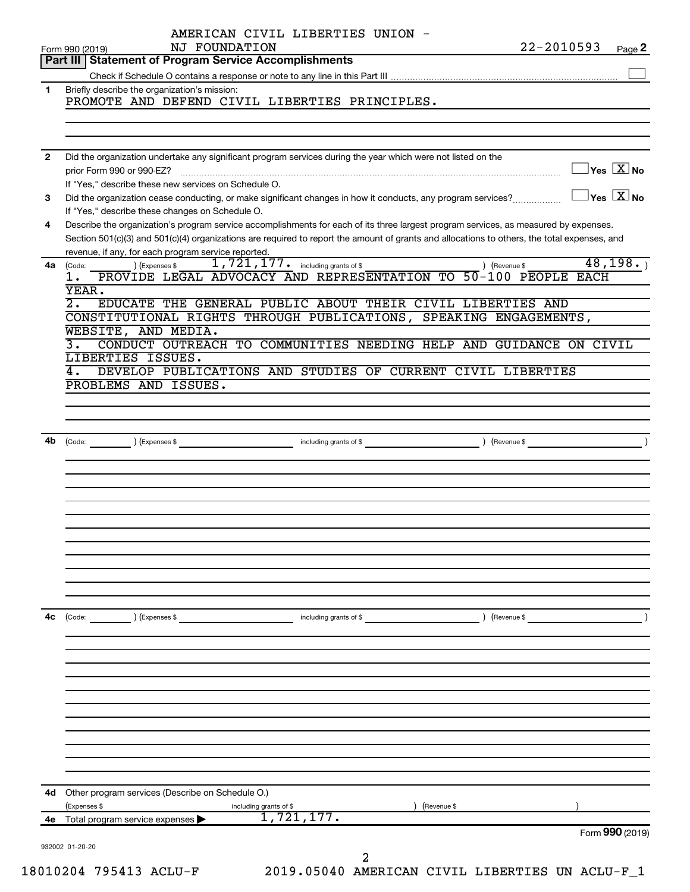AMERICAN CIVIL LIBERTIES UNION - NJ FOUNDATION

Form 990 (2019) 22-2010593 Page **2**

## Part III | Statement of Program Service Accomplishments

Check if Schedule O contains a response or note to any line in this Part III ☐

**1** Briefly describe the organization's mission:

PROMOTE AND DEFEND CIVIL LIBERTIES PRINCIPLES.

**2** Did the organization undertake any significant program services during the year which were not listed on the prior Form 990 or 990-EZ? ☐ Yes ☒ No

If "Yes," describe these new services on Schedule O.

**3** Did the organization cease conducting, or make significant changes in how it conducts, any program services? ☐ Yes ☒ No

If "Yes," describe these changes on Schedule O.

**4** Describe the organization's program service accomplishments for each of its three largest program services, as measured by expenses. Section 501(c)(3) and 501(c)(4) organizations are required to report the amount of grants and allocations to others, the total expenses, and revenue, if any, for each program service reported.

**4a** (Code: ) (Expenses $ 1,721,177. including grants of $ ) (Revenue $ 48,198. )

1. PROVIDE LEGAL ADVOCACY AND REPRESENTATION TO 50-100 PEOPLE EACH YEAR.
2. EDUCATE THE GENERAL PUBLIC ABOUT THEIR CIVIL LIBERTIES AND CONSTITUTIONAL RIGHTS THROUGH PUBLICATIONS, SPEAKING ENGAGEMENTS, WEBSITE, AND MEDIA.
3. CONDUCT OUTREACH TO COMMUNITIES NEEDING HELP AND GUIDANCE ON CIVIL LIBERTIES ISSUES.
4. DEVELOP PUBLICATIONS AND STUDIES OF CURRENT CIVIL LIBERTIES PROBLEMS AND ISSUES.

**4b** (Code: ) (Expenses $ including grants of $ ) (Revenue $ )

**4c** (Code: ) (Expenses $ including grants of $ ) (Revenue $ )

**4d** Other program services (Describe on Schedule O.)

(Expenses $ including grants of $ ) (Revenue $ )

**4e** Total program service expenses ▶ 1,721,177.

Form **990** (2019)

932002 01-20-20

18010204 795413 ACLU-F 2019.05040 AMERICAN CIVIL LIBERTIES UN ACLU-F_1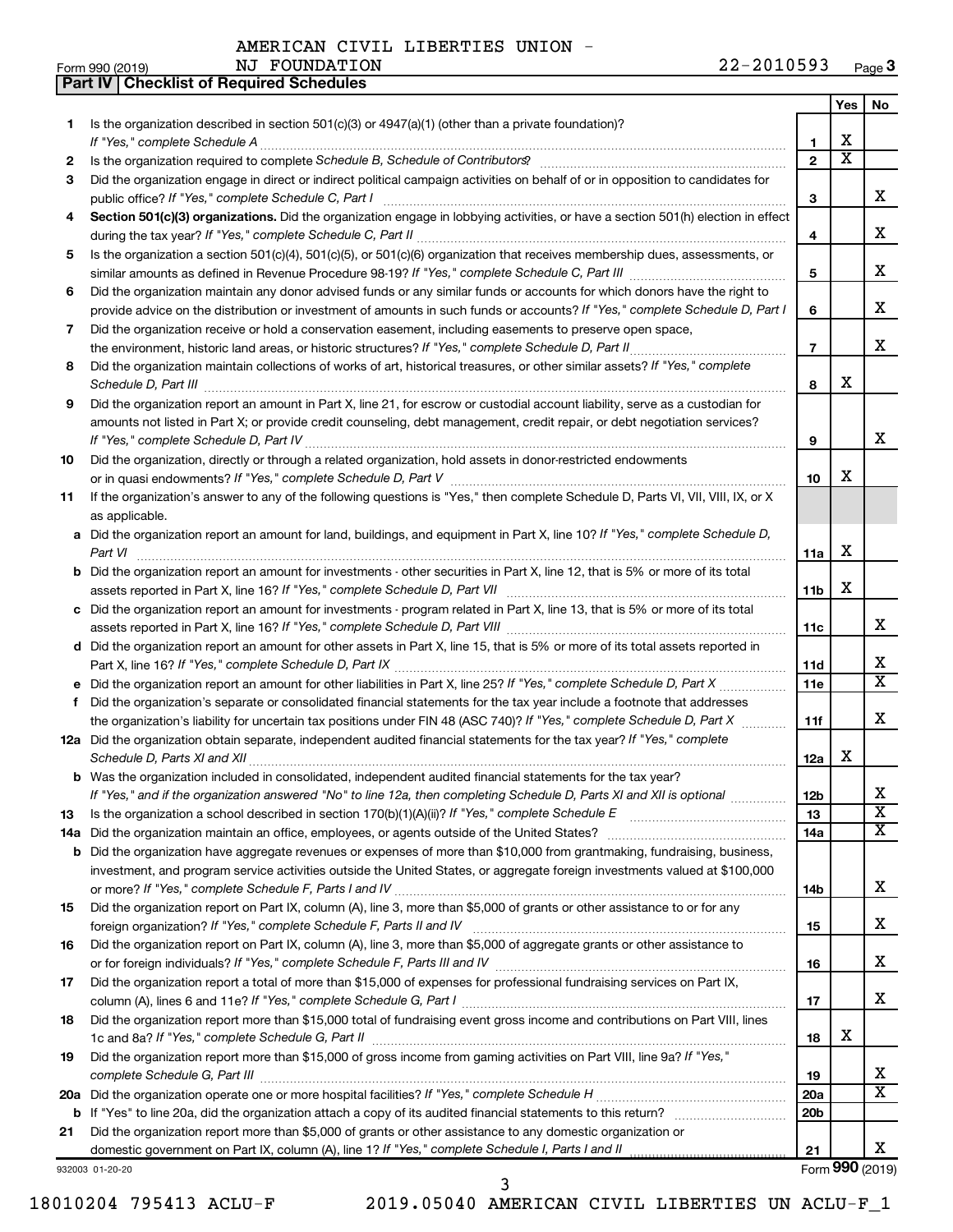AMERICAN CIVIL LIBERTIES UNION -
Form 990 (2019) NJ FOUNDATION 22-2010593 Page **3**

**Part IV | Checklist of Required Schedules**

| | | | Yes | No |
|---|---|---|---|---|
| **1** | Is the organization described in section 501(c)(3) or 4947(a)(1) (other than a private foundation)? *If "Yes," complete Schedule A* | **1** | X | |
| **2** | Is the organization required to complete *Schedule B, Schedule of Contributors*? | **2** | X | |
| **3** | Did the organization engage in direct or indirect political campaign activities on behalf of or in opposition to candidates for public office? *If "Yes," complete Schedule C, Part I* | **3** | | X |
| **4** | **Section 501(c)(3) organizations.** Did the organization engage in lobbying activities, or have a section 501(h) election in effect during the tax year? *If "Yes," complete Schedule C, Part II* | **4** | | X |
| **5** | Is the organization a section 501(c)(4), 501(c)(5), or 501(c)(6) organization that receives membership dues, assessments, or similar amounts as defined in Revenue Procedure 98-19? *If "Yes," complete Schedule C, Part III* | **5** | | X |
| **6** | Did the organization maintain any donor advised funds or any similar funds or accounts for which donors have the right to provide advice on the distribution or investment of amounts in such funds or accounts? *If "Yes," complete Schedule D, Part I* | **6** | | X |
| **7** | Did the organization receive or hold a conservation easement, including easements to preserve open space, the environment, historic land areas, or historic structures? *If "Yes," complete Schedule D, Part II* | **7** | | X |
| **8** | Did the organization maintain collections of works of art, historical treasures, or other similar assets? *If "Yes," complete Schedule D, Part III* | **8** | X | |
| **9** | Did the organization report an amount in Part X, line 21, for escrow or custodial account liability, serve as a custodian for amounts not listed in Part X; or provide credit counseling, debt management, credit repair, or debt negotiation services? *If "Yes," complete Schedule D, Part IV* | **9** | | X |
| **10** | Did the organization, directly or through a related organization, hold assets in donor-restricted endowments or in quasi endowments? *If "Yes," complete Schedule D, Part V* | **10** | X | |
| **11** | If the organization's answer to any of the following questions is "Yes," then complete Schedule D, Parts VI, VII, VIII, IX, or X as applicable. | | | |
| **a** | Did the organization report an amount for land, buildings, and equipment in Part X, line 10? *If "Yes," complete Schedule D, Part VI* | **11a** | X | |
| **b** | Did the organization report an amount for investments - other securities in Part X, line 12, that is 5% or more of its total assets reported in Part X, line 16? *If "Yes," complete Schedule D, Part VII* | **11b** | X | |
| **c** | Did the organization report an amount for investments - program related in Part X, line 13, that is 5% or more of its total assets reported in Part X, line 16? *If "Yes," complete Schedule D, Part VIII* | **11c** | | X |
| **d** | Did the organization report an amount for other assets in Part X, line 15, that is 5% or more of its total assets reported in Part X, line 16? *If "Yes," complete Schedule D, Part IX* | **11d** | | X |
| **e** | Did the organization report an amount for other liabilities in Part X, line 25? *If "Yes," complete Schedule D, Part X* | **11e** | | X |
| **f** | Did the organization's separate or consolidated financial statements for the tax year include a footnote that addresses the organization's liability for uncertain tax positions under FIN 48 (ASC 740)? *If "Yes," complete Schedule D, Part X* | **11f** | | X |
| **12a** | Did the organization obtain separate, independent audited financial statements for the tax year? *If "Yes," complete Schedule D, Parts XI and XII* | **12a** | X | |
| **b** | Was the organization included in consolidated, independent audited financial statements for the tax year? *If "Yes," and if the organization answered "No" to line 12a, then completing Schedule D, Parts XI and XII is optional* | **12b** | | X |
| **13** | Is the organization a school described in section 170(b)(1)(A)(ii)? *If "Yes," complete Schedule E* | **13** | | X |
| **14a** | Did the organization maintain an office, employees, or agents outside of the United States? | **14a** | | X |
| **b** | Did the organization have aggregate revenues or expenses of more than $10,000 from grantmaking, fundraising, business, investment, and program service activities outside the United States, or aggregate foreign investments valued at $100,000 or more? *If "Yes," complete Schedule F, Parts I and IV* | **14b** | | X |
| **15** | Did the organization report on Part IX, column (A), line 3, more than $5,000 of grants or other assistance to or for any foreign organization? *If "Yes," complete Schedule F, Parts II and IV* | **15** | | X |
| **16** | Did the organization report on Part IX, column (A), line 3, more than $5,000 of aggregate grants or other assistance to or for foreign individuals? *If "Yes," complete Schedule F, Parts III and IV* | **16** | | X |
| **17** | Did the organization report a total of more than $15,000 of expenses for professional fundraising services on Part IX, column (A), lines 6 and 11e? *If "Yes," complete Schedule G, Part I* | **17** | | X |
| **18** | Did the organization report more than $15,000 total of fundraising event gross income and contributions on Part VIII, lines 1c and 8a? *If "Yes," complete Schedule G, Part II* | **18** | X | |
| **19** | Did the organization report more than $15,000 of gross income from gaming activities on Part VIII, line 9a? *If "Yes," complete Schedule G, Part III* | **19** | | X |
| **20a** | Did the organization operate one or more hospital facilities? *If "Yes," complete Schedule H* | **20a** | | X |
| **b** | If "Yes" to line 20a, did the organization attach a copy of its audited financial statements to this return? | **20b** | | |
| **21** | Did the organization report more than $5,000 of grants or other assistance to any domestic organization or domestic government on Part IX, column (A), line 1? *If "Yes," complete Schedule I, Parts I and II* | **21** | | X |

932003 01-20-20 Form **990** (2019)

18010204 795413 ACLU-F 2019.05040 AMERICAN CIVIL LIBERTIES UN ACLU-F_1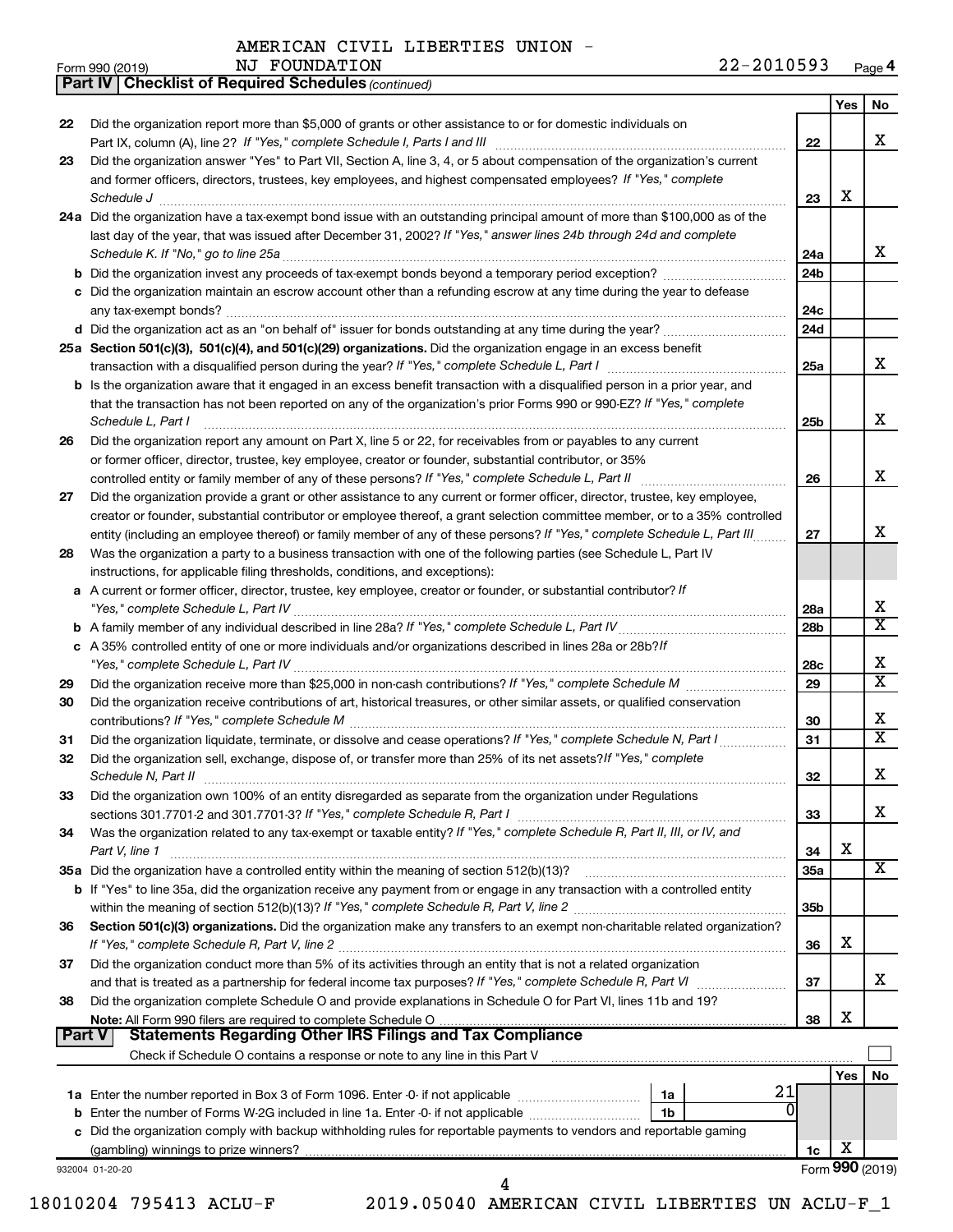AMERICAN CIVIL LIBERTIES UNION - NJ FOUNDATION 22-2010593

Form 990 (2019)

## Part IV Checklist of Required Schedules *(continued)*

| | | | Yes | No |
|---|---|---|---|---|
| 22 | Did the organization report more than $5,000 of grants or other assistance to or for domestic individuals on Part IX, column (A), line 2? *If "Yes," complete Schedule I, Parts I and III* | 22 | | X |
| 23 | Did the organization answer "Yes" to Part VII, Section A, line 3, 4, or 5 about compensation of the organization's current and former officers, directors, trustees, key employees, and highest compensated employees? *If "Yes," complete Schedule J* | 23 | X | |
| 24a | Did the organization have a tax-exempt bond issue with an outstanding principal amount of more than $100,000 as of the last day of the year, that was issued after December 31, 2002? *If "Yes," answer lines 24b through 24d and complete Schedule K. If "No," go to line 25a* | 24a | | X |
| b | Did the organization invest any proceeds of tax-exempt bonds beyond a temporary period exception? | 24b | | |
| c | Did the organization maintain an escrow account other than a refunding escrow at any time during the year to defease any tax-exempt bonds? | 24c | | |
| d | Did the organization act as an "on behalf of" issuer for bonds outstanding at any time during the year? | 24d | | |
| 25a | **Section 501(c)(3), 501(c)(4), and 501(c)(29) organizations.** Did the organization engage in an excess benefit transaction with a disqualified person during the year? *If "Yes," complete Schedule L, Part I* | 25a | | X |
| b | Is the organization aware that it engaged in an excess benefit transaction with a disqualified person in a prior year, and that the transaction has not been reported on any of the organization's prior Forms 990 or 990-EZ? *If "Yes," complete Schedule L, Part I* | 25b | | X |
| 26 | Did the organization report any amount on Part X, line 5 or 22, for receivables from or payables to any current or former officer, director, trustee, key employee, creator or founder, substantial contributor, or 35% controlled entity or family member of any of these persons? *If "Yes," complete Schedule L, Part II* | 26 | | X |
| 27 | Did the organization provide a grant or other assistance to any current or former officer, director, trustee, key employee, creator or founder, substantial contributor or employee thereof, a grant selection committee member, or to a 35% controlled entity (including an employee thereof) or family member of any of these persons? *If "Yes," complete Schedule L, Part III* | 27 | | X |
| 28 | Was the organization a party to a business transaction with one of the following parties (see Schedule L, Part IV instructions, for applicable filing thresholds, conditions, and exceptions): | | | |
| a | A current or former officer, director, trustee, key employee, creator or founder, or substantial contributor? *If "Yes," complete Schedule L, Part IV* | 28a | | X |
| b | A family member of any individual described in line 28a? *If "Yes," complete Schedule L, Part IV* | 28b | | X |
| c | A 35% controlled entity of one or more individuals and/or organizations described in lines 28a or 28b? *If "Yes," complete Schedule L, Part IV* | 28c | | X |
| 29 | Did the organization receive more than $25,000 in non-cash contributions? *If "Yes," complete Schedule M* | 29 | | X |
| 30 | Did the organization receive contributions of art, historical treasures, or other similar assets, or qualified conservation contributions? *If "Yes," complete Schedule M* | 30 | | X |
| 31 | Did the organization liquidate, terminate, or dissolve and cease operations? *If "Yes," complete Schedule N, Part I* | 31 | | X |
| 32 | Did the organization sell, exchange, dispose of, or transfer more than 25% of its net assets? *If "Yes," complete Schedule N, Part II* | 32 | | X |
| 33 | Did the organization own 100% of an entity disregarded as separate from the organization under Regulations sections 301.7701-2 and 301.7701-3? *If "Yes," complete Schedule R, Part I* | 33 | | X |
| 34 | Was the organization related to any tax-exempt or taxable entity? *If "Yes," complete Schedule R, Part II, III, or IV, and Part V, line 1* | 34 | X | |
| 35a | Did the organization have a controlled entity within the meaning of section 512(b)(13)? | 35a | | X |
| b | If "Yes" to line 35a, did the organization receive any payment from or engage in any transaction with a controlled entity within the meaning of section 512(b)(13)? *If "Yes," complete Schedule R, Part V, line 2* | 35b | | |
| 36 | **Section 501(c)(3) organizations.** Did the organization make any transfers to an exempt non-charitable related organization? *If "Yes," complete Schedule R, Part V, line 2* | 36 | X | |
| 37 | Did the organization conduct more than 5% of its activities through an entity that is not a related organization and that is treated as a partnership for federal income tax purposes? *If "Yes," complete Schedule R, Part VI* | 37 | | X |
| 38 | Did the organization complete Schedule O and provide explanations in Schedule O for Part VI, lines 11b and 19? **Note:** All Form 990 filers are required to complete Schedule O | 38 | X | |

## Part V Statements Regarding Other IRS Filings and Tax Compliance

Check if Schedule O contains a response or note to any line in this Part V ☐

| | | | | | Yes | No |
|---|---|---|---|---|---|---|
| 1a | Enter the number reported in Box 3 of Form 1096. Enter -0- if not applicable | 1a | 21 | | | |
| b | Enter the number of Forms W-2G included in line 1a. Enter -0- if not applicable | 1b | 0 | | | |
| c | Did the organization comply with backup withholding rules for reportable payments to vendors and reportable gaming (gambling) winnings to prize winners? | | | 1c | X | |

932004 01-20-20

Form **990** (2019)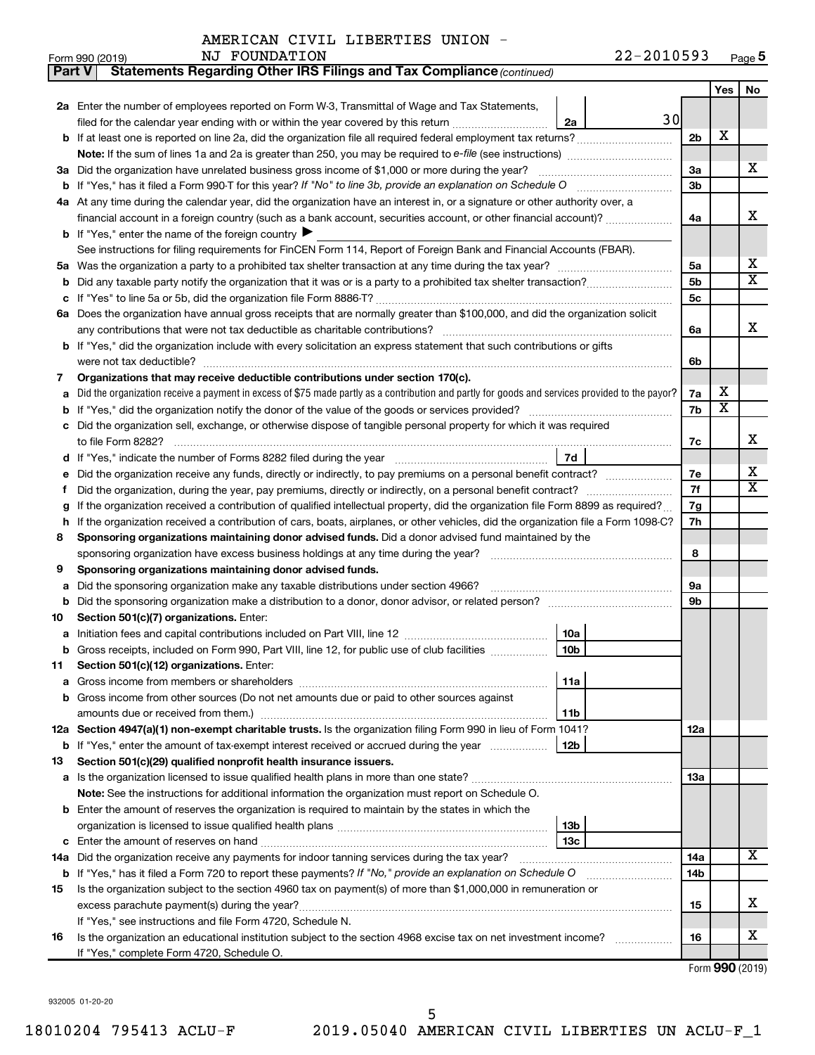AMERICAN CIVIL LIBERTIES UNION - NJ FOUNDATION

Form 990 (2019) 22-2010593 Page 5

**Part V Statements Regarding Other IRS Filings and Tax Compliance** *(continued)*

| | | | | Yes | No |
|---|---|---|---|---|---|
| **2a** | Enter the number of employees reported on Form W-3, Transmittal of Wage and Tax Statements, filed for the calendar year ending with or within the year covered by this return | 2a | 30 | | |
| **b** | If at least one is reported on line 2a, did the organization file all required federal employment tax returns? | | 2b | X | |
| | **Note:** If the sum of lines 1a and 2a is greater than 250, you may be required to *e-file* (see instructions) | | | | |
| **3a** | Did the organization have unrelated business gross income of $1,000 or more during the year? | | 3a | | X |
| **b** | If "Yes," has it filed a Form 990-T for this year? *If "No" to line 3b, provide an explanation on Schedule O* | | 3b | | |
| **4a** | At any time during the calendar year, did the organization have an interest in, or a signature or other authority over, a financial account in a foreign country (such as a bank account, securities account, or other financial account)? | | 4a | | X |
| **b** | If "Yes," enter the name of the foreign country ▶ | | | | |
| | See instructions for filing requirements for FinCEN Form 114, Report of Foreign Bank and Financial Accounts (FBAR). | | | | |
| **5a** | Was the organization a party to a prohibited tax shelter transaction at any time during the tax year? | | 5a | | X |
| **b** | Did any taxable party notify the organization that it was or is a party to a prohibited tax shelter transaction? | | 5b | | X |
| **c** | If "Yes" to line 5a or 5b, did the organization file Form 8886-T? | | 5c | | |
| **6a** | Does the organization have annual gross receipts that are normally greater than $100,000, and did the organization solicit any contributions that were not tax deductible as charitable contributions? | | 6a | | X |
| **b** | If "Yes," did the organization include with every solicitation an express statement that such contributions or gifts were not tax deductible? | | 6b | | |
| **7** | **Organizations that may receive deductible contributions under section 170(c).** | | | | |
| **a** | Did the organization receive a payment in excess of $75 made partly as a contribution and partly for goods and services provided to the payor? | | 7a | X | |
| **b** | If "Yes," did the organization notify the donor of the value of the goods or services provided? | | 7b | X | |
| **c** | Did the organization sell, exchange, or otherwise dispose of tangible personal property for which it was required to file Form 8282? | | 7c | | X |
| **d** | If "Yes," indicate the number of Forms 8282 filed during the year | 7d | | | |
| **e** | Did the organization receive any funds, directly or indirectly, to pay premiums on a personal benefit contract? | | 7e | | X |
| **f** | Did the organization, during the year, pay premiums, directly or indirectly, on a personal benefit contract? | | 7f | | X |
| **g** | If the organization received a contribution of qualified intellectual property, did the organization file Form 8899 as required? | | 7g | | |
| **h** | If the organization received a contribution of cars, boats, airplanes, or other vehicles, did the organization file a Form 1098-C? | | 7h | | |
| **8** | **Sponsoring organizations maintaining donor advised funds.** Did a donor advised fund maintained by the sponsoring organization have excess business holdings at any time during the year? | | 8 | | |
| **9** | **Sponsoring organizations maintaining donor advised funds.** | | | | |
| **a** | Did the sponsoring organization make any taxable distributions under section 4966? | | 9a | | |
| **b** | Did the sponsoring organization make a distribution to a donor, donor advisor, or related person? | | 9b | | |
| **10** | **Section 501(c)(7) organizations.** Enter: | | | | |
| **a** | Initiation fees and capital contributions included on Part VIII, line 12 | 10a | | | |
| **b** | Gross receipts, included on Form 990, Part VIII, line 12, for public use of club facilities | 10b | | | |
| **11** | **Section 501(c)(12) organizations.** Enter: | | | | |
| **a** | Gross income from members or shareholders | 11a | | | |
| **b** | Gross income from other sources (Do not net amounts due or paid to other sources against amounts due or received from them.) | 11b | | | |
| **12a** | **Section 4947(a)(1) non-exempt charitable trusts.** Is the organization filing Form 990 in lieu of Form 1041? | | 12a | | |
| **b** | If "Yes," enter the amount of tax-exempt interest received or accrued during the year | 12b | | | |
| **13** | **Section 501(c)(29) qualified nonprofit health insurance issuers.** | | | | |
| **a** | Is the organization licensed to issue qualified health plans in more than one state? | | 13a | | |
| | **Note:** See the instructions for additional information the organization must report on Schedule O. | | | | |
| **b** | Enter the amount of reserves the organization is required to maintain by the states in which the organization is licensed to issue qualified health plans | 13b | | | |
| **c** | Enter the amount of reserves on hand | 13c | | | |
| **14a** | Did the organization receive any payments for indoor tanning services during the tax year? | | 14a | | X |
| **b** | If "Yes," has it filed a Form 720 to report these payments? *If "No," provide an explanation on Schedule O* | | 14b | | |
| **15** | Is the organization subject to the section 4960 tax on payment(s) of more than $1,000,000 in remuneration or excess parachute payment(s) during the year? | | 15 | | X |
| | If "Yes," see instructions and file Form 4720, Schedule N. | | | | |
| **16** | Is the organization an educational institution subject to the section 4968 excise tax on net investment income? | | 16 | | X |
| | If "Yes," complete Form 4720, Schedule O. | | | | |

Form **990** (2019)

932005 01-20-20

18010204 795413 ACLU-F 2019.05040 AMERICAN CIVIL LIBERTIES UN ACLU-F_1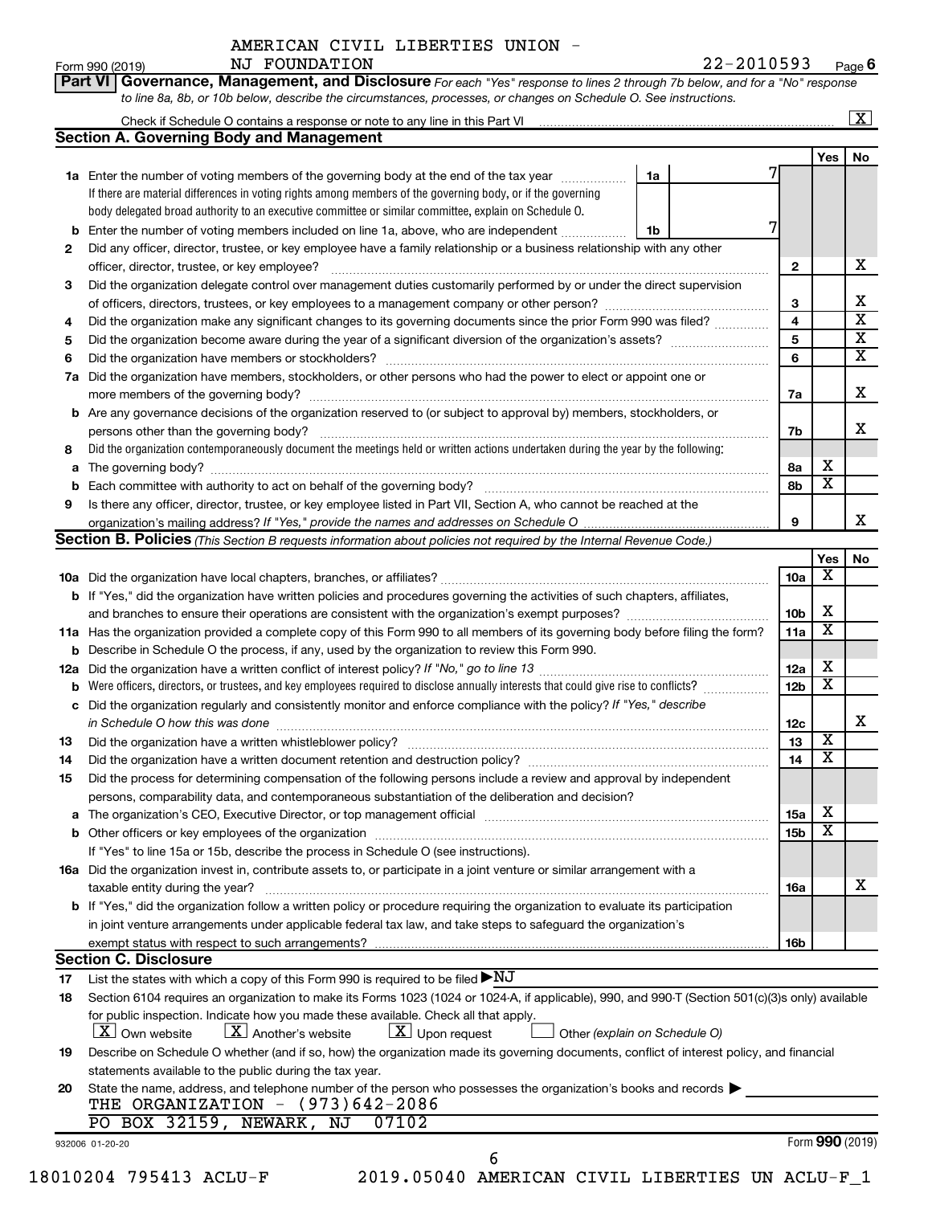AMERICAN CIVIL LIBERTIES UNION - NJ FOUNDATION

Form 990 (2019) 22-2010593 Page 6

**Part VI Governance, Management, and Disclosure** *For each "Yes" response to lines 2 through 7b below, and for a "No" response to line 8a, 8b, or 10b below, describe the circumstances, processes, or changes on Schedule O. See instructions.*

Check if Schedule O contains a response or note to any line in this Part VI [X]

## Section A. Governing Body and Management

| | | | Yes | No |
|---|---|---|---|---|
| 1a | Enter the number of voting members of the governing body at the end of the tax year — 1a: 7. If there are material differences in voting rights among members of the governing body, or if the governing body delegated broad authority to an executive committee or similar committee, explain on Schedule O. | | | |
| b | Enter the number of voting members included on line 1a, above, who are independent — 1b: 7 | | | |
| 2 | Did any officer, director, trustee, or key employee have a family relationship or a business relationship with any other officer, director, trustee, or key employee? | 2 | | X |
| 3 | Did the organization delegate control over management duties customarily performed by or under the direct supervision of officers, directors, trustees, or key employees to a management company or other person? | 3 | | X |
| 4 | Did the organization make any significant changes to its governing documents since the prior Form 990 was filed? | 4 | | X |
| 5 | Did the organization become aware during the year of a significant diversion of the organization's assets? | 5 | | X |
| 6 | Did the organization have members or stockholders? | 6 | | X |
| 7a | Did the organization have members, stockholders, or other persons who had the power to elect or appoint one or more members of the governing body? | 7a | | X |
| b | Are any governance decisions of the organization reserved to (or subject to approval by) members, stockholders, or persons other than the governing body? | 7b | | X |
| 8 | Did the organization contemporaneously document the meetings held or written actions undertaken during the year by the following: | | | |
| a | The governing body? | 8a | X | |
| b | Each committee with authority to act on behalf of the governing body? | 8b | X | |
| 9 | Is there any officer, director, trustee, or key employee listed in Part VII, Section A, who cannot be reached at the organization's mailing address? *If "Yes," provide the names and addresses on Schedule O* | 9 | | X |

## Section B. Policies *(This Section B requests information about policies not required by the Internal Revenue Code.)*

| | | | Yes | No |
|---|---|---|---|---|
| 10a | Did the organization have local chapters, branches, or affiliates? | 10a | X | |
| b | If "Yes," did the organization have written policies and procedures governing the activities of such chapters, affiliates, and branches to ensure their operations are consistent with the organization's exempt purposes? | 10b | X | |
| 11a | Has the organization provided a complete copy of this Form 990 to all members of its governing body before filing the form? | 11a | X | |
| b | Describe in Schedule O the process, if any, used by the organization to review this Form 990. | | | |
| 12a | Did the organization have a written conflict of interest policy? *If "No," go to line 13* | 12a | X | |
| b | Were officers, directors, or trustees, and key employees required to disclose annually interests that could give rise to conflicts? | 12b | X | |
| c | Did the organization regularly and consistently monitor and enforce compliance with the policy? *If "Yes," describe in Schedule O how this was done* | 12c | | X |
| 13 | Did the organization have a written whistleblower policy? | 13 | X | |
| 14 | Did the organization have a written document retention and destruction policy? | 14 | X | |
| 15 | Did the process for determining compensation of the following persons include a review and approval by independent persons, comparability data, and contemporaneous substantiation of the deliberation and decision? | | | |
| a | The organization's CEO, Executive Director, or top management official | 15a | X | |
| b | Other officers or key employees of the organization | 15b | X | |
| | If "Yes" to line 15a or 15b, describe the process in Schedule O (see instructions). | | | |
| 16a | Did the organization invest in, contribute assets to, or participate in a joint venture or similar arrangement with a taxable entity during the year? | 16a | | X |
| b | If "Yes," did the organization follow a written policy or procedure requiring the organization to evaluate its participation in joint venture arrangements under applicable federal tax law, and take steps to safeguard the organization's exempt status with respect to such arrangements? | 16b | | |

## Section C. Disclosure

17 List the states with which a copy of this Form 990 is required to be filed ▶NJ

18 Section 6104 requires an organization to make its Forms 1023 (1024 or 1024-A, if applicable), 990, and 990-T (Section 501(c)(3)s only) available for public inspection. Indicate how you made these available. Check all that apply.
[X] Own website [X] Another's website [X] Upon request [ ] Other *(explain on Schedule O)*

19 Describe on Schedule O whether (and if so, how) the organization made its governing documents, conflict of interest policy, and financial statements available to the public during the tax year.

20 State the name, address, and telephone number of the person who possesses the organization's books and records ▶
THE ORGANIZATION - (973)642-2086
PO BOX 32159, NEWARK, NJ 07102

932006 01-20-20 Form **990** (2019)

18010204 795413 ACLU-F 2019.05040 AMERICAN CIVIL LIBERTIES UN ACLU-F_1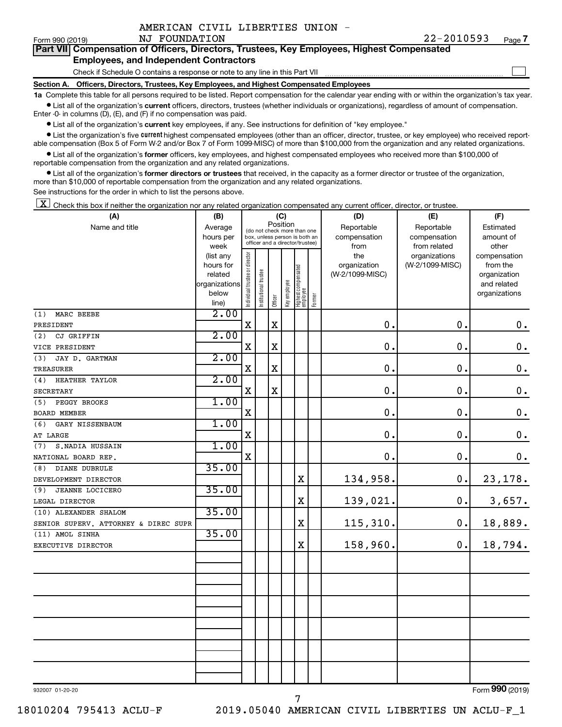AMERICAN CIVIL LIBERTIES UNION - NJ FOUNDATION

Form 990 (2019) 22-2010593 Page 7

**Part VII Compensation of Officers, Directors, Trustees, Key Employees, Highest Compensated Employees, and Independent Contractors**

Check if Schedule O contains a response or note to any line in this Part VII ☐

**Section A. Officers, Directors, Trustees, Key Employees, and Highest Compensated Employees**

**1a** Complete this table for all persons required to be listed. Report compensation for the calendar year ending with or within the organization's tax year.

- List all of the organization's **current** officers, directors, trustees (whether individuals or organizations), regardless of amount of compensation. Enter -0- in columns (D), (E), and (F) if no compensation was paid.
- List all of the organization's **current** key employees, if any. See instructions for definition of "key employee."
- List the organization's five **current** highest compensated employees (other than an officer, director, trustee, or key employee) who received reportable compensation (Box 5 of Form W-2 and/or Box 7 of Form 1099-MISC) of more than $100,000 from the organization and any related organizations.
- List all of the organization's **former** officers, key employees, and highest compensated employees who received more than $100,000 of reportable compensation from the organization and any related organizations.
- List all of the organization's **former directors or trustees** that received, in the capacity as a former director or trustee of the organization, more than $10,000 of reportable compensation from the organization and any related organizations.

See instructions for the order in which to list the persons above.

[X] Check this box if neither the organization nor any related organization compensated any current officer, director, or trustee.

| (A) Name and title | (B) Average hours per week (list any hours for related organizations below line) | (C) Position: Individual trustee or director | Institutional trustee | Officer | Key employee | Highest compensated employee | Former | (D) Reportable compensation from the organization (W-2/1099-MISC) | (E) Reportable compensation from related organizations (W-2/1099-MISC) | (F) Estimated amount of other compensation from the organization and related organizations |
|---|---|---|---|---|---|---|---|---|---|---|
| (1) MARC BEEBE<br>PRESIDENT | 2.00 | X | | X | | | | 0. | 0. | 0. |
| (2) CJ GRIFFIN<br>VICE PRESIDENT | 2.00 | X | | X | | | | 0. | 0. | 0. |
| (3) JAY D. GARTMAN<br>TREASURER | 2.00 | X | | X | | | | 0. | 0. | 0. |
| (4) HEATHER TAYLOR<br>SECRETARY | 2.00 | X | | X | | | | 0. | 0. | 0. |
| (5) PEGGY BROOKS<br>BOARD MEMBER | 1.00 | X | | | | | | 0. | 0. | 0. |
| (6) GARY NISSENBAUM<br>AT LARGE | 1.00 | X | | | | | | 0. | 0. | 0. |
| (7) S.NADIA HUSSAIN<br>NATIONAL BOARD REP. | 1.00 | X | | | | | | 0. | 0. | 0. |
| (8) DIANE DUBRULE<br>DEVELOPMENT DIRECTOR | 35.00 | | | | | X | | 134,958. | 0. | 23,178. |
| (9) JEANNE LOCICERO<br>LEGAL DIRECTOR | 35.00 | | | | | X | | 139,021. | 0. | 3,657. |
| (10) ALEXANDER SHALOM<br>SENIOR SUPERV. ATTORNEY & DIREC SUPR | 35.00 | | | | | X | | 115,310. | 0. | 18,889. |
| (11) AMOL SINHA<br>EXECUTIVE DIRECTOR | 35.00 | | | | | X | | 158,960. | 0. | 18,794. |

932007 01-20-20

Form **990** (2019)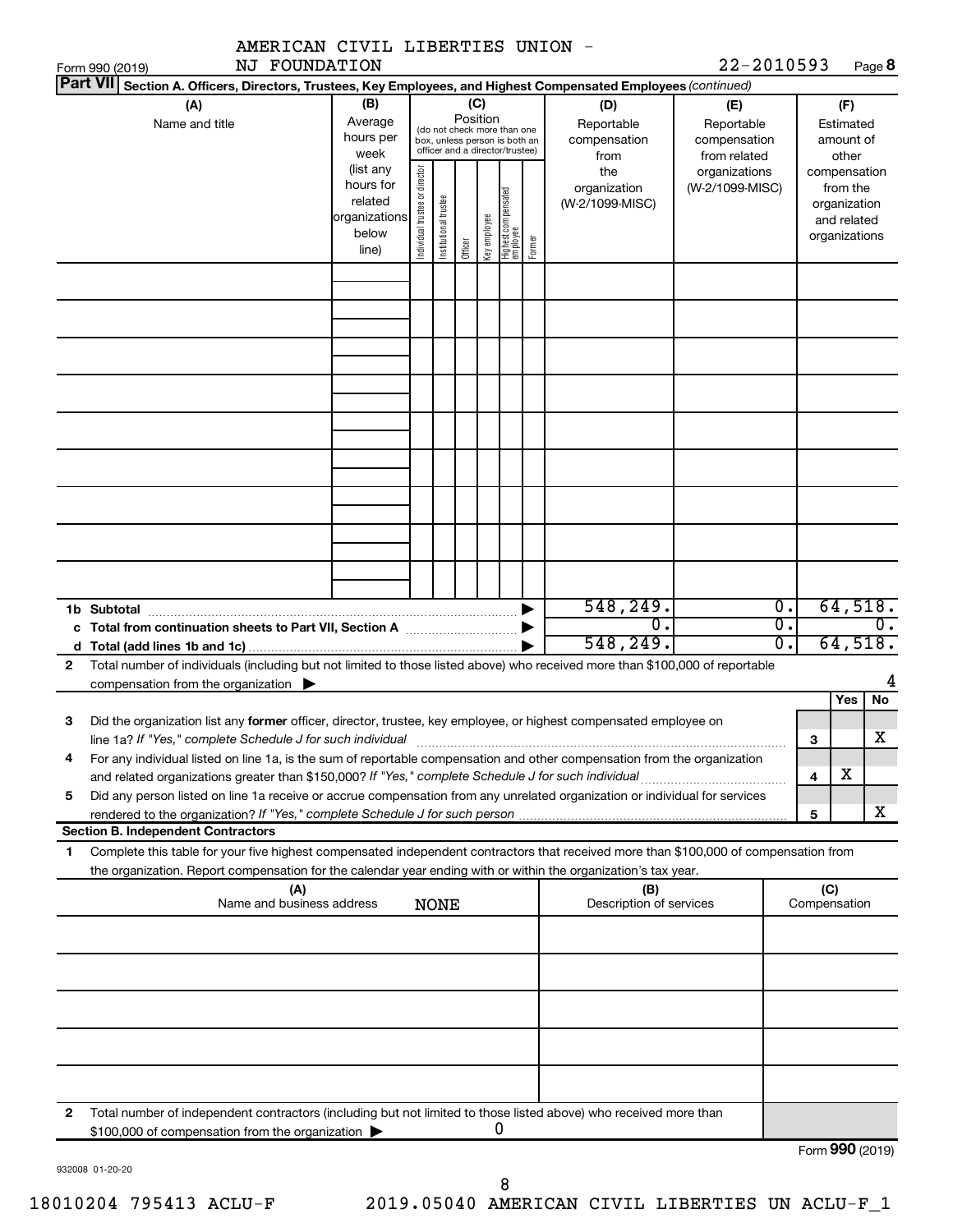AMERICAN CIVIL LIBERTIES UNION - NJ FOUNDATION 22-2010593

Form 990 (2019)

**Part VII Section A. Officers, Directors, Trustees, Key Employees, and Highest Compensated Employees** *(continued)*

| (A) Name and title | (B) Average hours per week (list any hours for related organizations below line) | (C) Position (do not check more than one box, unless person is both an officer and a director/trustee): Individual trustee or director | Institutional trustee | Officer | Key employee | Highest compensated employee | Former | (D) Reportable compensation from the organization (W-2/1099-MISC) | (E) Reportable compensation from related organizations (W-2/1099-MISC) | (F) Estimated amount of other compensation from the organization and related organizations |
|---|---|---|---|---|---|---|---|---|---|---|
| | | | | | | | | | | |
| | | | | | | | | | | |
| | | | | | | | | | | |
| | | | | | | | | | | |
| | | | | | | | | | | |
| | | | | | | | | | | |
| | | | | | | | | | | |
| | | | | | | | | | | |
| | | | | | | | | | | |
| **1b Subtotal** | | | | | | | | 548,249. | 0. | 64,518. |
| **c Total from continuation sheets to Part VII, Section A** | | | | | | | | 0. | 0. | 0. |
| **d Total (add lines 1b and 1c)** | | | | | | | | 548,249. | 0. | 64,518. |

**2** Total number of individuals (including but not limited to those listed above) who received more than $100,000 of reportable compensation from the organization ▶ 4

| | | | Yes | No |
|---|---|---|---|---|
| **3** | Did the organization list any **former** officer, director, trustee, key employee, or highest compensated employee on line 1a? *If "Yes," complete Schedule J for such individual* | 3 | | X |
| **4** | For any individual listed on line 1a, is the sum of reportable compensation and other compensation from the organization and related organizations greater than $150,000? *If "Yes," complete Schedule J for such individual* | 4 | X | |
| **5** | Did any person listed on line 1a receive or accrue compensation from any unrelated organization or individual for services rendered to the organization? *If "Yes," complete Schedule J for such person* | 5 | | X |

**Section B. Independent Contractors**

**1** Complete this table for your five highest compensated independent contractors that received more than $100,000 of compensation from the organization. Report compensation for the calendar year ending with or within the organization's tax year.

| (A) Name and business address | (B) Description of services | (C) Compensation |
|---|---|---|
| NONE | | |
| | | |
| | | |
| | | |
| | | |

**2** Total number of independent contractors (including but not limited to those listed above) who received more than $100,000 of compensation from the organization ▶ 0

Form **990** (2019)

932008 01-20-20

18010204 795413 ACLU-F 2019.05040 AMERICAN CIVIL LIBERTIES UN ACLU-F_1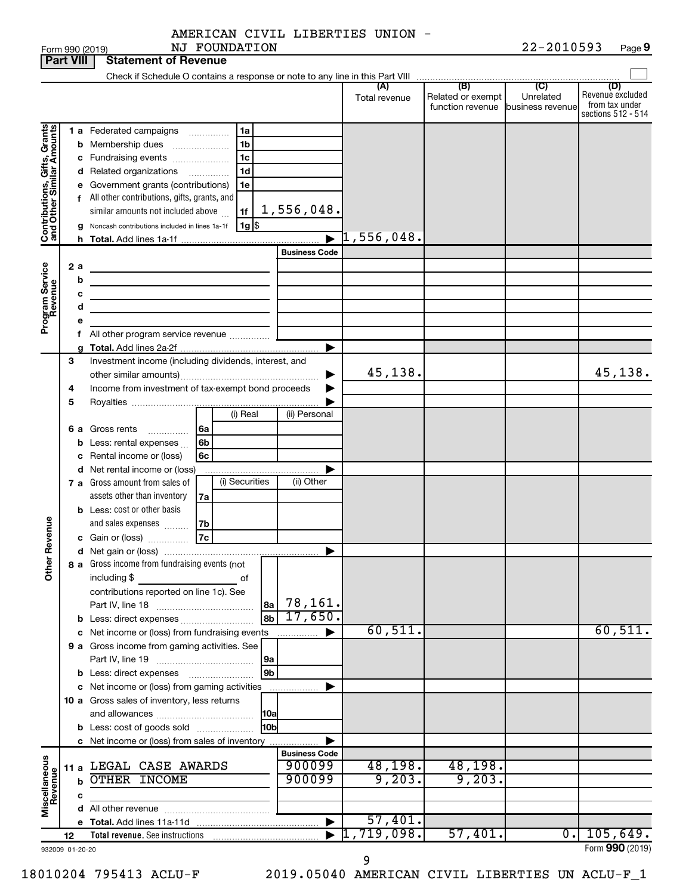AMERICAN CIVIL LIBERTIES UNION - NJ FOUNDATION

22-2010593

Form 990 (2019) Page **9**

**Part VIII Statement of Revenue**

Check if Schedule O contains a response or note to any line in this Part VIII

| | | | (A) Total revenue | (B) Related or exempt function revenue | (C) Unrelated business revenue | (D) Revenue excluded from tax under sections 512 - 514 |
|---|---|---|---|---|---|---|
| **Contributions, Gifts, Grants and Other Similar Amounts** | 1 a Federated campaigns 1a | | | | | |
| | b Membership dues 1b | | | | | |
| | c Fundraising events 1c | | | | | |
| | d Related organizations 1d | | | | | |
| | e Government grants (contributions) 1e | | | | | |
| | f All other contributions, gifts, grants, and similar amounts not included above 1f | 1,556,048. | | | | |
| | g Noncash contributions included in lines 1a-1f 1g $ | | | | | |
| | h Total. Add lines 1a-1f | | 1,556,048. | | | |
| **Program Service Revenue** | | Business Code | | | | |
| | 2 a | | | | | |
| | b | | | | | |
| | c | | | | | |
| | d | | | | | |
| | e | | | | | |
| | f All other program service revenue | | | | | |
| | g Total. Add lines 2a-2f | | | | | |
| **Other Revenue** | 3 Investment income (including dividends, interest, and other similar amounts) | | 45,138. | | | 45,138. |
| | 4 Income from investment of tax-exempt bond proceeds | | | | | |
| | 5 Royalties | | | | | |
| | | (i) Real / (ii) Personal | | | | |
| | 6 a Gross rents 6a | | | | | |
| | b Less: rental expenses 6b | | | | | |
| | c Rental income or (loss) 6c | | | | | |
| | d Net rental income or (loss) | | | | | |
| | | (i) Securities / (ii) Other | | | | |
| | 7 a Gross amount from sales of assets other than inventory 7a | | | | | |
| | b Less: cost or other basis and sales expenses 7b | | | | | |
| | c Gain or (loss) 7c | | | | | |
| | d Net gain or (loss) | | | | | |
| | 8 a Gross income from fundraising events (not including $ of contributions reported on line 1c). See Part IV, line 18 8a | 78,161. | | | | |
| | b Less: direct expenses 8b | 17,650. | | | | |
| | c Net income or (loss) from fundraising events | | 60,511. | | | 60,511. |
| | 9 a Gross income from gaming activities. See Part IV, line 19 9a | | | | | |
| | b Less: direct expenses 9b | | | | | |
| | c Net income or (loss) from gaming activities | | | | | |
| | 10 a Gross sales of inventory, less returns and allowances 10a | | | | | |
| | b Less: cost of goods sold 10b | | | | | |
| | c Net income or (loss) from sales of inventory | | | | | |
| **Miscellaneous Revenue** | | Business Code | | | | |
| | 11 a LEGAL CASE AWARDS | 900099 | 48,198. | 48,198. | | |
| | b OTHER INCOME | 900099 | 9,203. | 9,203. | | |
| | c | | | | | |
| | d All other revenue | | | | | |
| | e Total. Add lines 11a-11d | | 57,401. | | | |
| | 12 Total revenue. See instructions | | 1,719,098. | 57,401. | 0. | 105,649. |

932009 01-20-20 Form **990** (2019)

18010204 795413 ACLU-F 2019.05040 AMERICAN CIVIL LIBERTIES UN ACLU-F_1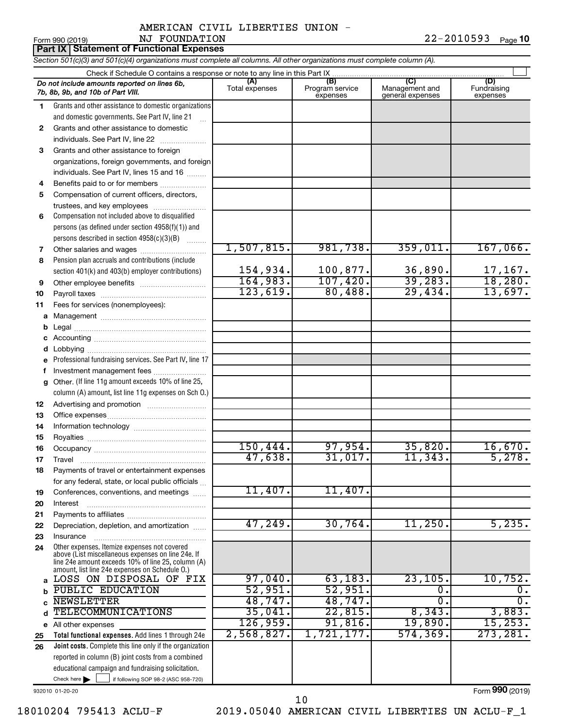AMERICAN CIVIL LIBERTIES UNION -
NJ FOUNDATION

Form 990 (2019) 22-2010593 Page **10**

**Part IX Statement of Functional Expenses**

*Section 501(c)(3) and 501(c)(4) organizations must complete all columns. All other organizations must complete column (A).*

Check if Schedule O contains a response or note to any line in this Part IX

| *Do not include amounts reported on lines 6b, 7b, 8b, 9b, and 10b of Part VIII.* | (A) Total expenses | (B) Program service expenses | (C) Management and general expenses | (D) Fundraising expenses |
|---|---|---|---|---|
| **1** Grants and other assistance to domestic organizations and domestic governments. See Part IV, line 21 | | | | |
| **2** Grants and other assistance to domestic individuals. See Part IV, line 22 | | | | |
| **3** Grants and other assistance to foreign organizations, foreign governments, and foreign individuals. See Part IV, lines 15 and 16 | | | | |
| **4** Benefits paid to or for members | | | | |
| **5** Compensation of current officers, directors, trustees, and key employees | | | | |
| **6** Compensation not included above to disqualified persons (as defined under section 4958(f)(1)) and persons described in section 4958(c)(3)(B) | | | | |
| **7** Other salaries and wages | 1,507,815. | 981,738. | 359,011. | 167,066. |
| **8** Pension plan accruals and contributions (include section 401(k) and 403(b) employer contributions) | 154,934. | 100,877. | 36,890. | 17,167. |
| **9** Other employee benefits | 164,983. | 107,420. | 39,283. | 18,280. |
| **10** Payroll taxes | 123,619. | 80,488. | 29,434. | 13,697. |
| **11** Fees for services (nonemployees): | | | | |
| **a** Management | | | | |
| **b** Legal | | | | |
| **c** Accounting | | | | |
| **d** Lobbying | | | | |
| **e** Professional fundraising services. See Part IV, line 17 | | | | |
| **f** Investment management fees | | | | |
| **g** Other. (If line 11g amount exceeds 10% of line 25, column (A) amount, list line 11g expenses on Sch O.) | | | | |
| **12** Advertising and promotion | | | | |
| **13** Office expenses | | | | |
| **14** Information technology | | | | |
| **15** Royalties | | | | |
| **16** Occupancy | 150,444. | 97,954. | 35,820. | 16,670. |
| **17** Travel | 47,638. | 31,017. | 11,343. | 5,278. |
| **18** Payments of travel or entertainment expenses for any federal, state, or local public officials | | | | |
| **19** Conferences, conventions, and meetings | 11,407. | 11,407. | | |
| **20** Interest | | | | |
| **21** Payments to affiliates | | | | |
| **22** Depreciation, depletion, and amortization | 47,249. | 30,764. | 11,250. | 5,235. |
| **23** Insurance | | | | |
| **24** Other expenses. Itemize expenses not covered above (List miscellaneous expenses on line 24e. If line 24e amount exceeds 10% of line 25, column (A) amount, list line 24e expenses on Schedule O.) | | | | |
| **a** LOSS ON DISPOSAL OF FIX | 97,040. | 63,183. | 23,105. | 10,752. |
| **b** PUBLIC EDUCATION | 52,951. | 52,951. | 0. | 0. |
| **c** NEWSLETTER | 48,747. | 48,747. | 0. | 0. |
| **d** TELECOMMUNICATIONS | 35,041. | 22,815. | 8,343. | 3,883. |
| **e** All other expenses | 126,959. | 91,816. | 19,890. | 15,253. |
| **25 Total functional expenses.** Add lines 1 through 24e | 2,568,827. | 1,721,177. | 574,369. | 273,281. |
| **26 Joint costs.** Complete this line only if the organization reported in column (B) joint costs from a combined educational campaign and fundraising solicitation. Check here ☐ if following SOP 98-2 (ASC 958-720) | | | | |

932010 01-20-20

Form **990** (2019)

18010204 795413 ACLU-F 2019.05040 AMERICAN CIVIL LIBERTIES UN ACLU-F_1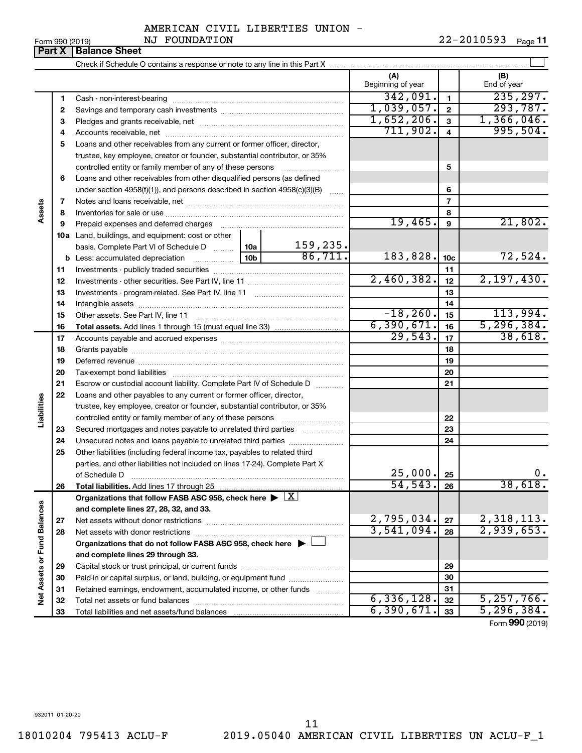AMERICAN CIVIL LIBERTIES UNION - NJ FOUNDATION

Form 990 (2019) 22-2010593 Page 11

## Part X | Balance Sheet

Check if Schedule O contains a response or note to any line in this Part X

| | | | | (A) Beginning of year | | (B) End of year |
|---|---|---|---|---|---|---|
| **Assets** | 1 | Cash - non-interest-bearing | | 342,091. | 1 | 235,297. |
| | 2 | Savings and temporary cash investments | | 1,039,057. | 2 | 293,787. |
| | 3 | Pledges and grants receivable, net | | 1,652,206. | 3 | 1,366,046. |
| | 4 | Accounts receivable, net | | 711,902. | 4 | 995,504. |
| | 5 | Loans and other receivables from any current or former officer, director, trustee, key employee, creator or founder, substantial contributor, or 35% controlled entity or family member of any of these persons | | | 5 | |
| | 6 | Loans and other receivables from other disqualified persons (as defined under section 4958(f)(1)), and persons described in section 4958(c)(3)(B) | | | 6 | |
| | 7 | Notes and loans receivable, net | | | 7 | |
| | 8 | Inventories for sale or use | | | 8 | |
| | 9 | Prepaid expenses and deferred charges | | 19,465. | 9 | 21,802. |
| | 10a | Land, buildings, and equipment: cost or other basis. Complete Part VI of Schedule D | 10a 159,235. | | | |
| | b | Less: accumulated depreciation | 10b 86,711. | 183,828. | 10c | 72,524. |
| | 11 | Investments - publicly traded securities | | | 11 | |
| | 12 | Investments - other securities. See Part IV, line 11 | | 2,460,382. | 12 | 2,197,430. |
| | 13 | Investments - program-related. See Part IV, line 11 | | | 13 | |
| | 14 | Intangible assets | | | 14 | |
| | 15 | Other assets. See Part IV, line 11 | | -18,260. | 15 | 113,994. |
| | 16 | **Total assets.** Add lines 1 through 15 (must equal line 33) | | 6,390,671. | 16 | 5,296,384. |
| **Liabilities** | 17 | Accounts payable and accrued expenses | | 29,543. | 17 | 38,618. |
| | 18 | Grants payable | | | 18 | |
| | 19 | Deferred revenue | | | 19 | |
| | 20 | Tax-exempt bond liabilities | | | 20 | |
| | 21 | Escrow or custodial account liability. Complete Part IV of Schedule D | | | 21 | |
| | 22 | Loans and other payables to any current or former officer, director, trustee, key employee, creator or founder, substantial contributor, or 35% controlled entity or family member of any of these persons | | | 22 | |
| | 23 | Secured mortgages and notes payable to unrelated third parties | | | 23 | |
| | 24 | Unsecured notes and loans payable to unrelated third parties | | | 24 | |
| | 25 | Other liabilities (including federal income tax, payables to related third parties, and other liabilities not included on lines 17-24). Complete Part X of Schedule D | | 25,000. | 25 | 0. |
| | 26 | **Total liabilities.** Add lines 17 through 25 | | 54,543. | 26 | 38,618. |
| **Net Assets or Fund Balances** | | **Organizations that follow FASB ASC 958, check here** ▶ X **and complete lines 27, 28, 32, and 33.** | | | | |
| | 27 | Net assets without donor restrictions | | 2,795,034. | 27 | 2,318,113. |
| | 28 | Net assets with donor restrictions | | 3,541,094. | 28 | 2,939,653. |
| | | **Organizations that do not follow FASB ASC 958, check here** ▶ ☐ **and complete lines 29 through 33.** | | | | |
| | 29 | Capital stock or trust principal, or current funds | | | 29 | |
| | 30 | Paid-in or capital surplus, or land, building, or equipment fund | | | 30 | |
| | 31 | Retained earnings, endowment, accumulated income, or other funds | | | 31 | |
| | 32 | Total net assets or fund balances | | 6,336,128. | 32 | 5,257,766. |
| | 33 | Total liabilities and net assets/fund balances | | 6,390,671. | 33 | 5,296,384. |

Form **990** (2019)

932011 01-20-20

18010204 795413 ACLU-F 2019.05040 AMERICAN CIVIL LIBERTIES UN ACLU-F_1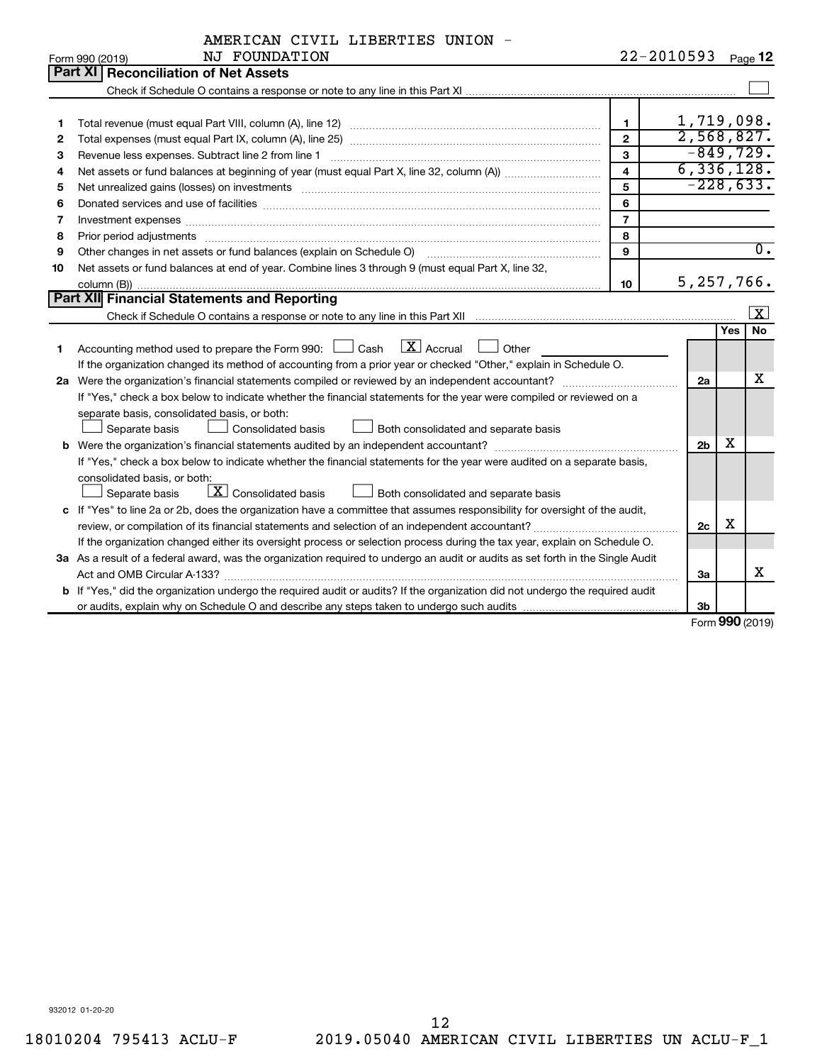AMERICAN CIVIL LIBERTIES UNION - NJ FOUNDATION

Form 990 (2019) 22-2010593 Page 12

## Part XI Reconciliation of Net Assets

Check if Schedule O contains a response or note to any line in this Part XI ☐

| | | | |
|---|---|---|---|
| 1 | Total revenue (must equal Part VIII, column (A), line 12) | 1 | 1,719,098. |
| 2 | Total expenses (must equal Part IX, column (A), line 25) | 2 | 2,568,827. |
| 3 | Revenue less expenses. Subtract line 2 from line 1 | 3 | -849,729. |
| 4 | Net assets or fund balances at beginning of year (must equal Part X, line 32, column (A)) | 4 | 6,336,128. |
| 5 | Net unrealized gains (losses) on investments | 5 | -228,633. |
| 6 | Donated services and use of facilities | 6 | |
| 7 | Investment expenses | 7 | |
| 8 | Prior period adjustments | 8 | |
| 9 | Other changes in net assets or fund balances (explain on Schedule O) | 9 | 0. |
| 10 | Net assets or fund balances at end of year. Combine lines 3 through 9 (must equal Part X, line 32, column (B)) | 10 | 5,257,766. |

## Part XII Financial Statements and Reporting

Check if Schedule O contains a response or note to any line in this Part XII ☒

| | | | Yes | No |
|---|---|---|---|---|
| 1 | Accounting method used to prepare the Form 990: ☐ Cash ☒ Accrual ☐ Other<br>If the organization changed its method of accounting from a prior year or checked "Other," explain in Schedule O. | | | |
| 2a | Were the organization's financial statements compiled or reviewed by an independent accountant?<br>If "Yes," check a box below to indicate whether the financial statements for the year were compiled or reviewed on a separate basis, consolidated basis, or both:<br>☐ Separate basis ☐ Consolidated basis ☐ Both consolidated and separate basis | 2a | | X |
| b | Were the organization's financial statements audited by an independent accountant?<br>If "Yes," check a box below to indicate whether the financial statements for the year were audited on a separate basis, consolidated basis, or both:<br>☐ Separate basis ☒ Consolidated basis ☐ Both consolidated and separate basis | 2b | X | |
| c | If "Yes" to line 2a or 2b, does the organization have a committee that assumes responsibility for oversight of the audit, review, or compilation of its financial statements and selection of an independent accountant?<br>If the organization changed either its oversight process or selection process during the tax year, explain on Schedule O. | 2c | X | |
| 3a | As a result of a federal award, was the organization required to undergo an audit or audits as set forth in the Single Audit Act and OMB Circular A-133? | 3a | | X |
| b | If "Yes," did the organization undergo the required audit or audits? If the organization did not undergo the required audit or audits, explain why on Schedule O and describe any steps taken to undergo such audits | 3b | | |

Form 990 (2019)

932012 01-20-20

18010204 795413 ACLU-F 2019.05040 AMERICAN CIVIL LIBERTIES UN ACLU-F_1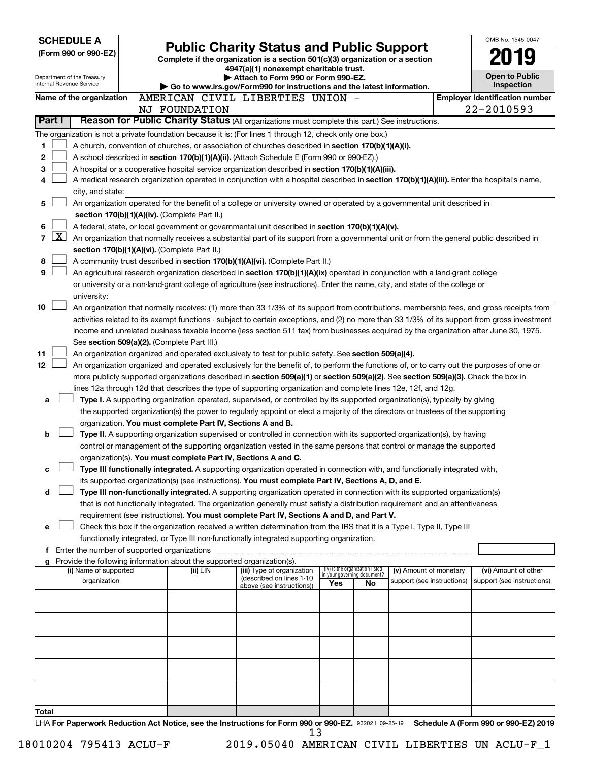**SCHEDULE A**
**(Form 990 or 990-EZ)**

Department of the Treasury
Internal Revenue Service

# Public Charity Status and Public Support

**Complete if the organization is a section 501(c)(3) organization or a section 4947(a)(1) nonexempt charitable trust.**
**▶ Attach to Form 990 or Form 990-EZ.**
**▶ Go to www.irs.gov/Form990 for instructions and the latest information.**

OMB No. 1545-0047

**2019**

**Open to Public Inspection**

**Name of the organization** AMERICAN CIVIL LIBERTIES UNION - NJ FOUNDATION

**Employer identification number** 22-2010593

**Part I** **Reason for Public Charity Status** (All organizations must complete this part.) See instructions.

The organization is not a private foundation because it is: (For lines 1 through 12, check only one box.)

1 ☐ A church, convention of churches, or association of churches described in **section 170(b)(1)(A)(i).**

2 ☐ A school described in **section 170(b)(1)(A)(ii).** (Attach Schedule E (Form 990 or 990-EZ).)

3 ☐ A hospital or a cooperative hospital service organization described in **section 170(b)(1)(A)(iii).**

4 ☐ A medical research organization operated in conjunction with a hospital described in **section 170(b)(1)(A)(iii).** Enter the hospital's name, city, and state:

5 ☐ An organization operated for the benefit of a college or university owned or operated by a governmental unit described in **section 170(b)(1)(A)(iv).** (Complete Part II.)

6 ☐ A federal, state, or local government or governmental unit described in **section 170(b)(1)(A)(v).**

7 ☒ An organization that normally receives a substantial part of its support from a governmental unit or from the general public described in **section 170(b)(1)(A)(vi).** (Complete Part II.)

8 ☐ A community trust described in **section 170(b)(1)(A)(vi).** (Complete Part II.)

9 ☐ An agricultural research organization described in **section 170(b)(1)(A)(ix)** operated in conjunction with a land-grant college or university or a non-land-grant college of agriculture (see instructions). Enter the name, city, and state of the college or university:

10 ☐ An organization that normally receives: (1) more than 33 1/3% of its support from contributions, membership fees, and gross receipts from activities related to its exempt functions - subject to certain exceptions, and (2) no more than 33 1/3% of its support from gross investment income and unrelated business taxable income (less section 511 tax) from businesses acquired by the organization after June 30, 1975. See **section 509(a)(2).** (Complete Part III.)

11 ☐ An organization organized and operated exclusively to test for public safety. See **section 509(a)(4).**

12 ☐ An organization organized and operated exclusively for the benefit of, to perform the functions of, or to carry out the purposes of one or more publicly supported organizations described in **section 509(a)(1)** or **section 509(a)(2).** See **section 509(a)(3).** Check the box in lines 12a through 12d that describes the type of supporting organization and complete lines 12e, 12f, and 12g.

a ☐ **Type I.** A supporting organization operated, supervised, or controlled by its supported organization(s), typically by giving the supported organization(s) the power to regularly appoint or elect a majority of the directors or trustees of the supporting organization. **You must complete Part IV, Sections A and B.**

b ☐ **Type II.** A supporting organization supervised or controlled in connection with its supported organization(s), by having control or management of the supporting organization vested in the same persons that control or manage the supported organization(s). **You must complete Part IV, Sections A and C.**

c ☐ **Type III functionally integrated.** A supporting organization operated in connection with, and functionally integrated with, its supported organization(s) (see instructions). **You must complete Part IV, Sections A, D, and E.**

d ☐ **Type III non-functionally integrated.** A supporting organization operated in connection with its supported organization(s) that is not functionally integrated. The organization generally must satisfy a distribution requirement and an attentiveness requirement (see instructions). **You must complete Part IV, Sections A and D, and Part V.**

e ☐ Check this box if the organization received a written determination from the IRS that it is a Type I, Type II, Type III functionally integrated, or Type III non-functionally integrated supporting organization.

f Enter the number of supported organizations

g Provide the following information about the supported organization(s).

| (i) Name of supported organization | (ii) EIN | (iii) Type of organization (described on lines 1-10 above (see instructions)) | (iv) Is the organization listed in your governing document? Yes | No | (v) Amount of monetary support (see instructions) | (vi) Amount of other support (see instructions) |
|---|---|---|---|---|---|---|
| | | | | | | |
| | | | | | | |
| | | | | | | |
| | | | | | | |
| | | | | | | |
| **Total** | | | | | | |

LHA **For Paperwork Reduction Act Notice, see the Instructions for Form 990 or 990-EZ.** 932021 09-25-19 **Schedule A (Form 990 or 990-EZ) 2019**

18010204 795413 ACLU-F 2019.05040 AMERICAN CIVIL LIBERTIES UN ACLU-F_1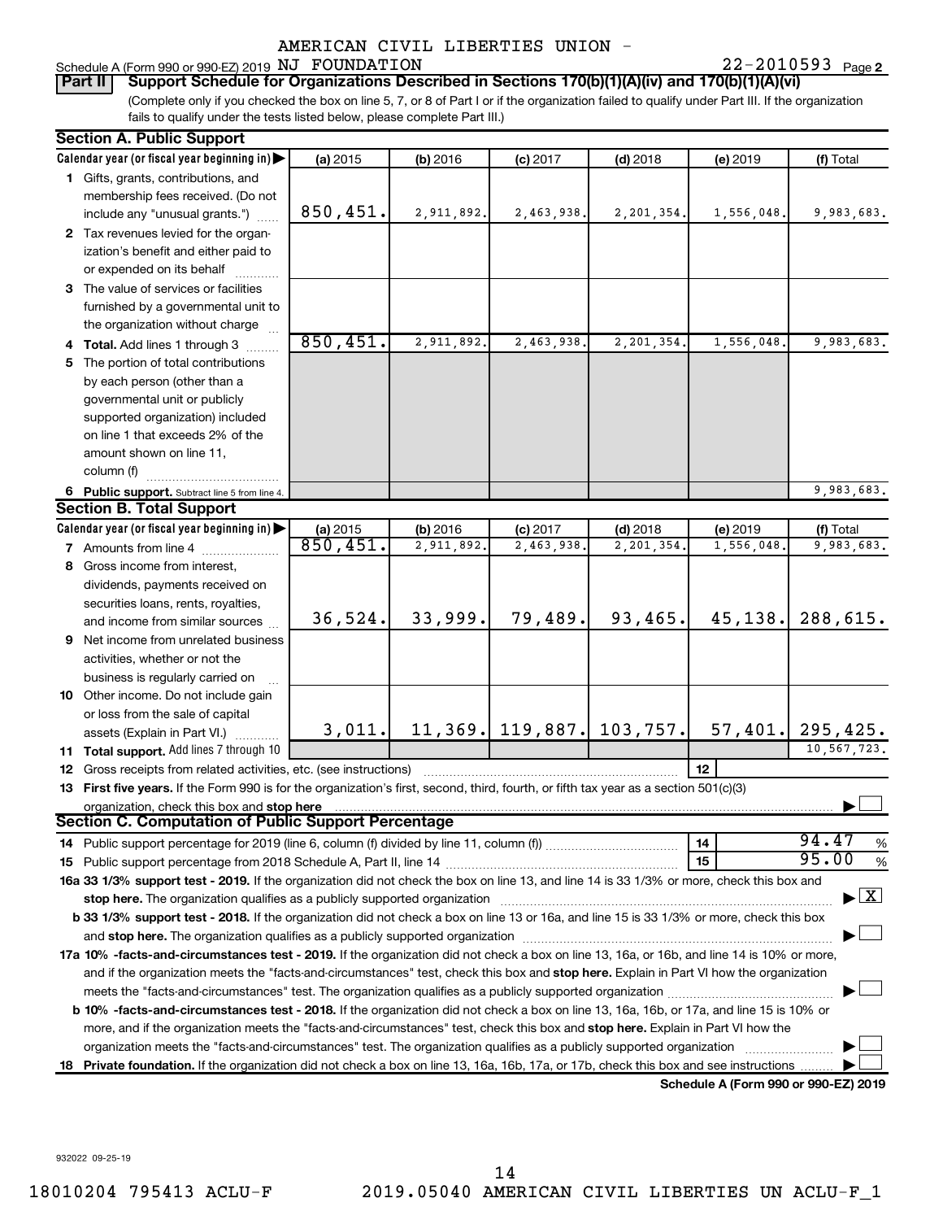AMERICAN CIVIL LIBERTIES UNION -

Schedule A (Form 990 or 990-EZ) 2019 NJ FOUNDATION 22-2010593 Page 2

**Part II** **Support Schedule for Organizations Described in Sections 170(b)(1)(A)(iv) and 170(b)(1)(A)(vi)**

(Complete only if you checked the box on line 5, 7, or 8 of Part I or if the organization failed to qualify under Part III. If the organization fails to qualify under the tests listed below, please complete Part III.)

**Section A. Public Support**

| Calendar year (or fiscal year beginning in) | (a) 2015 | (b) 2016 | (c) 2017 | (d) 2018 | (e) 2019 | (f) Total |
|---|---|---|---|---|---|---|
| 1 Gifts, grants, contributions, and membership fees received. (Do not include any "unusual grants.") | 850,451. | 2,911,892. | 2,463,938. | 2,201,354. | 1,556,048. | 9,983,683. |
| 2 Tax revenues levied for the organization's benefit and either paid to or expended on its behalf | | | | | | |
| 3 The value of services or facilities furnished by a governmental unit to the organization without charge | | | | | | |
| 4 **Total.** Add lines 1 through 3 | 850,451. | 2,911,892. | 2,463,938. | 2,201,354. | 1,556,048. | 9,983,683. |
| 5 The portion of total contributions by each person (other than a governmental unit or publicly supported organization) included on line 1 that exceeds 2% of the amount shown on line 11, column (f) | | | | | | |
| 6 **Public support.** Subtract line 5 from line 4. | | | | | | 9,983,683. |

**Section B. Total Support**

| Calendar year (or fiscal year beginning in) | (a) 2015 | (b) 2016 | (c) 2017 | (d) 2018 | (e) 2019 | (f) Total |
|---|---|---|---|---|---|---|
| 7 Amounts from line 4 | 850,451. | 2,911,892. | 2,463,938. | 2,201,354. | 1,556,048. | 9,983,683. |
| 8 Gross income from interest, dividends, payments received on securities loans, rents, royalties, and income from similar sources | 36,524. | 33,999. | 79,489. | 93,465. | 45,138. | 288,615. |
| 9 Net income from unrelated business activities, whether or not the business is regularly carried on | | | | | | |
| 10 Other income. Do not include gain or loss from the sale of capital assets (Explain in Part VI.) | 3,011. | 11,369. | 119,887. | 103,757. | 57,401. | 295,425. |
| 11 **Total support.** Add lines 7 through 10 | | | | | | 10,567,723. |

12 Gross receipts from related activities, etc. (see instructions) | 12 |

13 **First five years.** If the Form 990 is for the organization's first, second, third, fourth, or fifth tax year as a section 501(c)(3) organization, check this box and **stop here** ☐

**Section C. Computation of Public Support Percentage**

14 Public support percentage for 2019 (line 6, column (f) divided by line 11, column (f)) | 14 | 94.47 %

15 Public support percentage from 2018 Schedule A, Part II, line 14 | 15 | 95.00 %

16a **33 1/3% support test - 2019.** If the organization did not check the box on line 13, and line 14 is 33 1/3% or more, check this box and **stop here.** The organization qualifies as a publicly supported organization ☒

b **33 1/3% support test - 2018.** If the organization did not check a box on line 13 or 16a, and line 15 is 33 1/3% or more, check this box and **stop here.** The organization qualifies as a publicly supported organization ☐

17a **10% -facts-and-circumstances test - 2019.** If the organization did not check a box on line 13, 16a, or 16b, and line 14 is 10% or more, and if the organization meets the "facts-and-circumstances" test, check this box and **stop here.** Explain in Part VI how the organization meets the "facts-and-circumstances" test. The organization qualifies as a publicly supported organization ☐

b **10% -facts-and-circumstances test - 2018.** If the organization did not check a box on line 13, 16a, 16b, or 17a, and line 15 is 10% or more, and if the organization meets the "facts-and-circumstances" test, check this box and **stop here.** Explain in Part VI how the organization meets the "facts-and-circumstances" test. The organization qualifies as a publicly supported organization ☐

18 **Private foundation.** If the organization did not check a box on line 13, 16a, 16b, 17a, or 17b, check this box and see instructions ☐

**Schedule A (Form 990 or 990-EZ) 2019**

932022 09-25-19

18010204 795413 ACLU-F 2019.05040 AMERICAN CIVIL LIBERTIES UN ACLU-F_1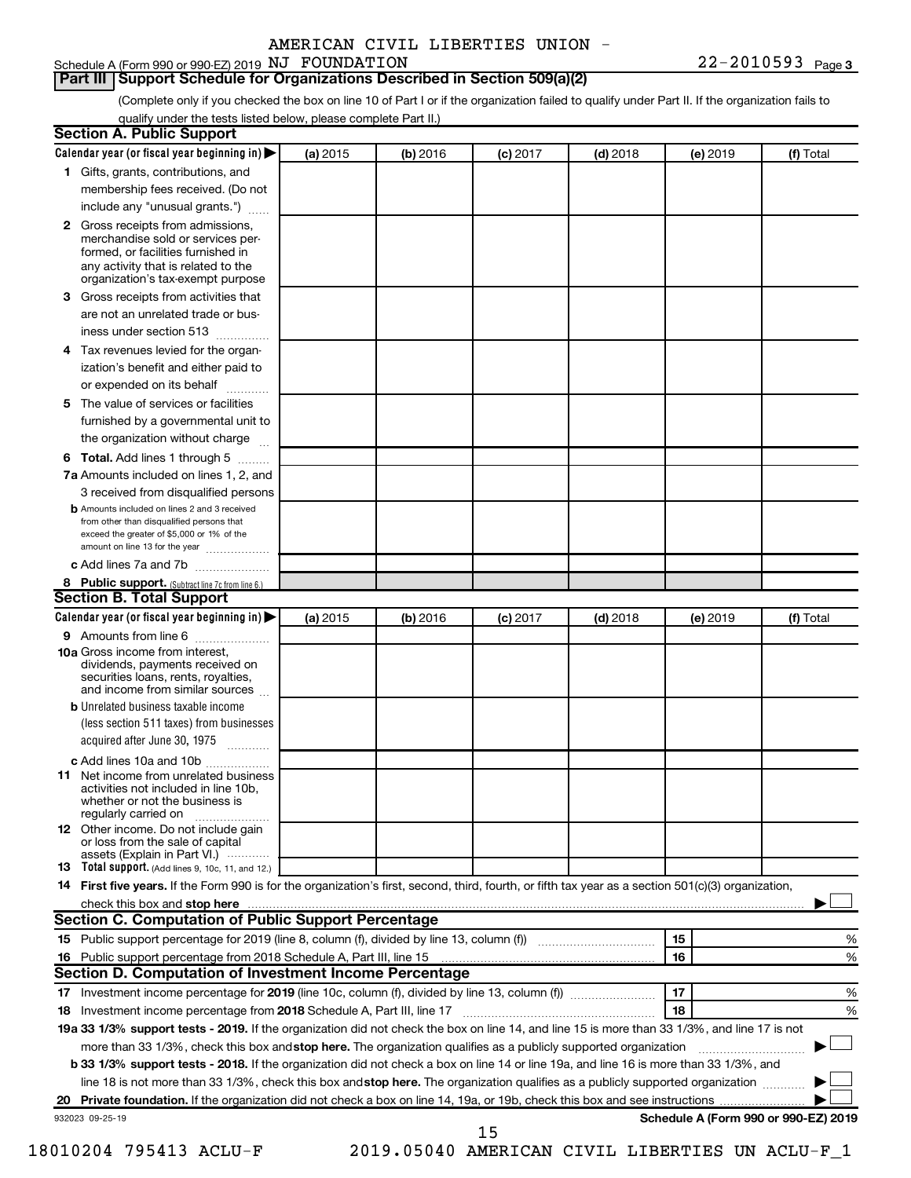AMERICAN CIVIL LIBERTIES UNION -

Schedule A (Form 990 or 990-EZ) 2019 NJ FOUNDATION 22-2010593 Page 3

## Part III Support Schedule for Organizations Described in Section 509(a)(2)

(Complete only if you checked the box on line 10 of Part I or if the organization failed to qualify under Part II. If the organization fails to qualify under the tests listed below, please complete Part II.)

### Section A. Public Support

| Calendar year (or fiscal year beginning in) ▶ | (a) 2015 | (b) 2016 | (c) 2017 | (d) 2018 | (e) 2019 | (f) Total |
|---|---|---|---|---|---|---|
| 1 Gifts, grants, contributions, and membership fees received. (Do not include any "unusual grants.") | | | | | | |
| 2 Gross receipts from admissions, merchandise sold or services performed, or facilities furnished in any activity that is related to the organization's tax-exempt purpose | | | | | | |
| 3 Gross receipts from activities that are not an unrelated trade or business under section 513 | | | | | | |
| 4 Tax revenues levied for the organization's benefit and either paid to or expended on its behalf | | | | | | |
| 5 The value of services or facilities furnished by a governmental unit to the organization without charge | | | | | | |
| 6 Total. Add lines 1 through 5 | | | | | | |
| 7a Amounts included on lines 1, 2, and 3 received from disqualified persons | | | | | | |
| b Amounts included on lines 2 and 3 received from other than disqualified persons that exceed the greater of $5,000 or 1% of the amount on line 13 for the year | | | | | | |
| c Add lines 7a and 7b | | | | | | |
| 8 Public support. (Subtract line 7c from line 6.) | | | | | | |

### Section B. Total Support

| Calendar year (or fiscal year beginning in) ▶ | (a) 2015 | (b) 2016 | (c) 2017 | (d) 2018 | (e) 2019 | (f) Total |
|---|---|---|---|---|---|---|
| 9 Amounts from line 6 | | | | | | |
| 10a Gross income from interest, dividends, payments received on securities loans, rents, royalties, and income from similar sources | | | | | | |
| b Unrelated business taxable income (less section 511 taxes) from businesses acquired after June 30, 1975 | | | | | | |
| c Add lines 10a and 10b | | | | | | |
| 11 Net income from unrelated business activities not included in line 10b, whether or not the business is regularly carried on | | | | | | |
| 12 Other income. Do not include gain or loss from the sale of capital assets (Explain in Part VI.) | | | | | | |
| 13 Total support. (Add lines 9, 10c, 11, and 12.) | | | | | | |

14 **First five years.** If the Form 990 is for the organization's first, second, third, fourth, or fifth tax year as a section 501(c)(3) organization, check this box and **stop here** ▶ ☐

### Section C. Computation of Public Support Percentage

| | | |
|---|---|---|
| 15 Public support percentage for 2019 (line 8, column (f), divided by line 13, column (f)) | 15 | % |
| 16 Public support percentage from 2018 Schedule A, Part III, line 15 | 16 | % |

### Section D. Computation of Investment Income Percentage

| | | |
|---|---|---|
| 17 Investment income percentage for **2019** (line 10c, column (f), divided by line 13, column (f)) | 17 | % |
| 18 Investment income percentage from **2018** Schedule A, Part III, line 17 | 18 | % |

**19a 33 1/3% support tests - 2019.** If the organization did not check the box on line 14, and line 15 is more than 33 1/3%, and line 17 is not more than 33 1/3%, check this box and **stop here.** The organization qualifies as a publicly supported organization ▶ ☐

**b 33 1/3% support tests - 2018.** If the organization did not check a box on line 14 or line 19a, and line 16 is more than 33 1/3%, and line 18 is not more than 33 1/3%, check this box and **stop here.** The organization qualifies as a publicly supported organization ▶ ☐

**20 Private foundation.** If the organization did not check a box on line 14, 19a, or 19b, check this box and see instructions ▶ ☐

932023 09-25-19 **Schedule A (Form 990 or 990-EZ) 2019**

18010204 795413 ACLU-F 2019.05040 AMERICAN CIVIL LIBERTIES UN ACLU-F_1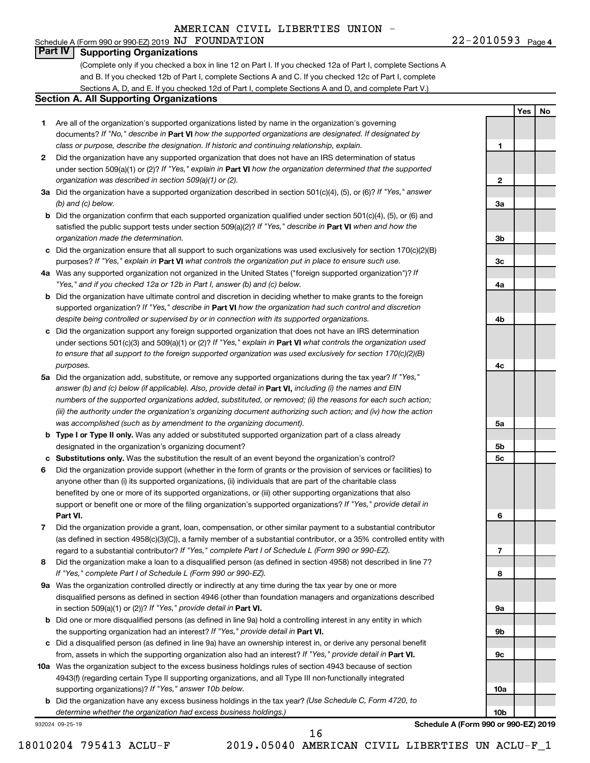AMERICAN CIVIL LIBERTIES UNION - NJ FOUNDATION

Schedule A (Form 990 or 990-EZ) 2019 — 22-2010593 — Page 4

## Part IV Supporting Organizations

(Complete only if you checked a box in line 12 on Part I. If you checked 12a of Part I, complete Sections A and B. If you checked 12b of Part I, complete Sections A and C. If you checked 12c of Part I, complete Sections A, D, and E. If you checked 12d of Part I, complete Sections A and D, and complete Part V.)

### Section A. All Supporting Organizations

| | | | Yes | No |
|---|---|---|---|---|
| 1 | Are all of the organization's supported organizations listed by name in the organization's governing documents? *If "No," describe in* **Part VI** *how the supported organizations are designated. If designated by class or purpose, describe the designation. If historic and continuing relationship, explain.* | 1 | | |
| 2 | Did the organization have any supported organization that does not have an IRS determination of status under section 509(a)(1) or (2)? *If "Yes," explain in* **Part VI** *how the organization determined that the supported organization was described in section 509(a)(1) or (2).* | 2 | | |
| 3a | Did the organization have a supported organization described in section 501(c)(4), (5), or (6)? *If "Yes," answer (b) and (c) below.* | 3a | | |
| b | Did the organization confirm that each supported organization qualified under section 501(c)(4), (5), or (6) and satisfied the public support tests under section 509(a)(2)? *If "Yes," describe in* **Part VI** *when and how the organization made the determination.* | 3b | | |
| c | Did the organization ensure that all support to such organizations was used exclusively for section 170(c)(2)(B) purposes? *If "Yes," explain in* **Part VI** *what controls the organization put in place to ensure such use.* | 3c | | |
| 4a | Was any supported organization not organized in the United States ("foreign supported organization")? *If "Yes," and if you checked 12a or 12b in Part I, answer (b) and (c) below.* | 4a | | |
| b | Did the organization have ultimate control and discretion in deciding whether to make grants to the foreign supported organization? *If "Yes," describe in* **Part VI** *how the organization had such control and discretion despite being controlled or supervised by or in connection with its supported organizations.* | 4b | | |
| c | Did the organization support any foreign supported organization that does not have an IRS determination under sections 501(c)(3) and 509(a)(1) or (2)? *If "Yes," explain in* **Part VI** *what controls the organization used to ensure that all support to the foreign supported organization was used exclusively for section 170(c)(2)(B) purposes.* | 4c | | |
| 5a | Did the organization add, substitute, or remove any supported organizations during the tax year? *If "Yes," answer (b) and (c) below (if applicable). Also, provide detail in* **Part VI,** *including (i) the names and EIN numbers of the supported organizations added, substituted, or removed; (ii) the reasons for each such action; (iii) the authority under the organization's organizing document authorizing such action; and (iv) how the action was accomplished (such as by amendment to the organizing document).* | 5a | | |
| b | **Type I or Type II only.** Was any added or substituted supported organization part of a class already designated in the organization's organizing document? | 5b | | |
| c | **Substitutions only.** Was the substitution the result of an event beyond the organization's control? | 5c | | |
| 6 | Did the organization provide support (whether in the form of grants or the provision of services or facilities) to anyone other than (i) its supported organizations, (ii) individuals that are part of the charitable class benefited by one or more of its supported organizations, or (iii) other supporting organizations that also support or benefit one or more of the filing organization's supported organizations? *If "Yes," provide detail in* **Part VI.** | 6 | | |
| 7 | Did the organization provide a grant, loan, compensation, or other similar payment to a substantial contributor (as defined in section 4958(c)(3)(C)), a family member of a substantial contributor, or a 35% controlled entity with regard to a substantial contributor? *If "Yes," complete Part I of Schedule L (Form 990 or 990-EZ).* | 7 | | |
| 8 | Did the organization make a loan to a disqualified person (as defined in section 4958) not described in line 7? *If "Yes," complete Part I of Schedule L (Form 990 or 990-EZ).* | 8 | | |
| 9a | Was the organization controlled directly or indirectly at any time during the tax year by one or more disqualified persons as defined in section 4946 (other than foundation managers and organizations described in section 509(a)(1) or (2))? *If "Yes," provide detail in* **Part VI.** | 9a | | |
| b | Did one or more disqualified persons (as defined in line 9a) hold a controlling interest in any entity in which the supporting organization had an interest? *If "Yes," provide detail in* **Part VI.** | 9b | | |
| c | Did a disqualified person (as defined in line 9a) have an ownership interest in, or derive any personal benefit from, assets in which the supporting organization also had an interest? *If "Yes," provide detail in* **Part VI.** | 9c | | |
| 10a | Was the organization subject to the excess business holdings rules of section 4943 because of section 4943(f) (regarding certain Type II supporting organizations, and all Type III non-functionally integrated supporting organizations)? *If "Yes," answer 10b below.* | 10a | | |
| b | Did the organization have any excess business holdings in the tax year? *(Use Schedule C, Form 4720, to determine whether the organization had excess business holdings.)* | 10b | | |

932024 09-25-19 — **Schedule A (Form 990 or 990-EZ) 2019**

18010204 795413 ACLU-F 2019.05040 AMERICAN CIVIL LIBERTIES UN ACLU-F_1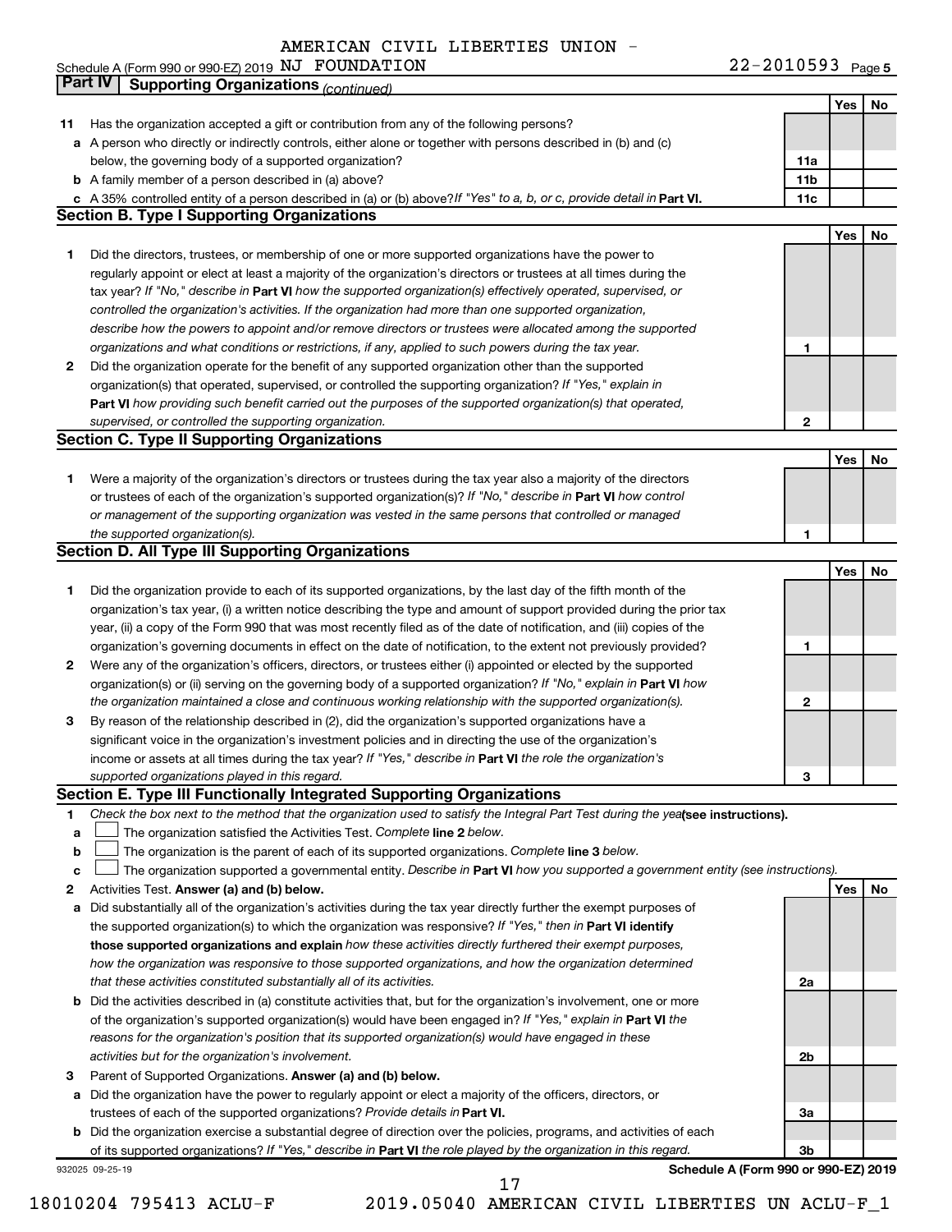AMERICAN CIVIL LIBERTIES UNION - NJ FOUNDATION

Schedule A (Form 990 or 990-EZ) 2019 — 22-2010593 Page 5

## Part IV Supporting Organizations *(continued)*

| | | | Yes | No |
|---|---|---|---|---|
| **11** | Has the organization accepted a gift or contribution from any of the following persons? | | | |
| **a** | A person who directly or indirectly controls, either alone or together with persons described in (b) and (c) below, the governing body of a supported organization? | **11a** | | |
| **b** | A family member of a person described in (a) above? | **11b** | | |
| **c** | A 35% controlled entity of a person described in (a) or (b) above? *If "Yes" to a, b, or c, provide detail in* **Part VI.** | **11c** | | |

### Section B. Type I Supporting Organizations

| | | | Yes | No |
|---|---|---|---|---|
| **1** | Did the directors, trustees, or membership of one or more supported organizations have the power to regularly appoint or elect at least a majority of the organization's directors or trustees at all times during the tax year? *If "No," describe in* **Part VI** *how the supported organization(s) effectively operated, supervised, or controlled the organization's activities. If the organization had more than one supported organization, describe how the powers to appoint and/or remove directors or trustees were allocated among the supported organizations and what conditions or restrictions, if any, applied to such powers during the tax year.* | **1** | | |
| **2** | Did the organization operate for the benefit of any supported organization other than the supported organization(s) that operated, supervised, or controlled the supporting organization? *If "Yes," explain in* **Part VI** *how providing such benefit carried out the purposes of the supported organization(s) that operated, supervised, or controlled the supporting organization.* | **2** | | |

### Section C. Type II Supporting Organizations

| | | | Yes | No |
|---|---|---|---|---|
| **1** | Were a majority of the organization's directors or trustees during the tax year also a majority of the directors or trustees of each of the organization's supported organization(s)? *If "No," describe in* **Part VI** *how control or management of the supporting organization was vested in the same persons that controlled or managed the supported organization(s).* | **1** | | |

### Section D. All Type III Supporting Organizations

| | | | Yes | No |
|---|---|---|---|---|
| **1** | Did the organization provide to each of its supported organizations, by the last day of the fifth month of the organization's tax year, (i) a written notice describing the type and amount of support provided during the prior tax year, (ii) a copy of the Form 990 that was most recently filed as of the date of notification, and (iii) copies of the organization's governing documents in effect on the date of notification, to the extent not previously provided? | **1** | | |
| **2** | Were any of the organization's officers, directors, or trustees either (i) appointed or elected by the supported organization(s) or (ii) serving on the governing body of a supported organization? *If "No," explain in* **Part VI** *how the organization maintained a close and continuous working relationship with the supported organization(s).* | **2** | | |
| **3** | By reason of the relationship described in (2), did the organization's supported organizations have a significant voice in the organization's investment policies and in directing the use of the organization's income or assets at all times during the tax year? *If "Yes," describe in* **Part VI** *the role the organization's supported organizations played in this regard.* | **3** | | |

### Section E. Type III Functionally Integrated Supporting Organizations

**1** *Check the box next to the method that the organization used to satisfy the Integral Part Test during the year* **(see instructions).**

- **a** ☐ The organization satisfied the Activities Test. *Complete* **line 2** *below.*
- **b** ☐ The organization is the parent of each of its supported organizations. *Complete* **line 3** *below.*
- **c** ☐ The organization supported a governmental entity. *Describe in* **Part VI** *how you supported a government entity (see instructions).*

| | | | Yes | No |
|---|---|---|---|---|
| **2** | Activities Test. **Answer (a) and (b) below.** | | | |
| **a** | Did substantially all of the organization's activities during the tax year directly further the exempt purposes of the supported organization(s) to which the organization was responsive? *If "Yes," then in* **Part VI identify those supported organizations and explain** *how these activities directly furthered their exempt purposes, how the organization was responsive to those supported organizations, and how the organization determined that these activities constituted substantially all of its activities.* | **2a** | | |
| **b** | Did the activities described in (a) constitute activities that, but for the organization's involvement, one or more of the organization's supported organization(s) would have been engaged in? *If "Yes," explain in* **Part VI** *the reasons for the organization's position that its supported organization(s) would have engaged in these activities but for the organization's involvement.* | **2b** | | |
| **3** | Parent of Supported Organizations. **Answer (a) and (b) below.** | | | |
| **a** | Did the organization have the power to regularly appoint or elect a majority of the officers, directors, or trustees of each of the supported organizations? *Provide details in* **Part VI.** | **3a** | | |
| **b** | Did the organization exercise a substantial degree of direction over the policies, programs, and activities of each of its supported organizations? *If "Yes," describe in* **Part VI** *the role played by the organization in this regard.* | **3b** | | |

932025 09-25-19 — **Schedule A (Form 990 or 990-EZ) 2019**

18010204 795413 ACLU-F 2019.05040 AMERICAN CIVIL LIBERTIES UN ACLU-F_1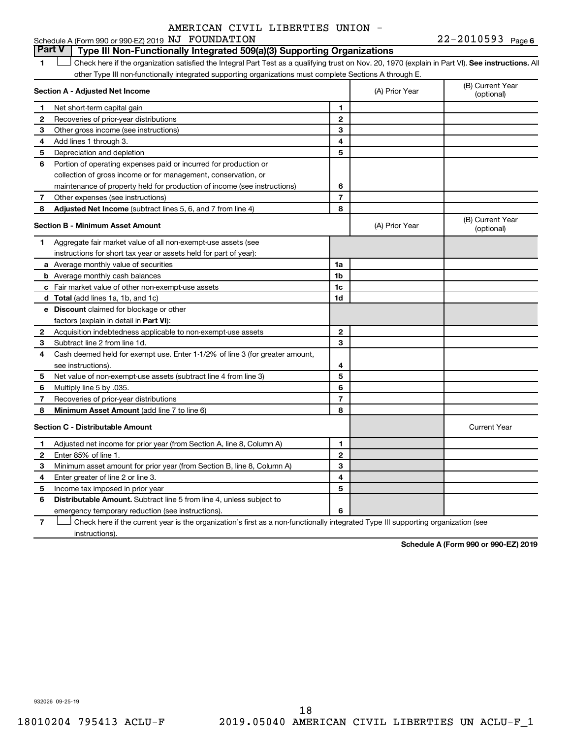AMERICAN CIVIL LIBERTIES UNION - NJ FOUNDATION 22-2010593

Schedule A (Form 990 or 990-EZ) 2019 Page 6

## Part V Type III Non-Functionally Integrated 509(a)(3) Supporting Organizations

1 ☐ Check here if the organization satisfied the Integral Part Test as a qualifying trust on Nov. 20, 1970 (explain in Part VI). **See instructions.** All other Type III non-functionally integrated supporting organizations must complete Sections A through E.

| **Section A - Adjusted Net Income** | | (A) Prior Year | (B) Current Year (optional) |
|---|---|---|---|
| **1** Net short-term capital gain | 1 | | |
| **2** Recoveries of prior-year distributions | 2 | | |
| **3** Other gross income (see instructions) | 3 | | |
| **4** Add lines 1 through 3. | 4 | | |
| **5** Depreciation and depletion | 5 | | |
| **6** Portion of operating expenses paid or incurred for production or collection of gross income or for management, conservation, or maintenance of property held for production of income (see instructions) | 6 | | |
| **7** Other expenses (see instructions) | 7 | | |
| **8** **Adjusted Net Income** (subtract lines 5, 6, and 7 from line 4) | 8 | | |

| **Section B - Minimum Asset Amount** | | (A) Prior Year | (B) Current Year (optional) |
|---|---|---|---|
| **1** Aggregate fair market value of all non-exempt-use assets (see instructions for short tax year or assets held for part of year): | | | |
| **a** Average monthly value of securities | 1a | | |
| **b** Average monthly cash balances | 1b | | |
| **c** Fair market value of other non-exempt-use assets | 1c | | |
| **d** **Total** (add lines 1a, 1b, and 1c) | 1d | | |
| **e** **Discount** claimed for blockage or other factors (explain in detail in **Part VI**): | | | |
| **2** Acquisition indebtedness applicable to non-exempt-use assets | 2 | | |
| **3** Subtract line 2 from line 1d. | 3 | | |
| **4** Cash deemed held for exempt use. Enter 1-1/2% of line 3 (for greater amount, see instructions). | 4 | | |
| **5** Net value of non-exempt-use assets (subtract line 4 from line 3) | 5 | | |
| **6** Multiply line 5 by .035. | 6 | | |
| **7** Recoveries of prior-year distributions | 7 | | |
| **8** **Minimum Asset Amount** (add line 7 to line 6) | 8 | | |

| **Section C - Distributable Amount** | | | Current Year |
|---|---|---|---|
| **1** Adjusted net income for prior year (from Section A, line 8, Column A) | 1 | | |
| **2** Enter 85% of line 1. | 2 | | |
| **3** Minimum asset amount for prior year (from Section B, line 8, Column A) | 3 | | |
| **4** Enter greater of line 2 or line 3. | 4 | | |
| **5** Income tax imposed in prior year | 5 | | |
| **6** **Distributable Amount.** Subtract line 5 from line 4, unless subject to emergency temporary reduction (see instructions). | 6 | | |

7 ☐ Check here if the current year is the organization's first as a non-functionally integrated Type III supporting organization (see instructions).

**Schedule A (Form 990 or 990-EZ) 2019**

932026 09-25-19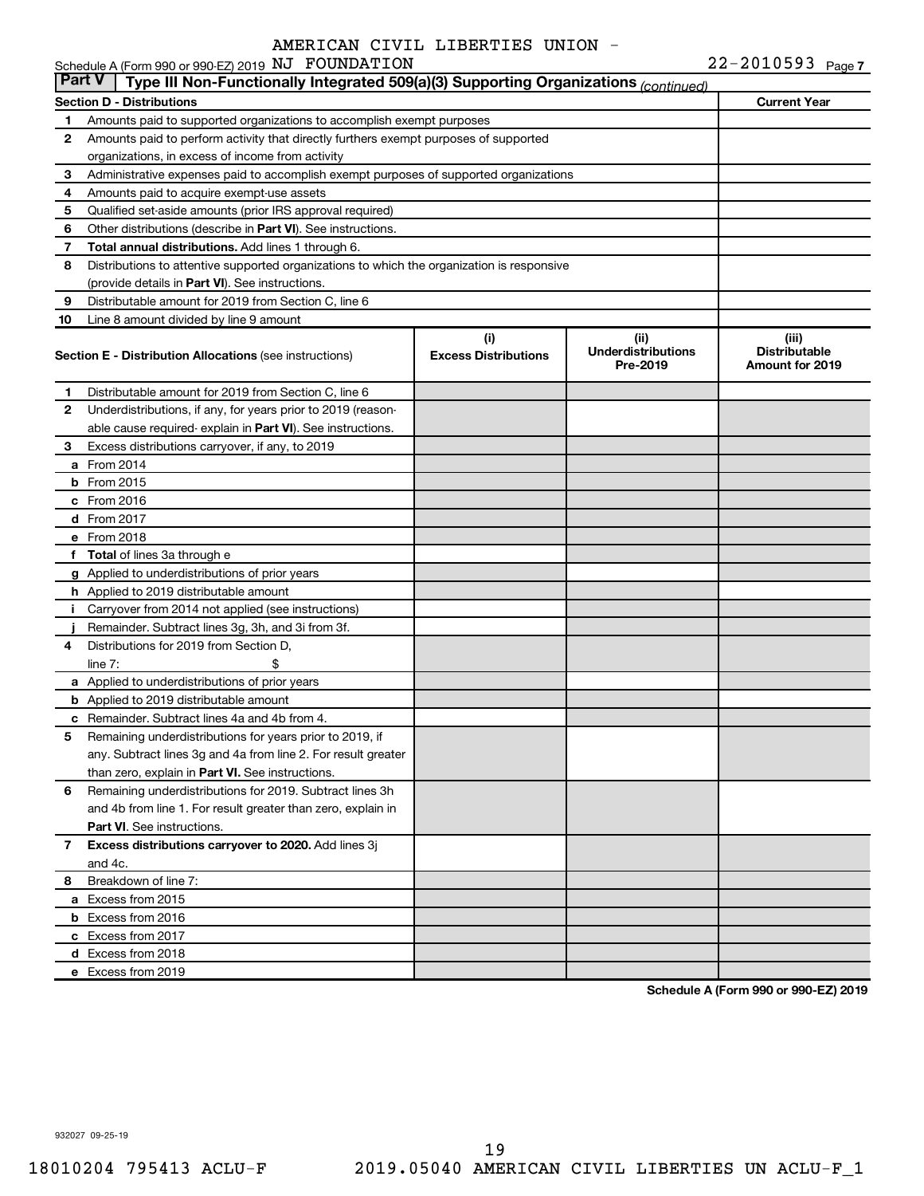AMERICAN CIVIL LIBERTIES UNION - NJ FOUNDATION

Schedule A (Form 990 or 990-EZ) 2019 — 22-2010593 Page 7

## Part V | Type III Non-Functionally Integrated 509(a)(3) Supporting Organizations *(continued)*

| Section D - Distributions | | Current Year |
|---|---|---|
| 1 | Amounts paid to supported organizations to accomplish exempt purposes | |
| 2 | Amounts paid to perform activity that directly furthers exempt purposes of supported organizations, in excess of income from activity | |
| 3 | Administrative expenses paid to accomplish exempt purposes of supported organizations | |
| 4 | Amounts paid to acquire exempt-use assets | |
| 5 | Qualified set-aside amounts (prior IRS approval required) | |
| 6 | Other distributions (describe in **Part VI**). See instructions. | |
| 7 | **Total annual distributions.** Add lines 1 through 6. | |
| 8 | Distributions to attentive supported organizations to which the organization is responsive (provide details in **Part VI**). See instructions. | |
| 9 | Distributable amount for 2019 from Section C, line 6 | |
| 10 | Line 8 amount divided by line 9 amount | |

| Section E - Distribution Allocations (see instructions) | (i) Excess Distributions | (ii) Underdistributions Pre-2019 | (iii) Distributable Amount for 2019 |
|---|---|---|---|
| 1 Distributable amount for 2019 from Section C, line 6 | | | |
| 2 Underdistributions, if any, for years prior to 2019 (reasonable cause required- explain in **Part VI**). See instructions. | | | |
| 3 Excess distributions carryover, if any, to 2019 | | | |
| a From 2014 | | | |
| b From 2015 | | | |
| c From 2016 | | | |
| d From 2017 | | | |
| e From 2018 | | | |
| f **Total** of lines 3a through e | | | |
| g Applied to underdistributions of prior years | | | |
| h Applied to 2019 distributable amount | | | |
| i Carryover from 2014 not applied (see instructions) | | | |
| j Remainder. Subtract lines 3g, 3h, and 3i from 3f. | | | |
| 4 Distributions for 2019 from Section D, line 7: $ | | | |
| a Applied to underdistributions of prior years | | | |
| b Applied to 2019 distributable amount | | | |
| c Remainder. Subtract lines 4a and 4b from 4. | | | |
| 5 Remaining underdistributions for years prior to 2019, if any. Subtract lines 3g and 4a from line 2. For result greater than zero, explain in **Part VI.** See instructions. | | | |
| 6 Remaining underdistributions for 2019. Subtract lines 3h and 4b from line 1. For result greater than zero, explain in **Part VI**. See instructions. | | | |
| 7 **Excess distributions carryover to 2020.** Add lines 3j and 4c. | | | |
| 8 Breakdown of line 7: | | | |
| a Excess from 2015 | | | |
| b Excess from 2016 | | | |
| c Excess from 2017 | | | |
| d Excess from 2018 | | | |
| e Excess from 2019 | | | |

**Schedule A (Form 990 or 990-EZ) 2019**

932027 09-25-19

18010204 795413 ACLU-F 2019.05040 AMERICAN CIVIL LIBERTIES UN ACLU-F_1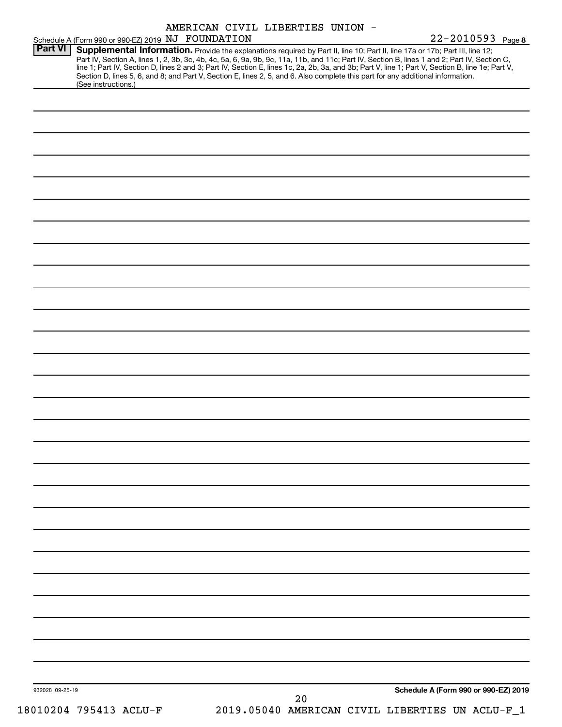AMERICAN CIVIL LIBERTIES UNION -

Schedule A (Form 990 or 990-EZ) 2019 NJ FOUNDATION 22-2010593 Page 8

**Part VI** **Supplemental Information.** Provide the explanations required by Part II, line 10; Part II, line 17a or 17b; Part III, line 12; Part IV, Section A, lines 1, 2, 3b, 3c, 4b, 4c, 5a, 6, 9a, 9b, 9c, 11a, 11b, and 11c; Part IV, Section B, lines 1 and 2; Part IV, Section C, line 1; Part IV, Section D, lines 2 and 3; Part IV, Section E, lines 1c, 2a, 2b, 3a, and 3b; Part V, line 1; Part V, Section B, line 1e; Part V, Section D, lines 5, 6, and 8; and Part V, Section E, lines 2, 5, and 6. Also complete this part for any additional information. (See instructions.)

932028 09-25-19

**Schedule A (Form 990 or 990-EZ) 2019**

18010204 795413 ACLU-F 2019.05040 AMERICAN CIVIL LIBERTIES UN ACLU-F_1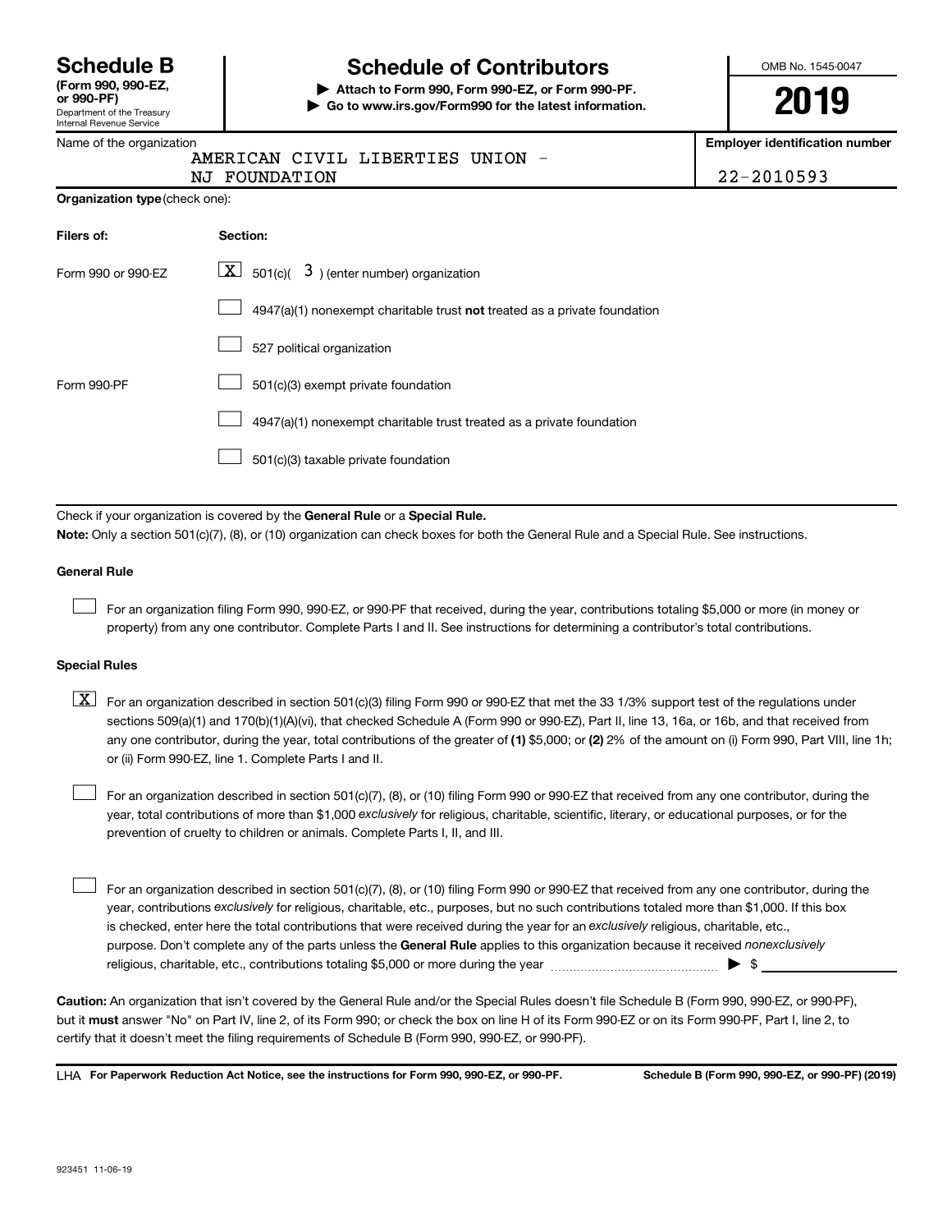# Schedule B (Form 990, 990-EZ, or 990-PF)

Department of the Treasury
Internal Revenue Service

## Schedule of Contributors

▶ Attach to Form 990, Form 990-EZ, or Form 990-PF.
▶ Go to www.irs.gov/Form990 for the latest information.

OMB No. 1545-0047

**2019**

Name of the organization: AMERICAN CIVIL LIBERTIES UNION - NJ FOUNDATION

**Employer identification number:** 22-2010593

**Organization type** (check one):

| Filers of: | Section: |
|---|---|
| Form 990 or 990-EZ | [X] 501(c)( 3 ) (enter number) organization |
| | [ ] 4947(a)(1) nonexempt charitable trust **not** treated as a private foundation |
| | [ ] 527 political organization |
| Form 990-PF | [ ] 501(c)(3) exempt private foundation |
| | [ ] 4947(a)(1) nonexempt charitable trust treated as a private foundation |
| | [ ] 501(c)(3) taxable private foundation |

Check if your organization is covered by the **General Rule** or a **Special Rule.**

**Note:** Only a section 501(c)(7), (8), or (10) organization can check boxes for both the General Rule and a Special Rule. See instructions.

### General Rule

[ ] For an organization filing Form 990, 990-EZ, or 990-PF that received, during the year, contributions totaling $5,000 or more (in money or property) from any one contributor. Complete Parts I and II. See instructions for determining a contributor's total contributions.

### Special Rules

[X] For an organization described in section 501(c)(3) filing Form 990 or 990-EZ that met the 33 1/3% support test of the regulations under sections 509(a)(1) and 170(b)(1)(A)(vi), that checked Schedule A (Form 990 or 990-EZ), Part II, line 13, 16a, or 16b, and that received from any one contributor, during the year, total contributions of the greater of **(1)** $5,000; or **(2)** 2% of the amount on (i) Form 990, Part VIII, line 1h; or (ii) Form 990-EZ, line 1. Complete Parts I and II.

[ ] For an organization described in section 501(c)(7), (8), or (10) filing Form 990 or 990-EZ that received from any one contributor, during the year, total contributions of more than $1,000 *exclusively* for religious, charitable, scientific, literary, or educational purposes, or for the prevention of cruelty to children or animals. Complete Parts I, II, and III.

[ ] For an organization described in section 501(c)(7), (8), or (10) filing Form 990 or 990-EZ that received from any one contributor, during the year, contributions *exclusively* for religious, charitable, etc., purposes, but no such contributions totaled more than $1,000. If this box is checked, enter here the total contributions that were received during the year for an *exclusively* religious, charitable, etc., purpose. Don't complete any of the parts unless the **General Rule** applies to this organization because it received *nonexclusively* religious, charitable, etc., contributions totaling $5,000 or more during the year ▶ $

**Caution:** An organization that isn't covered by the General Rule and/or the Special Rules doesn't file Schedule B (Form 990, 990-EZ, or 990-PF), but it **must** answer "No" on Part IV, line 2, of its Form 990; or check the box on line H of its Form 990-EZ or on its Form 990-PF, Part I, line 2, to certify that it doesn't meet the filing requirements of Schedule B (Form 990, 990-EZ, or 990-PF).

LHA **For Paperwork Reduction Act Notice, see the instructions for Form 990, 990-EZ, or 990-PF.** **Schedule B (Form 990, 990-EZ, or 990-PF) (2019)**

923451 11-06-19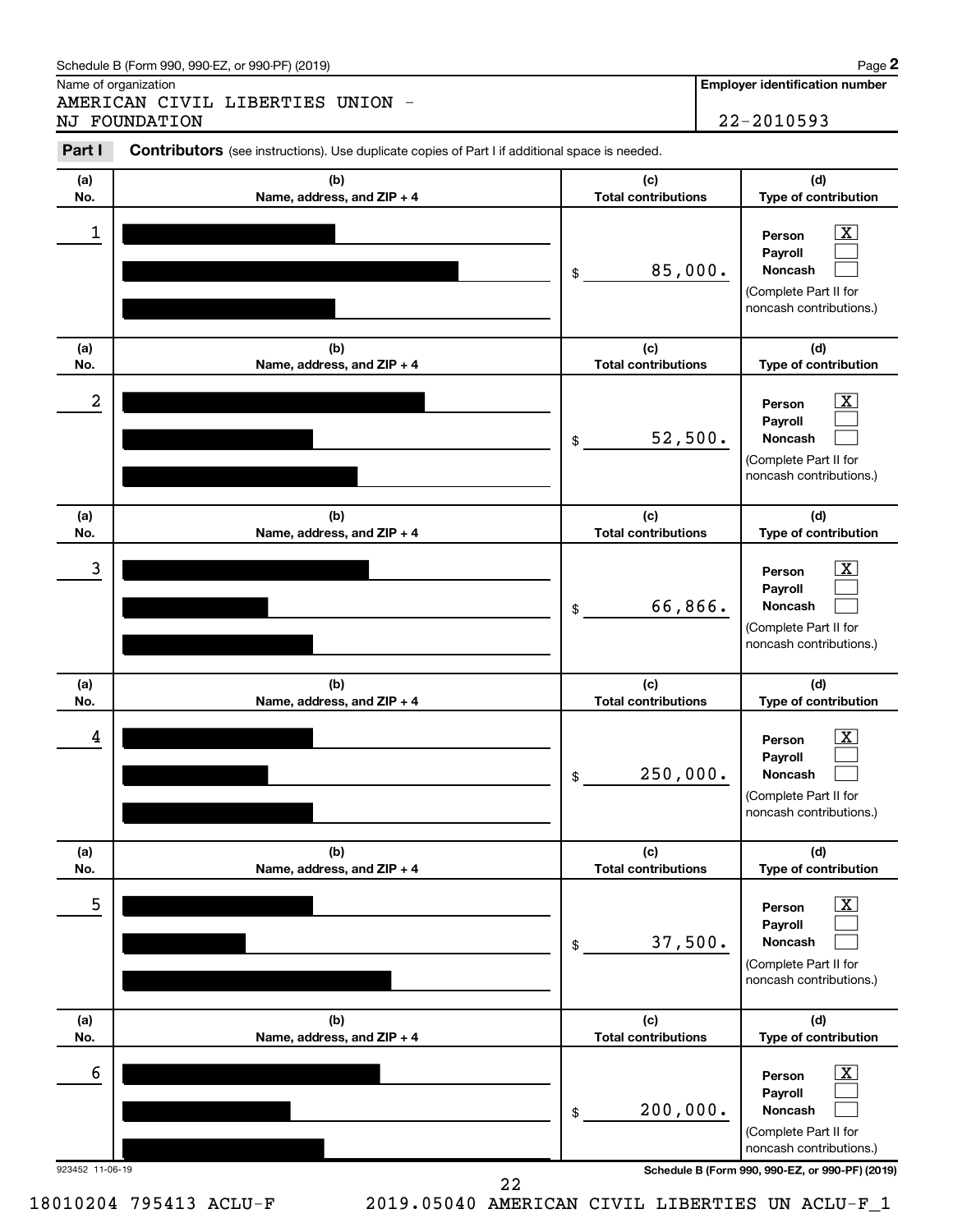Schedule B (Form 990, 990-EZ, or 990-PF) (2019)

Name of organization

AMERICAN CIVIL LIBERTIES UNION - NJ FOUNDATION

**Employer identification number**

22-2010593

**Part I** **Contributors** (see instructions). Use duplicate copies of Part I if additional space is needed.

| (a) No. | (b) Name, address, and ZIP + 4 | (c) Total contributions | (d) Type of contribution |
|---|---|---|---|
| 1 | [redacted] | $ 85,000. | Person [X] Payroll [ ] Noncash [ ] (Complete Part II for noncash contributions.) |
| 2 | [redacted] | $ 52,500. | Person [X] Payroll [ ] Noncash [ ] (Complete Part II for noncash contributions.) |
| 3 | [redacted] | $ 66,866. | Person [X] Payroll [ ] Noncash [ ] (Complete Part II for noncash contributions.) |
| 4 | [redacted] | $ 250,000. | Person [X] Payroll [ ] Noncash [ ] (Complete Part II for noncash contributions.) |
| 5 | [redacted] | $ 37,500. | Person [X] Payroll [ ] Noncash [ ] (Complete Part II for noncash contributions.) |
| 6 | [redacted] | $ 200,000. | Person [X] Payroll [ ] Noncash [ ] (Complete Part II for noncash contributions.) |

923452 11-06-19

**Schedule B (Form 990, 990-EZ, or 990-PF) (2019)**

18010204 795413 ACLU-F 2019.05040 AMERICAN CIVIL LIBERTIES UN ACLU-F_1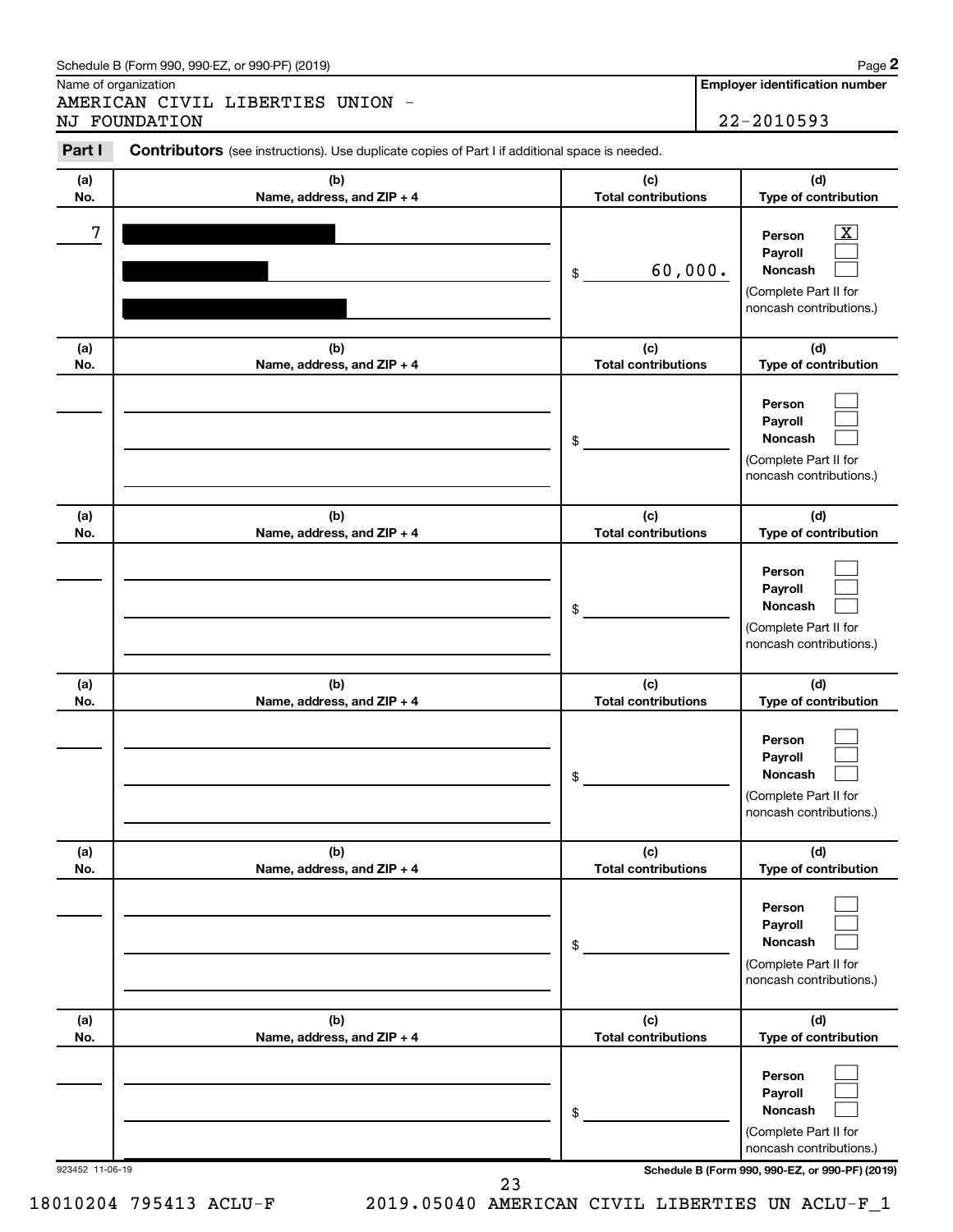Schedule B (Form 990, 990-EZ, or 990-PF) (2019) Page **2**

Name of organization

AMERICAN CIVIL LIBERTIES UNION - NJ FOUNDATION

**Employer identification number**

22-2010593

**Part I** **Contributors** (see instructions). Use duplicate copies of Part I if additional space is needed.

| (a) No. | (b) Name, address, and ZIP + 4 | (c) Total contributions | (d) Type of contribution |
|---|---|---|---|
| 7 | [redacted] | $ 60,000. | Person [X] Payroll [ ] Noncash [ ] (Complete Part II for noncash contributions.) |
| | | $ | Person [ ] Payroll [ ] Noncash [ ] (Complete Part II for noncash contributions.) |
| | | $ | Person [ ] Payroll [ ] Noncash [ ] (Complete Part II for noncash contributions.) |
| | | $ | Person [ ] Payroll [ ] Noncash [ ] (Complete Part II for noncash contributions.) |
| | | $ | Person [ ] Payroll [ ] Noncash [ ] (Complete Part II for noncash contributions.) |
| | | $ | Person [ ] Payroll [ ] Noncash [ ] (Complete Part II for noncash contributions.) |

923452 11-06-19 **Schedule B (Form 990, 990-EZ, or 990-PF) (2019)**

18010204 795413 ACLU-F 2019.05040 AMERICAN CIVIL LIBERTIES UN ACLU-F_1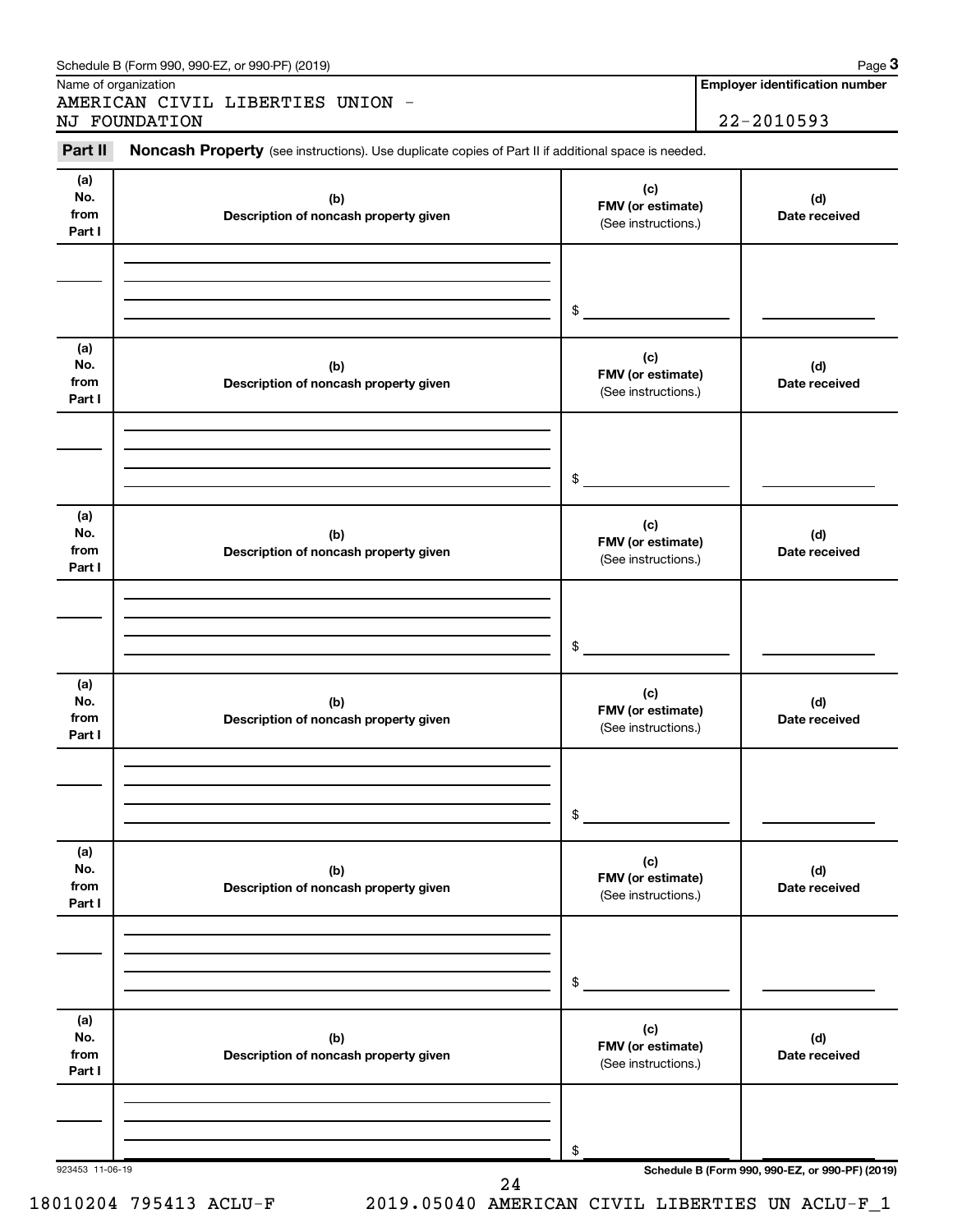Schedule B (Form 990, 990-EZ, or 990-PF) (2019)

Name of organization
AMERICAN CIVIL LIBERTIES UNION -
NJ FOUNDATION

**Employer identification number**
22-2010593

**Part II** **Noncash Property** (see instructions). Use duplicate copies of Part II if additional space is needed.

| (a) No. from Part I | (b) Description of noncash property given | (c) FMV (or estimate) (See instructions.) | (d) Date received |
|---|---|---|---|
| | | $ | |

| (a) No. from Part I | (b) Description of noncash property given | (c) FMV (or estimate) (See instructions.) | (d) Date received |
|---|---|---|---|
| | | $ | |

| (a) No. from Part I | (b) Description of noncash property given | (c) FMV (or estimate) (See instructions.) | (d) Date received |
|---|---|---|---|
| | | $ | |

| (a) No. from Part I | (b) Description of noncash property given | (c) FMV (or estimate) (See instructions.) | (d) Date received |
|---|---|---|---|
| | | $ | |

| (a) No. from Part I | (b) Description of noncash property given | (c) FMV (or estimate) (See instructions.) | (d) Date received |
|---|---|---|---|
| | | $ | |

| (a) No. from Part I | (b) Description of noncash property given | (c) FMV (or estimate) (See instructions.) | (d) Date received |
|---|---|---|---|
| | | $ | |

923453 11-06-19

**Schedule B (Form 990, 990-EZ, or 990-PF) (2019)**

18010204 795413 ACLU-F 2019.05040 AMERICAN CIVIL LIBERTIES UN ACLU-F_1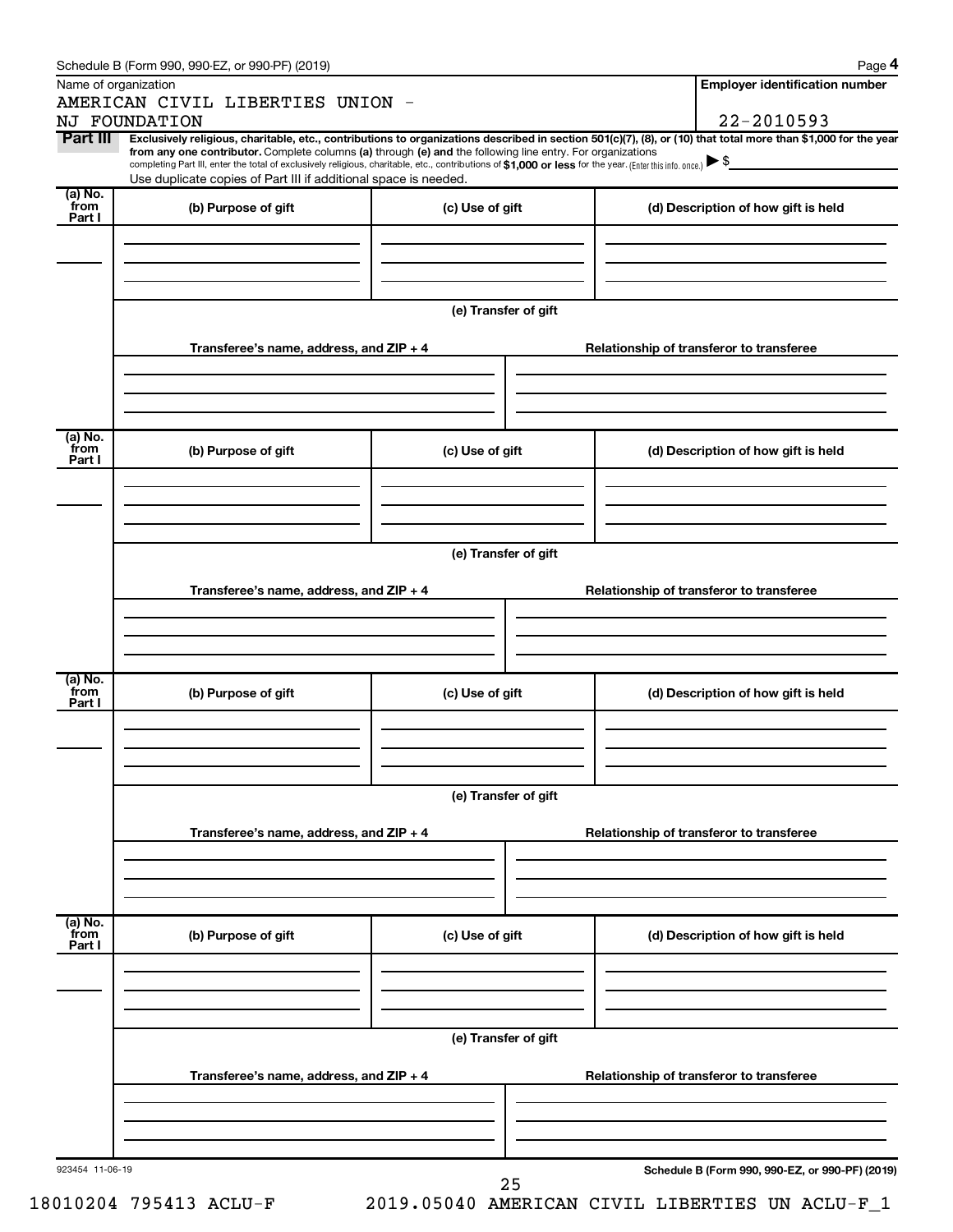Schedule B (Form 990, 990-EZ, or 990-PF) (2019) Page **4**

Name of organization

AMERICAN CIVIL LIBERTIES UNION - NJ FOUNDATION

**Employer identification number**

22-2010593

**Part III** **Exclusively religious, charitable, etc., contributions to organizations described in section 501(c)(7), (8), or (10) that total more than $1,000 for the year from any one contributor.** Complete columns **(a)** through **(e)** and the following line entry. For organizations completing Part III, enter the total of exclusively religious, charitable, etc., contributions of **$1,000 or less** for the year. (Enter this info. once.) ▶ $

Use duplicate copies of Part III if additional space is needed.

| (a) No. from Part I | (b) Purpose of gift | (c) Use of gift | (d) Description of how gift is held |
|---|---|---|---|
| | | | |

**(e) Transfer of gift**

| Transferee's name, address, and ZIP + 4 | Relationship of transferor to transferee |
|---|---|
| | |

| (a) No. from Part I | (b) Purpose of gift | (c) Use of gift | (d) Description of how gift is held |
|---|---|---|---|
| | | | |

**(e) Transfer of gift**

| Transferee's name, address, and ZIP + 4 | Relationship of transferor to transferee |
|---|---|
| | |

| (a) No. from Part I | (b) Purpose of gift | (c) Use of gift | (d) Description of how gift is held |
|---|---|---|---|
| | | | |

**(e) Transfer of gift**

| Transferee's name, address, and ZIP + 4 | Relationship of transferor to transferee |
|---|---|
| | |

| (a) No. from Part I | (b) Purpose of gift | (c) Use of gift | (d) Description of how gift is held |
|---|---|---|---|
| | | | |

**(e) Transfer of gift**

| Transferee's name, address, and ZIP + 4 | Relationship of transferor to transferee |
|---|---|
| | |

923454 11-06-19 **Schedule B (Form 990, 990-EZ, or 990-PF) (2019)**

18010204 795413 ACLU-F 2019.05040 AMERICAN CIVIL LIBERTIES UN ACLU-F_1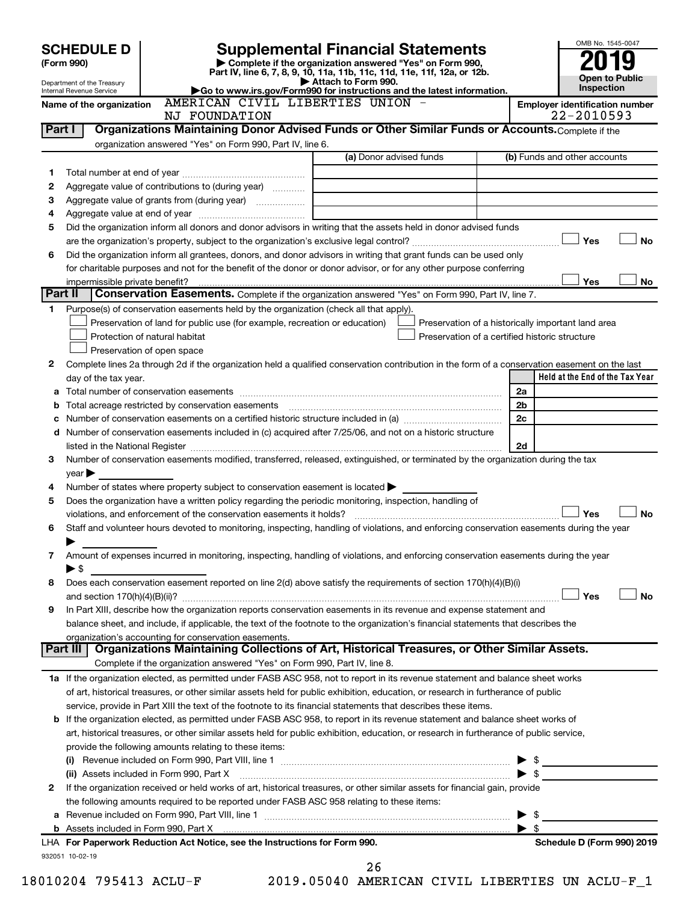# SCHEDULE D (Form 990)

Department of the Treasury
Internal Revenue Service

## Supplemental Financial Statements

▶ Complete if the organization answered "Yes" on Form 990, Part IV, line 6, 7, 8, 9, 10, 11a, 11b, 11c, 11d, 11e, 11f, 12a, or 12b.
▶ Attach to Form 990.
▶Go to www.irs.gov/Form990 for instructions and the latest information.

OMB No. 1545-0047

**2019**

**Open to Public Inspection**

Name of the organization: AMERICAN CIVIL LIBERTIES UNION - NJ FOUNDATION

Employer identification number: 22-2010593

**Part I — Organizations Maintaining Donor Advised Funds or Other Similar Funds or Accounts.** Complete if the organization answered "Yes" on Form 990, Part IV, line 6.

| | | (a) Donor advised funds | (b) Funds and other accounts |
|---|---|---|---|
| 1 | Total number at end of year | | |
| 2 | Aggregate value of contributions to (during year) | | |
| 3 | Aggregate value of grants from (during year) | | |
| 4 | Aggregate value at end of year | | |

5 Did the organization inform all donors and donor advisors in writing that the assets held in donor advised funds are the organization's property, subject to the organization's exclusive legal control? ☐ Yes ☐ No

6 Did the organization inform all grantees, donors, and donor advisors in writing that grant funds can be used only for charitable purposes and not for the benefit of the donor or donor advisor, or for any other purpose conferring impermissible private benefit? ☐ Yes ☐ No

**Part II — Conservation Easements.** Complete if the organization answered "Yes" on Form 990, Part IV, line 7.

1 Purpose(s) of conservation easements held by the organization (check all that apply).

☐ Preservation of land for public use (for example, recreation or education)
☐ Protection of natural habitat
☐ Preservation of open space
☐ Preservation of a historically important land area
☐ Preservation of a certified historic structure

2 Complete lines 2a through 2d if the organization held a qualified conservation contribution in the form of a conservation easement on the last day of the tax year.

| | | | Held at the End of the Tax Year |
|---|---|---|---|
| a | Total number of conservation easements | 2a | |
| b | Total acreage restricted by conservation easements | 2b | |
| c | Number of conservation easements on a certified historic structure included in (a) | 2c | |
| d | Number of conservation easements included in (c) acquired after 7/25/06, and not on a historic structure listed in the National Register | 2d | |

3 Number of conservation easements modified, transferred, released, extinguished, or terminated by the organization during the tax year ▶

4 Number of states where property subject to conservation easement is located ▶

5 Does the organization have a written policy regarding the periodic monitoring, inspection, handling of violations, and enforcement of the conservation easements it holds? ☐ Yes ☐ No

6 Staff and volunteer hours devoted to monitoring, inspecting, handling of violations, and enforcing conservation easements during the year ▶

7 Amount of expenses incurred in monitoring, inspecting, handling of violations, and enforcing conservation easements during the year ▶ $

8 Does each conservation easement reported on line 2(d) above satisfy the requirements of section 170(h)(4)(B)(i) and section 170(h)(4)(B)(ii)? ☐ Yes ☐ No

9 In Part XIII, describe how the organization reports conservation easements in its revenue and expense statement and balance sheet, and include, if applicable, the text of the footnote to the organization's financial statements that describes the organization's accounting for conservation easements.

**Part III — Organizations Maintaining Collections of Art, Historical Treasures, or Other Similar Assets.** Complete if the organization answered "Yes" on Form 990, Part IV, line 8.

1a If the organization elected, as permitted under FASB ASC 958, not to report in its revenue statement and balance sheet works of art, historical treasures, or other similar assets held for public exhibition, education, or research in furtherance of public service, provide in Part XIII the text of the footnote to its financial statements that describes these items.

b If the organization elected, as permitted under FASB ASC 958, to report in its revenue statement and balance sheet works of art, historical treasures, or other similar assets held for public exhibition, education, or research in furtherance of public service, provide the following amounts relating to these items:

(i) Revenue included on Form 990, Part VIII, line 1 ▶ $

(ii) Assets included in Form 990, Part X ▶ $

2 If the organization received or held works of art, historical treasures, or other similar assets for financial gain, provide the following amounts required to be reported under FASB ASC 958 relating to these items:

a Revenue included on Form 990, Part VIII, line 1 ▶ $

b Assets included in Form 990, Part X ▶ $

LHA For Paperwork Reduction Act Notice, see the Instructions for Form 990.

Schedule D (Form 990) 2019

932051 10-02-19

18010204 795413 ACLU-F 2019.05040 AMERICAN CIVIL LIBERTIES UN ACLU-F_1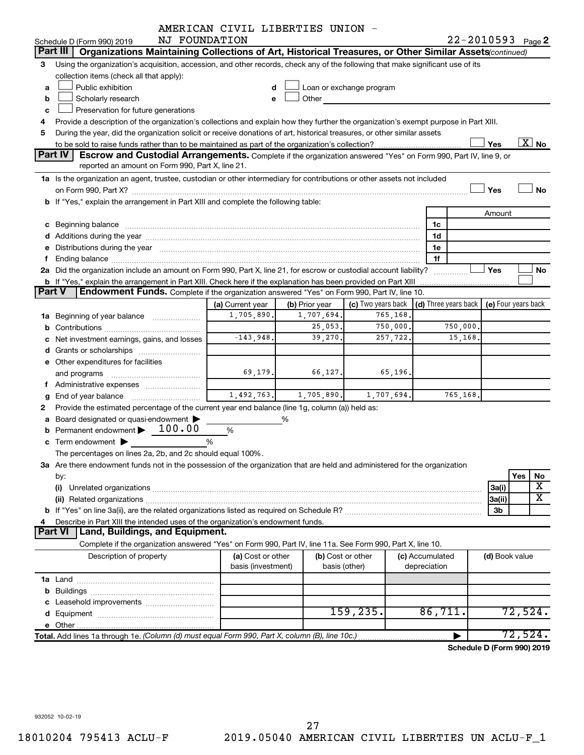AMERICAN CIVIL LIBERTIES UNION - NJ FOUNDATION

Schedule D (Form 990) 2019 — 22-2010593 Page 2

**Part III** **Organizations Maintaining Collections of Art, Historical Treasures, or Other Similar Assets** *(continued)*

3 Using the organization's acquisition, accession, and other records, check any of the following that make significant use of its collection items (check all that apply):

- a ☐ Public exhibition
- b ☐ Scholarly research
- c ☐ Preservation for future generations
- d ☐ Loan or exchange program
- e ☐ Other

4 Provide a description of the organization's collections and explain how they further the organization's exempt purpose in Part XIII.

5 During the year, did the organization solicit or receive donations of art, historical treasures, or other similar assets to be sold to raise funds rather than to be maintained as part of the organization's collection? ☐ Yes ☒ No

**Part IV** **Escrow and Custodial Arrangements.** Complete if the organization answered "Yes" on Form 990, Part IV, line 9, or reported an amount on Form 990, Part X, line 21.

1a Is the organization an agent, trustee, custodian or other intermediary for contributions or other assets not included on Form 990, Part X? ☐ Yes ☐ No

b If "Yes," explain the arrangement in Part XIII and complete the following table:

| | | Amount |
|---|---|---|
| c Beginning balance | 1c | |
| d Additions during the year | 1d | |
| e Distributions during the year | 1e | |
| f Ending balance | 1f | |

2a Did the organization include an amount on Form 990, Part X, line 21, for escrow or custodial account liability? ☐ Yes ☐ No

b If "Yes," explain the arrangement in Part XIII. Check here if the explanation has been provided on Part XIII ☐

**Part V** **Endowment Funds.** Complete if the organization answered "Yes" on Form 990, Part IV, line 10.

| | (a) Current year | (b) Prior year | (c) Two years back | (d) Three years back | (e) Four years back |
|---|---|---|---|---|---|
| 1a Beginning of year balance | 1,705,890. | 1,707,694. | 765,168. | | |
| b Contributions | | 25,053. | 750,000. | 750,000. | |
| c Net investment earnings, gains, and losses | -143,948. | 39,270. | 257,722. | 15,168. | |
| d Grants or scholarships | | | | | |
| e Other expenditures for facilities and programs | 69,179. | 66,127. | 65,196. | | |
| f Administrative expenses | | | | | |
| g End of year balance | 1,492,763. | 1,705,890. | 1,707,694. | 765,168. | |

2 Provide the estimated percentage of the current year end balance (line 1g, column (a)) held as:

- a Board designated or quasi-endowment ▶ ______ %
- b Permanent endowment ▶ 100.00 %
- c Term endowment ▶ ______ %

The percentages on lines 2a, 2b, and 2c should equal 100%.

3a Are there endowment funds not in the possession of the organization that are held and administered for the organization by:

| | | Yes | No |
|---|---|---|---|
| (i) Unrelated organizations | 3a(i) | | X |
| (ii) Related organizations | 3a(ii) | | X |
| b If "Yes" on line 3a(ii), are the related organizations listed as required on Schedule R? | 3b | | |

4 Describe in Part XIII the intended uses of the organization's endowment funds.

**Part VI** **Land, Buildings, and Equipment.**

Complete if the organization answered "Yes" on Form 990, Part IV, line 11a. See Form 990, Part X, line 10.

| Description of property | (a) Cost or other basis (investment) | (b) Cost or other basis (other) | (c) Accumulated depreciation | (d) Book value |
|---|---|---|---|---|
| 1a Land | | | | |
| b Buildings | | | | |
| c Leasehold improvements | | | | |
| d Equipment | | 159,235. | 86,711. | 72,524. |
| e Other | | | | |
| **Total.** Add lines 1a through 1e. *(Column (d) must equal Form 990, Part X, column (B), line 10c.)* | | | ▶ | 72,524. |

**Schedule D (Form 990) 2019**

932052 10-02-19

18010204 795413 ACLU-F 2019.05040 AMERICAN CIVIL LIBERTIES UN ACLU-F_1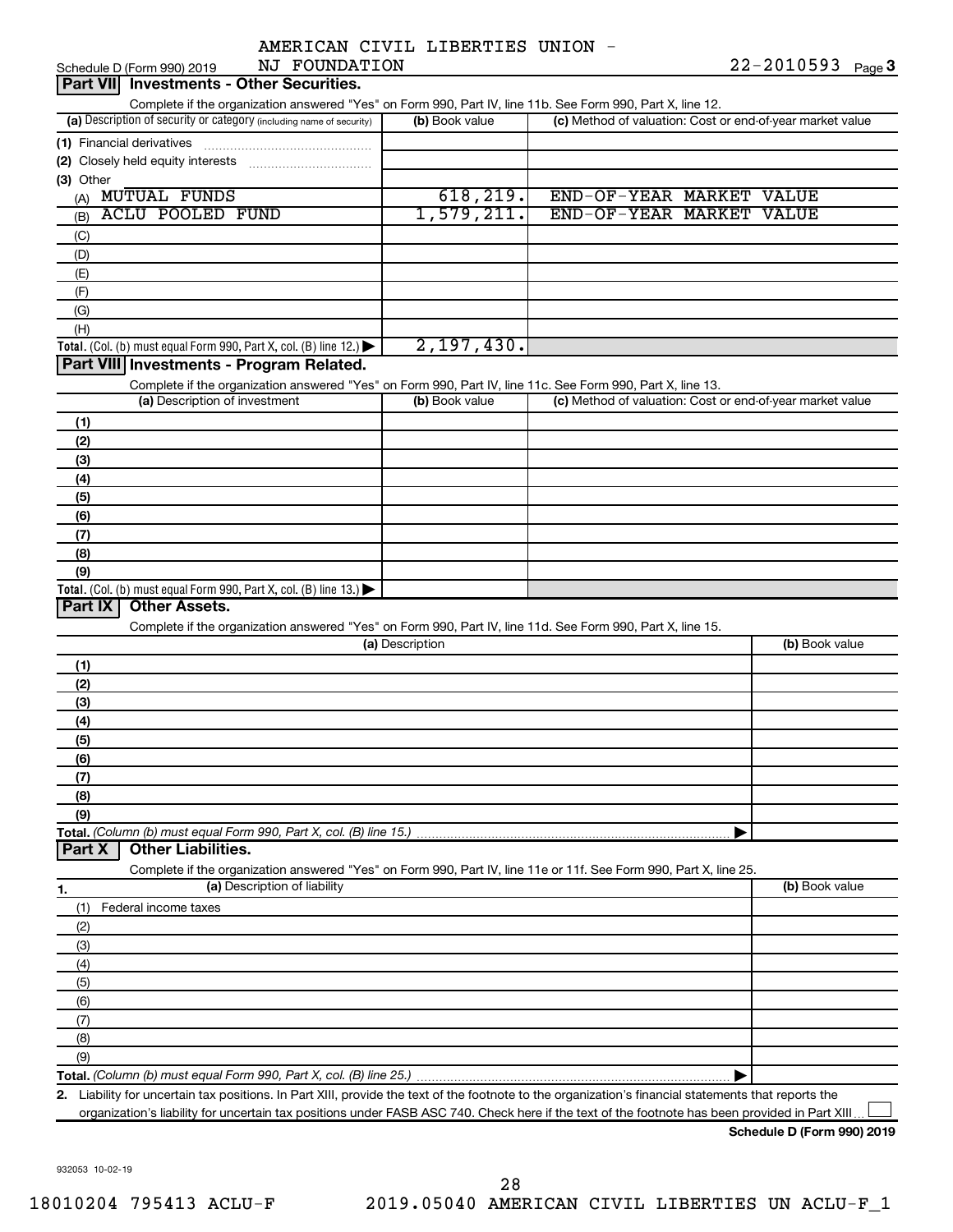Schedule D (Form 990) 2019 AMERICAN CIVIL LIBERTIES UNION - NJ FOUNDATION 22-2010593 Page 3

## Part VII Investments - Other Securities.

Complete if the organization answered "Yes" on Form 990, Part IV, line 11b. See Form 990, Part X, line 12.

| (a) Description of security or category (including name of security) | (b) Book value | (c) Method of valuation: Cost or end-of-year market value |
|---|---|---|
| (1) Financial derivatives | | |
| (2) Closely held equity interests | | |
| (3) Other | | |
| (A) MUTUAL FUNDS | 618,219. | END-OF-YEAR MARKET VALUE |
| (B) ACLU POOLED FUND | 1,579,211. | END-OF-YEAR MARKET VALUE |
| (C) | | |
| (D) | | |
| (E) | | |
| (F) | | |
| (G) | | |
| (H) | | |
| **Total.** (Col. (b) must equal Form 990, Part X, col. (B) line 12.) ▶ | 2,197,430. | |

## Part VIII Investments - Program Related.

Complete if the organization answered "Yes" on Form 990, Part IV, line 11c. See Form 990, Part X, line 13.

| (a) Description of investment | (b) Book value | (c) Method of valuation: Cost or end-of-year market value |
|---|---|---|
| (1) | | |
| (2) | | |
| (3) | | |
| (4) | | |
| (5) | | |
| (6) | | |
| (7) | | |
| (8) | | |
| (9) | | |
| **Total.** (Col. (b) must equal Form 990, Part X, col. (B) line 13.) ▶ | | |

## Part IX Other Assets.

Complete if the organization answered "Yes" on Form 990, Part IV, line 11d. See Form 990, Part X, line 15.

| (a) Description | (b) Book value |
|---|---|
| (1) | |
| (2) | |
| (3) | |
| (4) | |
| (5) | |
| (6) | |
| (7) | |
| (8) | |
| (9) | |
| **Total.** *(Column (b) must equal Form 990, Part X, col. (B) line 15.)* ▶ | |

## Part X Other Liabilities.

Complete if the organization answered "Yes" on Form 990, Part IV, line 11e or 11f. See Form 990, Part X, line 25.

| 1. (a) Description of liability | (b) Book value |
|---|---|
| (1) Federal income taxes | |
| (2) | |
| (3) | |
| (4) | |
| (5) | |
| (6) | |
| (7) | |
| (8) | |
| (9) | |
| **Total.** *(Column (b) must equal Form 990, Part X, col. (B) line 25.)* ▶ | |

2. Liability for uncertain tax positions. In Part XIII, provide the text of the footnote to the organization's financial statements that reports the organization's liability for uncertain tax positions under FASB ASC 740. Check here if the text of the footnote has been provided in Part XIII ☐

**Schedule D (Form 990) 2019**

932053 10-02-19

18010204 795413 ACLU-F 2019.05040 AMERICAN CIVIL LIBERTIES UN ACLU-F_1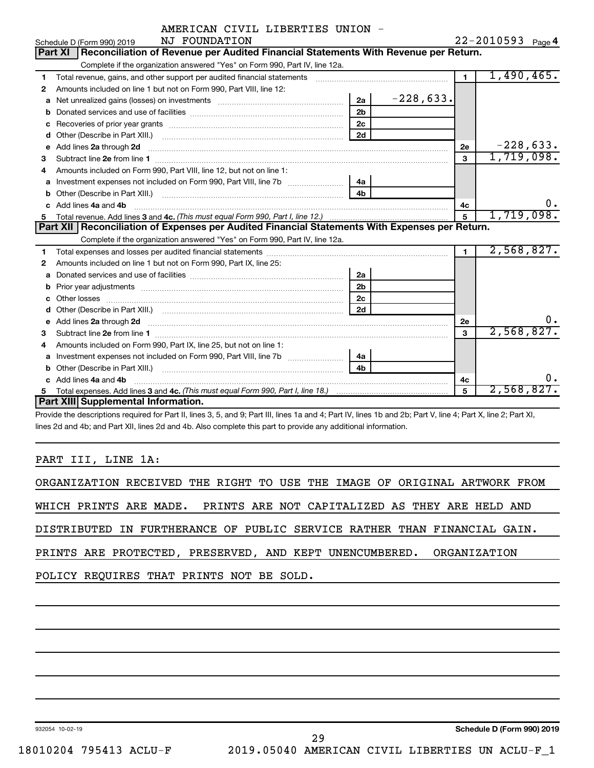AMERICAN CIVIL LIBERTIES UNION - NJ FOUNDATION

Schedule D (Form 990) 2019 — 22-2010593 Page **4**

## Part XI — Reconciliation of Revenue per Audited Financial Statements With Revenue per Return.

Complete if the organization answered "Yes" on Form 990, Part IV, line 12a.

| | | | | | |
|---|---|---|---|---|---|
| 1 | Total revenue, gains, and other support per audited financial statements | | | 1 | 1,490,465. |
| 2 | Amounts included on line 1 but not on Form 990, Part VIII, line 12: | | | | |
| a | Net unrealized gains (losses) on investments | 2a | -228,633. | | |
| b | Donated services and use of facilities | 2b | | | |
| c | Recoveries of prior year grants | 2c | | | |
| d | Other (Describe in Part XIII.) | 2d | | | |
| e | Add lines **2a** through **2d** | | | 2e | -228,633. |
| 3 | Subtract line **2e** from line **1** | | | 3 | 1,719,098. |
| 4 | Amounts included on Form 990, Part VIII, line 12, but not on line 1: | | | | |
| a | Investment expenses not included on Form 990, Part VIII, line 7b | 4a | | | |
| b | Other (Describe in Part XIII.) | 4b | | | |
| c | Add lines **4a** and **4b** | | | 4c | 0. |
| 5 | Total revenue. Add lines **3** and **4c.** *(This must equal Form 990, Part I, line 12.)* | | | 5 | 1,719,098. |

## Part XII — Reconciliation of Expenses per Audited Financial Statements With Expenses per Return.

Complete if the organization answered "Yes" on Form 990, Part IV, line 12a.

| | | | | | |
|---|---|---|---|---|---|
| 1 | Total expenses and losses per audited financial statements | | | 1 | 2,568,827. |
| 2 | Amounts included on line 1 but not on Form 990, Part IX, line 25: | | | | |
| a | Donated services and use of facilities | 2a | | | |
| b | Prior year adjustments | 2b | | | |
| c | Other losses | 2c | | | |
| d | Other (Describe in Part XIII.) | 2d | | | |
| e | Add lines **2a** through **2d** | | | 2e | 0. |
| 3 | Subtract line **2e** from line **1** | | | 3 | 2,568,827. |
| 4 | Amounts included on Form 990, Part IX, line 25, but not on line 1: | | | | |
| a | Investment expenses not included on Form 990, Part VIII, line 7b | 4a | | | |
| b | Other (Describe in Part XIII.) | 4b | | | |
| c | Add lines **4a** and **4b** | | | 4c | 0. |
| 5 | Total expenses. Add lines **3** and **4c.** *(This must equal Form 990, Part I, line 18.)* | | | 5 | 2,568,827. |

## Part XIII — Supplemental Information.

Provide the descriptions required for Part II, lines 3, 5, and 9; Part III, lines 1a and 4; Part IV, lines 1b and 2b; Part V, line 4; Part X, line 2; Part XI, lines 2d and 4b; and Part XII, lines 2d and 4b. Also complete this part to provide any additional information.

PART III, LINE 1A:

ORGANIZATION RECEIVED THE RIGHT TO USE THE IMAGE OF ORIGINAL ARTWORK FROM WHICH PRINTS ARE MADE. PRINTS ARE NOT CAPITALIZED AS THEY ARE HELD AND DISTRIBUTED IN FURTHERANCE OF PUBLIC SERVICE RATHER THAN FINANCIAL GAIN. PRINTS ARE PROTECTED, PRESERVED, AND KEPT UNENCUMBERED. ORGANIZATION POLICY REQUIRES THAT PRINTS NOT BE SOLD.

932054 10-02-19 — **Schedule D (Form 990) 2019**

18010204 795413 ACLU-F 2019.05040 AMERICAN CIVIL LIBERTIES UN ACLU-F_1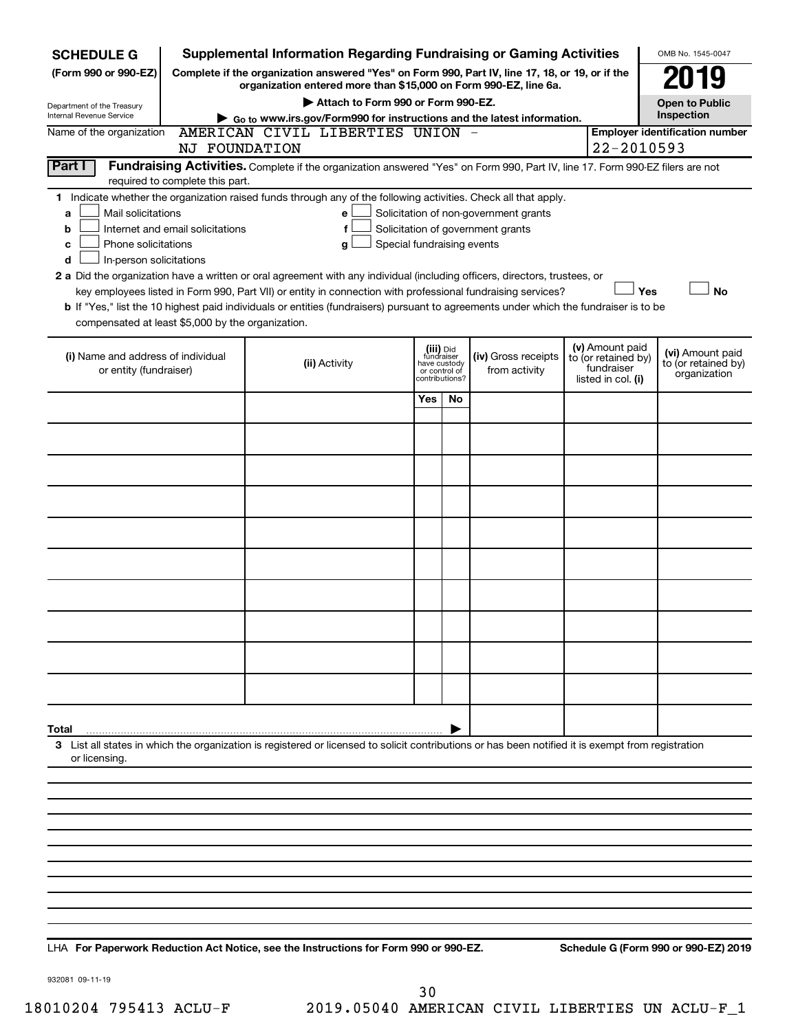**SCHEDULE G (Form 990 or 990-EZ)**

Department of the Treasury
Internal Revenue Service

# Supplemental Information Regarding Fundraising or Gaming Activities

**Complete if the organization answered "Yes" on Form 990, Part IV, line 17, 18, or 19, or if the organization entered more than $15,000 on Form 990-EZ, line 6a.**

▶ Attach to Form 990 or Form 990-EZ.

▶ Go to www.irs.gov/Form990 for instructions and the latest information.

OMB No. 1545-0047

**2019**

**Open to Public Inspection**

Name of the organization: AMERICAN CIVIL LIBERTIES UNION - NJ FOUNDATION

**Employer identification number:** 22-2010593

## Part I Fundraising Activities.

Complete if the organization answered "Yes" on Form 990, Part IV, line 17. Form 990-EZ filers are not required to complete this part.

**1** Indicate whether the organization raised funds through any of the following activities. Check all that apply.

- **a** ☐ Mail solicitations
- **b** ☐ Internet and email solicitations
- **c** ☐ Phone solicitations
- **d** ☐ In-person solicitations
- **e** ☐ Solicitation of non-government grants
- **f** ☐ Solicitation of government grants
- **g** ☐ Special fundraising events

**2 a** Did the organization have a written or oral agreement with any individual (including officers, directors, trustees, or key employees listed in Form 990, Part VII) or entity in connection with professional fundraising services? ☐ Yes ☐ No

**b** If "Yes," list the 10 highest paid individuals or entities (fundraisers) pursuant to agreements under which the fundraiser is to be compensated at least $5,000 by the organization.

| (i) Name and address of individual or entity (fundraiser) | (ii) Activity | (iii) Did fundraiser have custody or control of contributions? Yes | No | (iv) Gross receipts from activity | (v) Amount paid to (or retained by) fundraiser listed in col. (i) | (vi) Amount paid to (or retained by) organization |
|---|---|---|---|---|---|---|
| | | | | | | |
| | | | | | | |
| | | | | | | |
| | | | | | | |
| | | | | | | |
| | | | | | | |
| | | | | | | |
| | | | | | | |
| | | | | | | |
| | | | | | | |
| **Total** | | | ▶ | | | |

**3** List all states in which the organization is registered or licensed to solicit contributions or has been notified it is exempt from registration or licensing.

LHA **For Paperwork Reduction Act Notice, see the Instructions for Form 990 or 990-EZ.** **Schedule G (Form 990 or 990-EZ) 2019**

932081 09-11-19

18010204 795413 ACLU-F 2019.05040 AMERICAN CIVIL LIBERTIES UN ACLU-F_1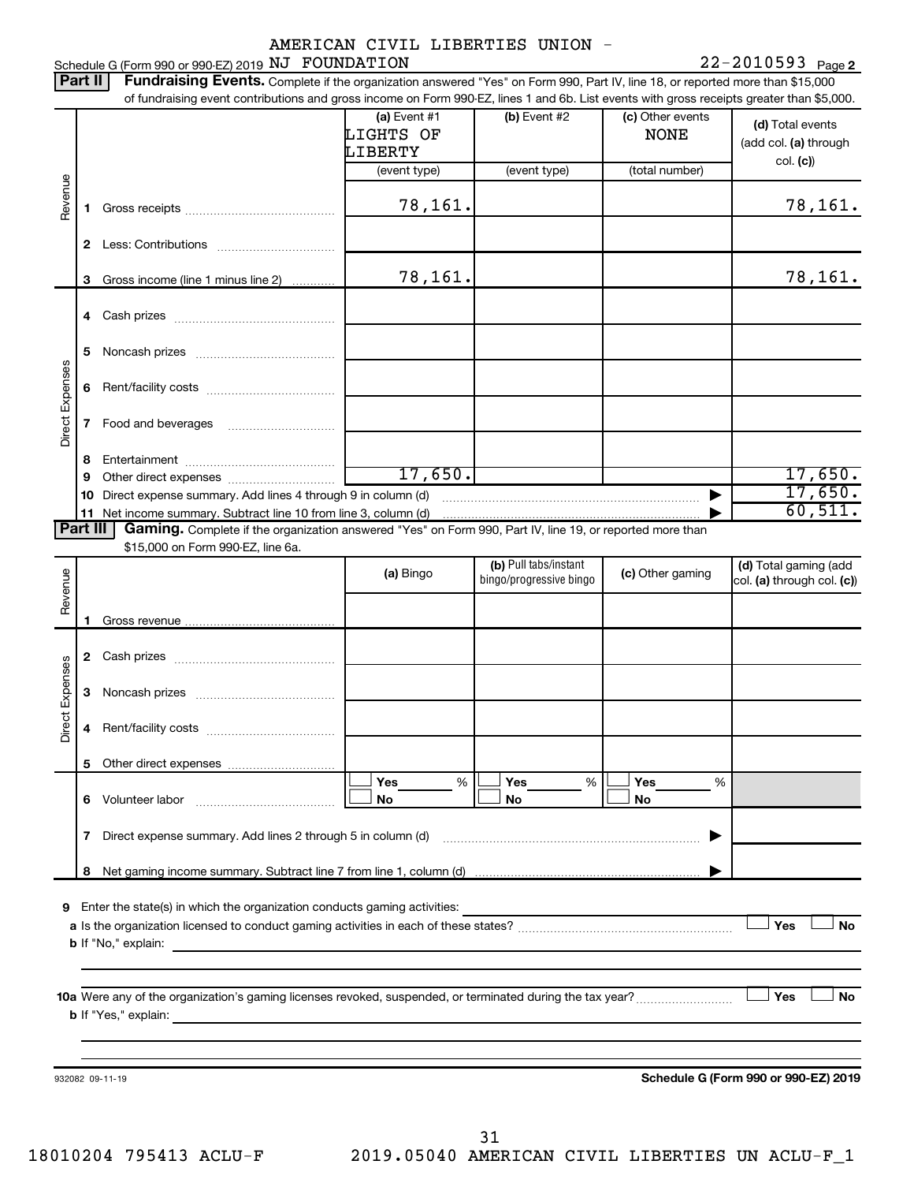Schedule G (Form 990 or 990-EZ) 2019 AMERICAN CIVIL LIBERTIES UNION - NJ FOUNDATION 22-2010593 Page 2

**Part II** **Fundraising Events.** Complete if the organization answered "Yes" on Form 990, Part IV, line 18, or reported more than $15,000 of fundraising event contributions and gross income on Form 990-EZ, lines 1 and 6b. List events with gross receipts greater than $5,000.

| | | (a) Event #1 LIGHTS OF LIBERTY (event type) | (b) Event #2 (event type) | (c) Other events NONE (total number) | (d) Total events (add col. (a) through col. (c)) |
|---|---|---|---|---|---|
| Revenue | 1 Gross receipts | 78,161. | | | 78,161. |
| | 2 Less: Contributions | | | | |
| | 3 Gross income (line 1 minus line 2) | 78,161. | | | 78,161. |
| Direct Expenses | 4 Cash prizes | | | | |
| | 5 Noncash prizes | | | | |
| | 6 Rent/facility costs | | | | |
| | 7 Food and beverages | | | | |
| | 8 Entertainment | | | | |
| | 9 Other direct expenses | 17,650. | | | 17,650. |
| | 10 Direct expense summary. Add lines 4 through 9 in column (d) | | | | 17,650. |
| | 11 Net income summary. Subtract line 10 from line 3, column (d) | | | | 60,511. |

**Part III** **Gaming.** Complete if the organization answered "Yes" on Form 990, Part IV, line 19, or reported more than $15,000 on Form 990-EZ, line 6a.

| | | (a) Bingo | (b) Pull tabs/instant bingo/progressive bingo | (c) Other gaming | (d) Total gaming (add col. (a) through col. (c)) |
|---|---|---|---|---|---|
| Revenue | 1 Gross revenue | | | | |
| Direct Expenses | 2 Cash prizes | | | | |
| | 3 Noncash prizes | | | | |
| | 4 Rent/facility costs | | | | |
| | 5 Other direct expenses | | | | |
| | 6 Volunteer labor | ☐ Yes ___ % ☐ No | ☐ Yes ___ % ☐ No | ☐ Yes ___ % ☐ No | |
| | 7 Direct expense summary. Add lines 2 through 5 in column (d) | | | | |
| | 8 Net gaming income summary. Subtract line 7 from line 1, column (d) | | | | |

9 Enter the state(s) in which the organization conducts gaming activities:

a Is the organization licensed to conduct gaming activities in each of these states? ☐ Yes ☐ No

b If "No," explain:

10a Were any of the organization's gaming licenses revoked, suspended, or terminated during the tax year? ☐ Yes ☐ No

b If "Yes," explain:

932082 09-11-19

**Schedule G (Form 990 or 990-EZ) 2019**

18010204 795413 ACLU-F 2019.05040 AMERICAN CIVIL LIBERTIES UN ACLU-F_1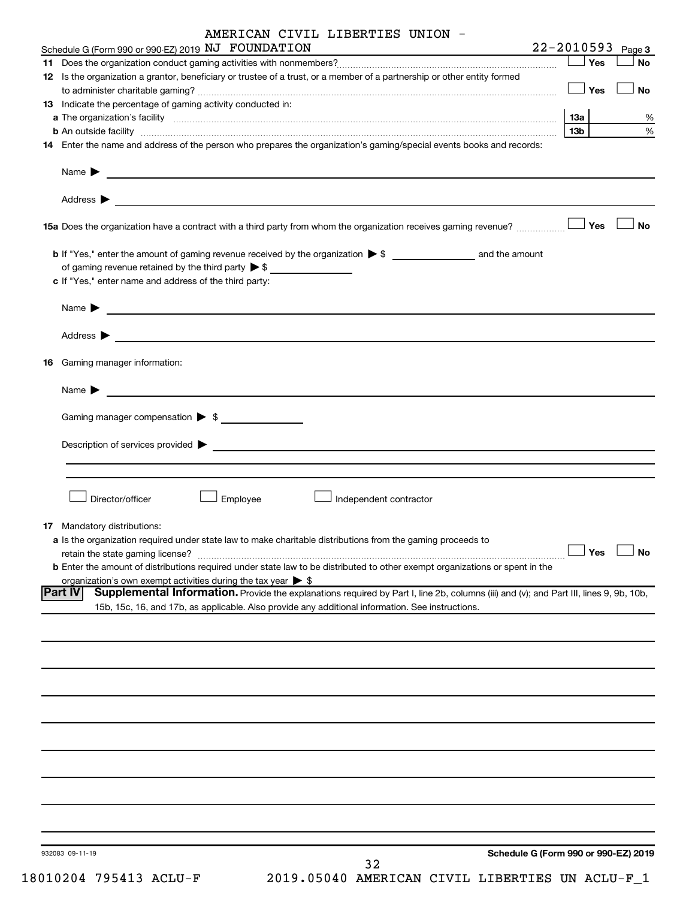Schedule G (Form 990 or 990-EZ) 2019 AMERICAN CIVIL LIBERTIES UNION - NJ FOUNDATION 22-2010593 Page 3

**11** Does the organization conduct gaming activities with nonmembers? ☐ Yes ☐ No

**12** Is the organization a grantor, beneficiary or trustee of a trust, or a member of a partnership or other entity formed to administer charitable gaming? ☐ Yes ☐ No

**13** Indicate the percentage of gaming activity conducted in:

**a** The organization's facility **13a** %

**b** An outside facility **13b** %

**14** Enter the name and address of the person who prepares the organization's gaming/special events books and records:

Name ▶

Address ▶

**15a** Does the organization have a contract with a third party from whom the organization receives gaming revenue? ☐ Yes ☐ No

**b** If "Yes," enter the amount of gaming revenue received by the organization ▶ $ ________ and the amount of gaming revenue retained by the third party ▶ $ ________

**c** If "Yes," enter name and address of the third party:

Name ▶

Address ▶

**16** Gaming manager information:

Name ▶

Gaming manager compensation ▶ $

Description of services provided ▶

☐ Director/officer ☐ Employee ☐ Independent contractor

**17** Mandatory distributions:

**a** Is the organization required under state law to make charitable distributions from the gaming proceeds to retain the state gaming license? ☐ Yes ☐ No

**b** Enter the amount of distributions required under state law to be distributed to other exempt organizations or spent in the organization's own exempt activities during the tax year ▶ $

**Part IV** **Supplemental Information.** Provide the explanations required by Part I, line 2b, columns (iii) and (v); and Part III, lines 9, 9b, 10b, 15b, 15c, 16, and 17b, as applicable. Also provide any additional information. See instructions.

932083 09-11-19 **Schedule G (Form 990 or 990-EZ) 2019**

18010204 795413 ACLU-F 2019.05040 AMERICAN CIVIL LIBERTIES UN ACLU-F_1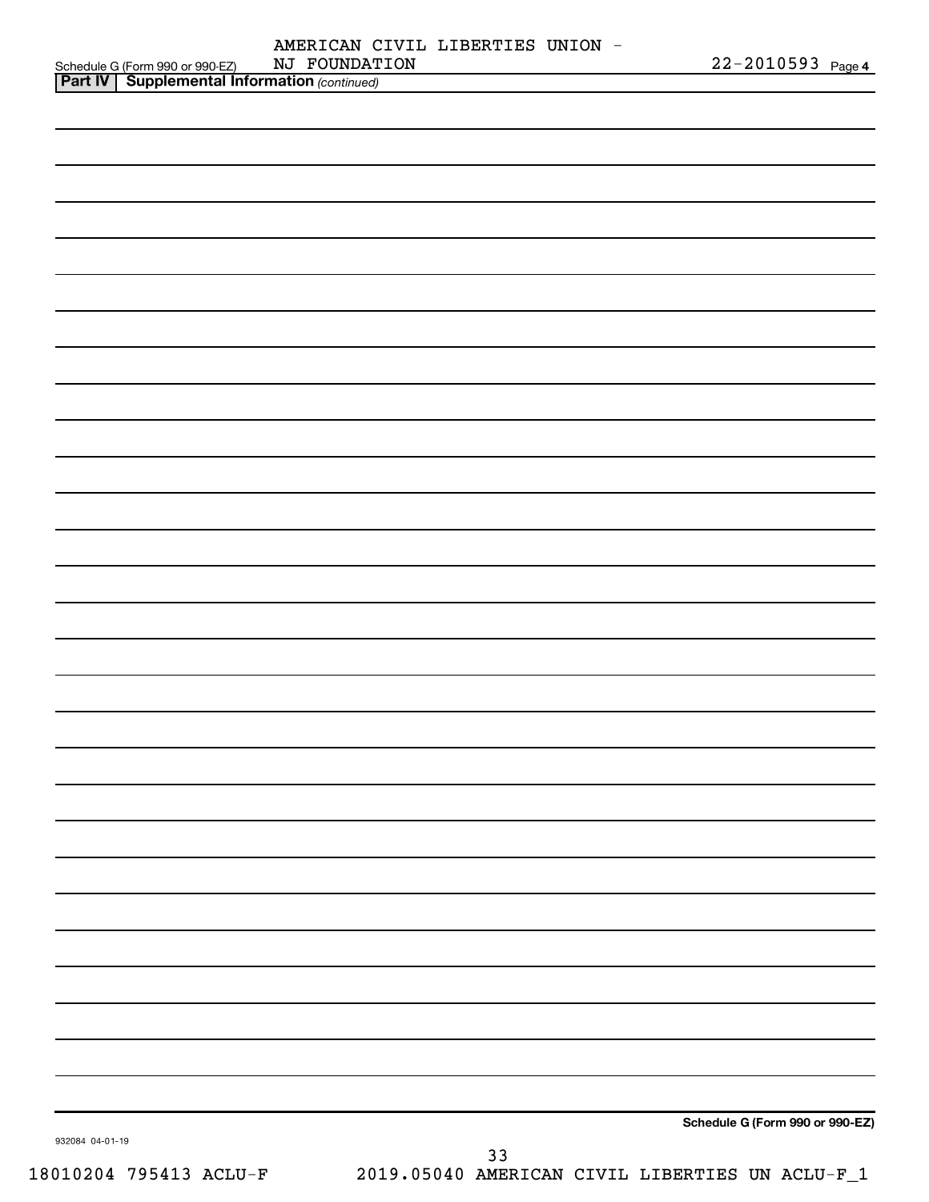Schedule G (Form 990 or 990-EZ) AMERICAN CIVIL LIBERTIES UNION - NJ FOUNDATION 22-2010593 Page 4

**Part IV | Supplemental Information** *(continued)*

**Schedule G (Form 990 or 990-EZ)**

932084 04-01-19

18010204 795413 ACLU-F 2019.05040 AMERICAN CIVIL LIBERTIES UN ACLU-F_1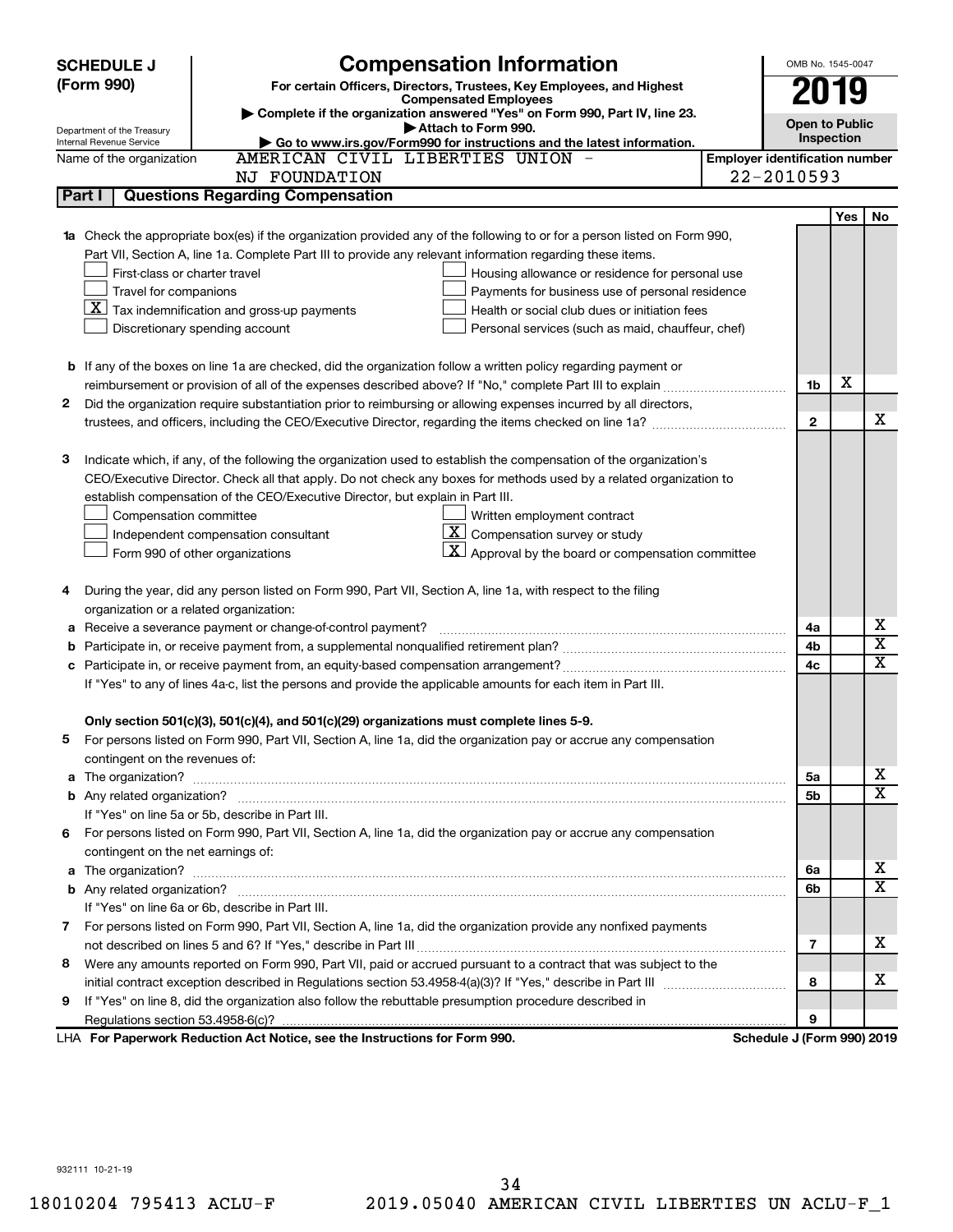**SCHEDULE J (Form 990)**

Department of the Treasury
Internal Revenue Service

# Compensation Information

**For certain Officers, Directors, Trustees, Key Employees, and Highest Compensated Employees**

▶ Complete if the organization answered "Yes" on Form 990, Part IV, line 23.
▶ Attach to Form 990.
▶ Go to www.irs.gov/Form990 for instructions and the latest information.

OMB No. 1545-0047

**2019**

**Open to Public Inspection**

Name of the organization: AMERICAN CIVIL LIBERTIES UNION - NJ FOUNDATION

Employer identification number: 22-2010593

## Part I | Questions Regarding Compensation

| | | | Yes | No |
|---|---|---|---|---|
| **1a** | Check the appropriate box(es) if the organization provided any of the following to or for a person listed on Form 990, Part VII, Section A, line 1a. Complete Part III to provide any relevant information regarding these items.<br>☐ First-class or charter travel<br>☐ Travel for companions<br>☒ Tax indemnification and gross-up payments<br>☐ Discretionary spending account<br>☐ Housing allowance or residence for personal use<br>☐ Payments for business use of personal residence<br>☐ Health or social club dues or initiation fees<br>☐ Personal services (such as maid, chauffeur, chef) | | | |
| **b** | If any of the boxes on line 1a are checked, did the organization follow a written policy regarding payment or reimbursement or provision of all of the expenses described above? If "No," complete Part III to explain | 1b | X | |
| **2** | Did the organization require substantiation prior to reimbursing or allowing expenses incurred by all directors, trustees, and officers, including the CEO/Executive Director, regarding the items checked on line 1a? | 2 | | X |
| **3** | Indicate which, if any, of the following the organization used to establish the compensation of the organization's CEO/Executive Director. Check all that apply. Do not check any boxes for methods used by a related organization to establish compensation of the CEO/Executive Director, but explain in Part III.<br>☐ Compensation committee<br>☐ Independent compensation consultant<br>☐ Form 990 of other organizations<br>☐ Written employment contract<br>☒ Compensation survey or study<br>☒ Approval by the board or compensation committee | | | |
| **4** | During the year, did any person listed on Form 990, Part VII, Section A, line 1a, with respect to the filing organization or a related organization: | | | |
| **a** | Receive a severance payment or change-of-control payment? | 4a | | X |
| **b** | Participate in, or receive payment from, a supplemental nonqualified retirement plan? | 4b | | X |
| **c** | Participate in, or receive payment from, an equity-based compensation arrangement? | 4c | | X |
| | If "Yes" to any of lines 4a-c, list the persons and provide the applicable amounts for each item in Part III. | | | |
| | **Only section 501(c)(3), 501(c)(4), and 501(c)(29) organizations must complete lines 5-9.** | | | |
| **5** | For persons listed on Form 990, Part VII, Section A, line 1a, did the organization pay or accrue any compensation contingent on the revenues of: | | | |
| **a** | The organization? | 5a | | X |
| **b** | Any related organization? | 5b | | X |
| | If "Yes" on line 5a or 5b, describe in Part III. | | | |
| **6** | For persons listed on Form 990, Part VII, Section A, line 1a, did the organization pay or accrue any compensation contingent on the net earnings of: | | | |
| **a** | The organization? | 6a | | X |
| **b** | Any related organization? | 6b | | X |
| | If "Yes" on line 6a or 6b, describe in Part III. | | | |
| **7** | For persons listed on Form 990, Part VII, Section A, line 1a, did the organization provide any nonfixed payments not described on lines 5 and 6? If "Yes," describe in Part III | 7 | | X |
| **8** | Were any amounts reported on Form 990, Part VII, paid or accrued pursuant to a contract that was subject to the initial contract exception described in Regulations section 53.4958-4(a)(3)? If "Yes," describe in Part III | 8 | | X |
| **9** | If "Yes" on line 8, did the organization also follow the rebuttable presumption procedure described in Regulations section 53.4958-6(c)? | 9 | | |

LHA **For Paperwork Reduction Act Notice, see the Instructions for Form 990.** **Schedule J (Form 990) 2019**

932111 10-21-19

18010204 795413 ACLU-F 2019.05040 AMERICAN CIVIL LIBERTIES UN ACLU-F_1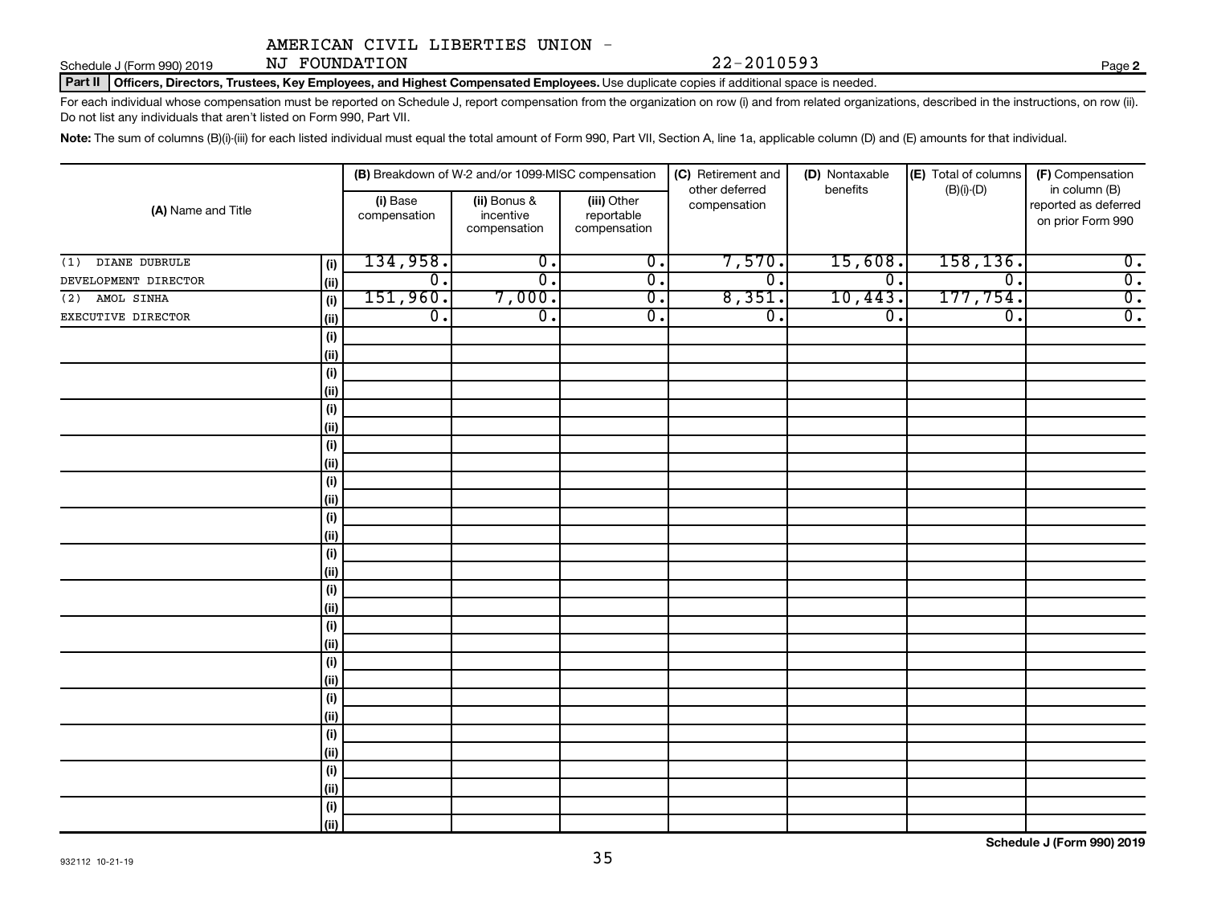AMERICAN CIVIL LIBERTIES UNION - NJ FOUNDATION 22-2010593

Schedule J (Form 990) 2019 Page **2**

**Part II Officers, Directors, Trustees, Key Employees, and Highest Compensated Employees.** Use duplicate copies if additional space is needed.

For each individual whose compensation must be reported on Schedule J, report compensation from the organization on row (i) and from related organizations, described in the instructions, on row (ii). Do not list any individuals that aren't listed on Form 990, Part VII.

**Note:** The sum of columns (B)(i)-(iii) for each listed individual must equal the total amount of Form 990, Part VII, Section A, line 1a, applicable column (D) and (E) amounts for that individual.

| (A) Name and Title | | (B) Breakdown of W-2 and/or 1099-MISC compensation | | | (C) Retirement and other deferred compensation | (D) Nontaxable benefits | (E) Total of columns (B)(i)-(D) | (F) Compensation in column (B) reported as deferred on prior Form 990 |
|---|---|---|---|---|---|---|---|---|
| | | (i) Base compensation | (ii) Bonus & incentive compensation | (iii) Other reportable compensation | | | | |
| (1) DIANE DUBRULE | (i) | 134,958. | 0. | 0. | 7,570. | 15,608. | 158,136. | 0. |
| DEVELOPMENT DIRECTOR | (ii) | 0. | 0. | 0. | 0. | 0. | 0. | 0. |
| (2) AMOL SINHA | (i) | 151,960. | 7,000. | 0. | 8,351. | 10,443. | 177,754. | 0. |
| EXECUTIVE DIRECTOR | (ii) | 0. | 0. | 0. | 0. | 0. | 0. | 0. |

Schedule J (Form 990) 2019

932112 10-21-19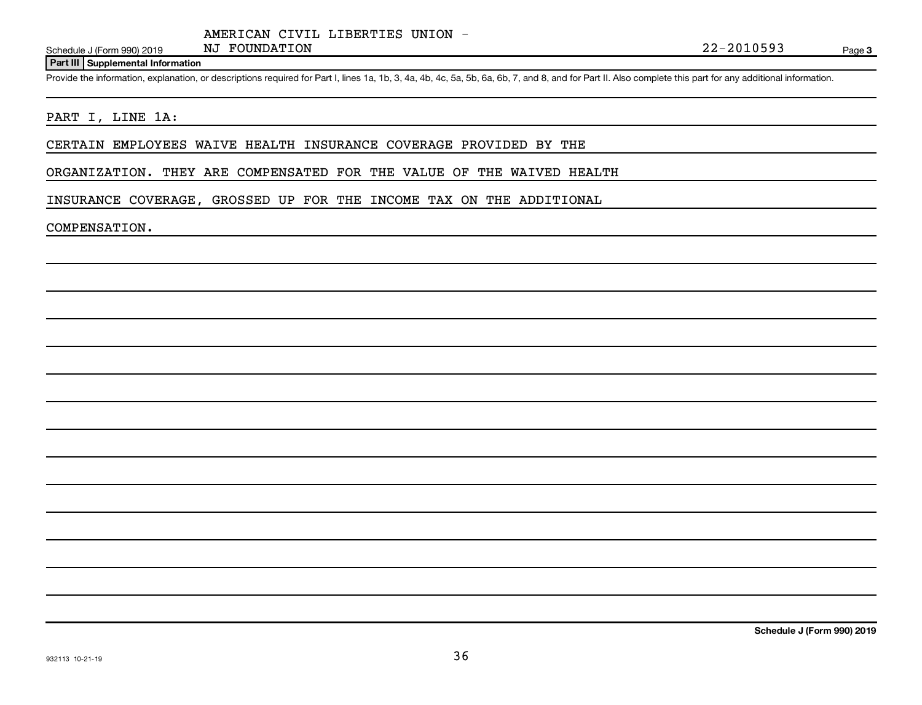AMERICAN CIVIL LIBERTIES UNION - NJ FOUNDATION

Schedule J (Form 990) 2019 22-2010593 Page 3

**Part III Supplemental Information**

Provide the information, explanation, or descriptions required for Part I, lines 1a, 1b, 3, 4a, 4b, 4c, 5a, 5b, 6a, 6b, 7, and 8, and for Part II. Also complete this part for any additional information.

PART I, LINE 1A:

CERTAIN EMPLOYEES WAIVE HEALTH INSURANCE COVERAGE PROVIDED BY THE ORGANIZATION. THEY ARE COMPENSATED FOR THE VALUE OF THE WAIVED HEALTH INSURANCE COVERAGE, GROSSED UP FOR THE INCOME TAX ON THE ADDITIONAL COMPENSATION.

**Schedule J (Form 990) 2019**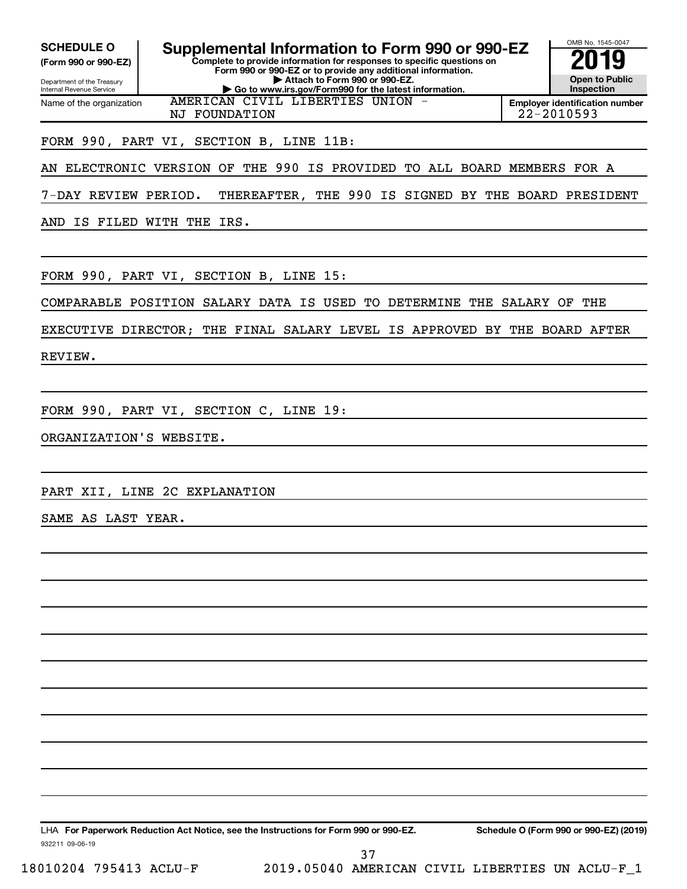**SCHEDULE O**
**(Form 990 or 990-EZ)**

Department of the Treasury
Internal Revenue Service

# Supplemental Information to Form 990 or 990-EZ

**Complete to provide information for responses to specific questions on Form 990 or 990-EZ or to provide any additional information.**
**▶ Attach to Form 990 or 990-EZ.**
**▶ Go to www.irs.gov/Form990 for the latest information.**

OMB No. 1545-0047
**2019**
**Open to Public Inspection**

| Name of the organization | Employer identification number |
|---|---|
| AMERICAN CIVIL LIBERTIES UNION - NJ FOUNDATION | 22-2010593 |

FORM 990, PART VI, SECTION B, LINE 11B:

AN ELECTRONIC VERSION OF THE 990 IS PROVIDED TO ALL BOARD MEMBERS FOR A 7-DAY REVIEW PERIOD. THEREAFTER, THE 990 IS SIGNED BY THE BOARD PRESIDENT AND IS FILED WITH THE IRS.

FORM 990, PART VI, SECTION B, LINE 15:

COMPARABLE POSITION SALARY DATA IS USED TO DETERMINE THE SALARY OF THE EXECUTIVE DIRECTOR; THE FINAL SALARY LEVEL IS APPROVED BY THE BOARD AFTER REVIEW.

FORM 990, PART VI, SECTION C, LINE 19:

ORGANIZATION'S WEBSITE.

PART XII, LINE 2C EXPLANATION

SAME AS LAST YEAR.

LHA **For Paperwork Reduction Act Notice, see the Instructions for Form 990 or 990-EZ.** **Schedule O (Form 990 or 990-EZ) (2019)**

932211 09-06-19

18010204 795413 ACLU-F 2019.05040 AMERICAN CIVIL LIBERTIES UN ACLU-F_1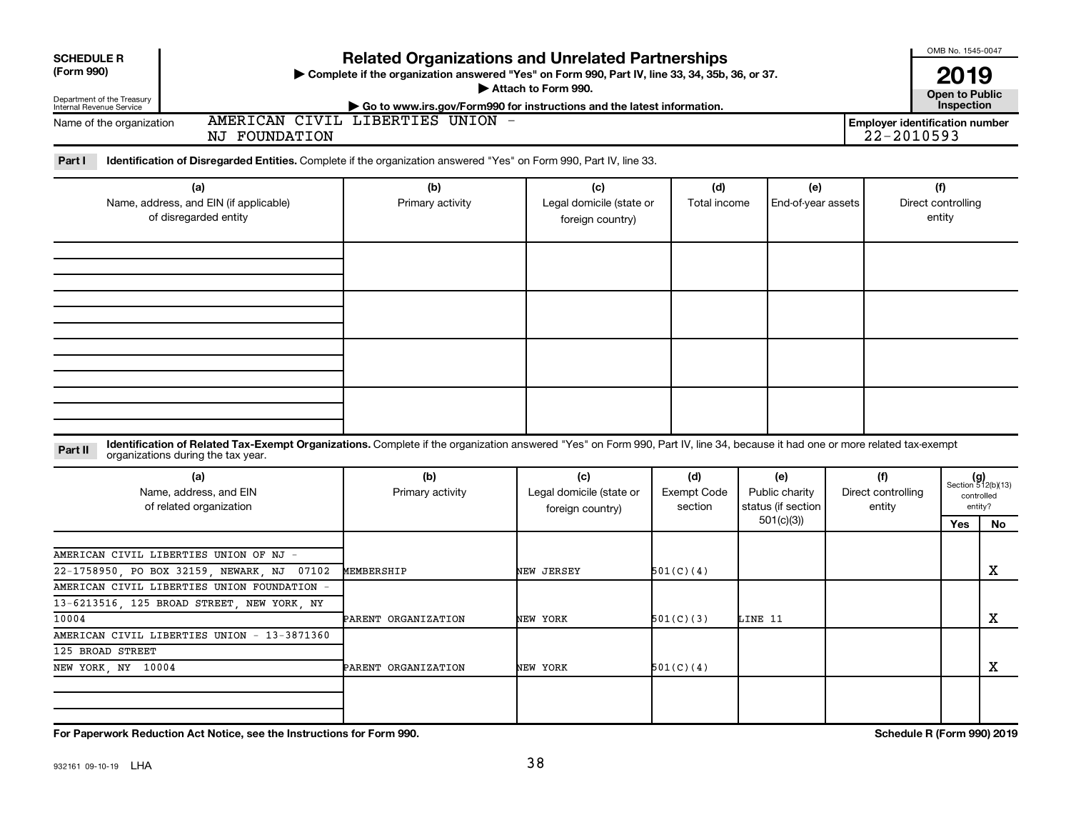**SCHEDULE R (Form 990)**

Department of the Treasury
Internal Revenue Service

# Related Organizations and Unrelated Partnerships

▶ Complete if the organization answered "Yes" on Form 990, Part IV, line 33, 34, 35b, 36, or 37.
▶ Attach to Form 990.
▶ Go to www.irs.gov/Form990 for instructions and the latest information.

OMB No. 1545-0047

**2019**

**Open to Public Inspection**

Name of the organization: AMERICAN CIVIL LIBERTIES UNION - NJ FOUNDATION

Employer identification number: 22-2010593

**Part I** **Identification of Disregarded Entities.** Complete if the organization answered "Yes" on Form 990, Part IV, line 33.

| (a) Name, address, and EIN (if applicable) of disregarded entity | (b) Primary activity | (c) Legal domicile (state or foreign country) | (d) Total income | (e) End-of-year assets | (f) Direct controlling entity |
|---|---|---|---|---|---|
| | | | | | |
| | | | | | |
| | | | | | |
| | | | | | |

**Part II** **Identification of Related Tax-Exempt Organizations.** Complete if the organization answered "Yes" on Form 990, Part IV, line 34, because it had one or more related tax-exempt organizations during the tax year.

| (a) Name, address, and EIN of related organization | (b) Primary activity | (c) Legal domicile (state or foreign country) | (d) Exempt Code section | (e) Public charity status (if section 501(c)(3)) | (f) Direct controlling entity | (g) Section 512(b)(13) controlled entity? Yes | No |
|---|---|---|---|---|---|---|---|
| AMERICAN CIVIL LIBERTIES UNION OF NJ - 22-1758950, PO BOX 32159, NEWARK, NJ 07102 | MEMBERSHIP | NEW JERSEY | 501(C)(4) | | | | X |
| AMERICAN CIVIL LIBERTIES UNION FOUNDATION - 13-6213516, 125 BROAD STREET, NEW YORK, NY 10004 | PARENT ORGANIZATION | NEW YORK | 501(C)(3) | LINE 11 | | | X |
| AMERICAN CIVIL LIBERTIES UNION - 13-3871360 125 BROAD STREET NEW YORK, NY 10004 | PARENT ORGANIZATION | NEW YORK | 501(C)(4) | | | | X |
| | | | | | | | |

**For Paperwork Reduction Act Notice, see the Instructions for Form 990.** **Schedule R (Form 990) 2019**

932161 09-10-19 LHA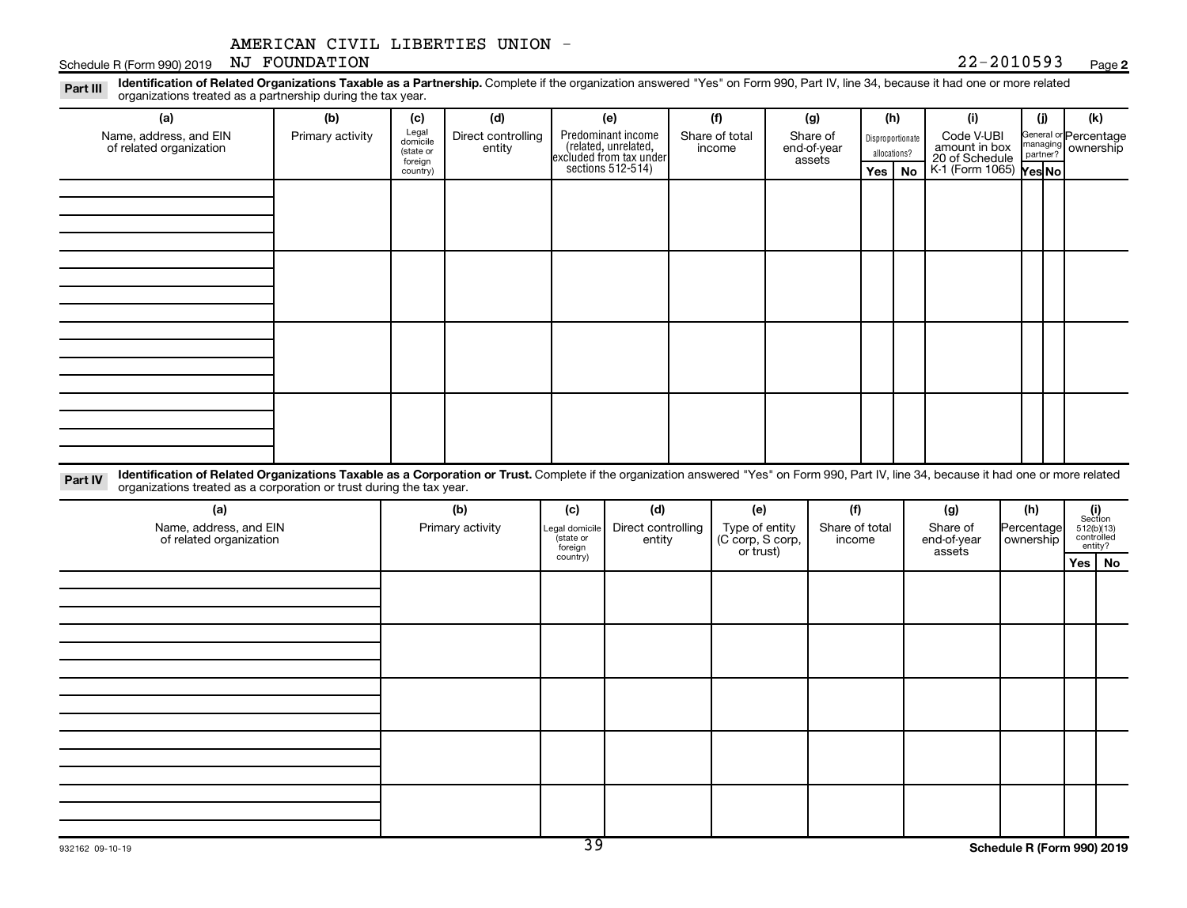AMERICAN CIVIL LIBERTIES UNION - NJ FOUNDATION 22-2010593

**Part III** **Identification of Related Organizations Taxable as a Partnership.** Complete if the organization answered "Yes" on Form 990, Part IV, line 34, because it had one or more related organizations treated as a partnership during the tax year.

| (a) Name, address, and EIN of related organization | (b) Primary activity | (c) Legal domicile (state or foreign country) | (d) Direct controlling entity | (e) Predominant income (related, unrelated, excluded from tax under sections 512-514) | (f) Share of total income | (g) Share of end-of-year assets | (h) Disproportionate allocations? Yes | No | (i) Code V-UBI amount in box 20 of Schedule K-1 (Form 1065) | (j) General or managing partner? Yes | No | (k) Percentage ownership |
|---|---|---|---|---|---|---|---|---|---|---|---|---|
| | | | | | | | | | | | | |
| | | | | | | | | | | | | |
| | | | | | | | | | | | | |
| | | | | | | | | | | | | |

**Part IV** **Identification of Related Organizations Taxable as a Corporation or Trust.** Complete if the organization answered "Yes" on Form 990, Part IV, line 34, because it had one or more related organizations treated as a corporation or trust during the tax year.

| (a) Name, address, and EIN of related organization | (b) Primary activity | (c) Legal domicile (state or foreign country) | (d) Direct controlling entity | (e) Type of entity (C corp, S corp, or trust) | (f) Share of total income | (g) Share of end-of-year assets | (h) Percentage ownership | (i) Section 512(b)(13) controlled entity? Yes | No |
|---|---|---|---|---|---|---|---|---|---|
| | | | | | | | | | |
| | | | | | | | | | |
| | | | | | | | | | |
| | | | | | | | | | |
| | | | | | | | | | |

Schedule R (Form 990) 2019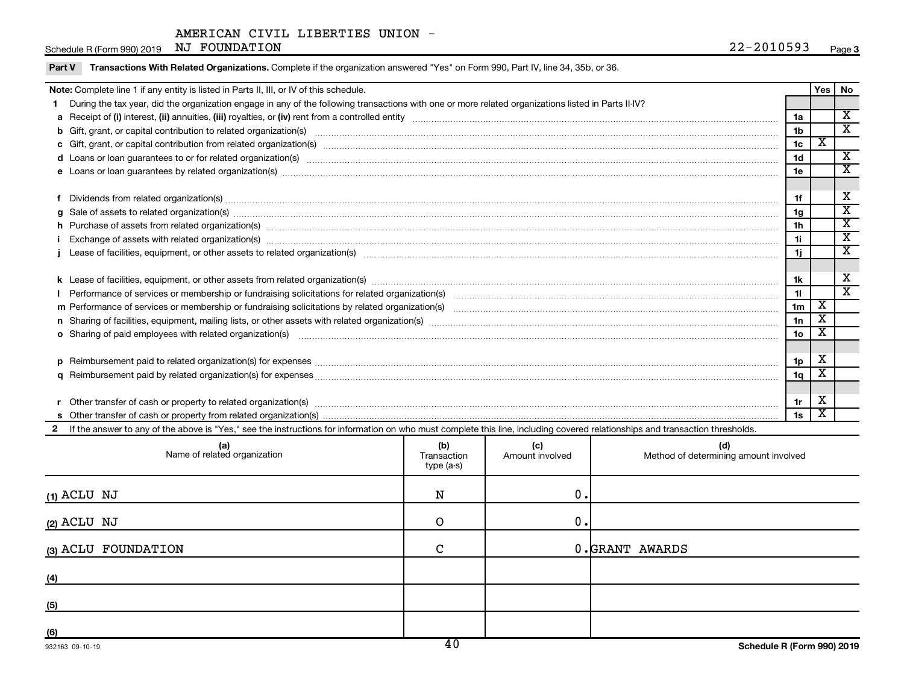AMERICAN CIVIL LIBERTIES UNION - NJ FOUNDATION

Schedule R (Form 990) 2019 &nbsp;&nbsp; 22-2010593 &nbsp;&nbsp; Page 3

**Part V Transactions With Related Organizations.** Complete if the organization answered "Yes" on Form 990, Part IV, line 34, 35b, or 36.

| **Note:** Complete line 1 if any entity is listed in Parts II, III, or IV of this schedule. | | Yes | No |
|---|---|---|---|
| **1** During the tax year, did the organization engage in any of the following transactions with one or more related organizations listed in Parts II-IV? | | | |
| **a** Receipt of **(i)** interest, **(ii)** annuities, **(iii)** royalties, or **(iv)** rent from a controlled entity | 1a | | X |
| **b** Gift, grant, or capital contribution to related organization(s) | 1b | | X |
| **c** Gift, grant, or capital contribution from related organization(s) | 1c | X | |
| **d** Loans or loan guarantees to or for related organization(s) | 1d | | X |
| **e** Loans or loan guarantees by related organization(s) | 1e | | X |
| **f** Dividends from related organization(s) | 1f | | X |
| **g** Sale of assets to related organization(s) | 1g | | X |
| **h** Purchase of assets from related organization(s) | 1h | | X |
| **i** Exchange of assets with related organization(s) | 1i | | X |
| **j** Lease of facilities, equipment, or other assets to related organization(s) | 1j | | X |
| **k** Lease of facilities, equipment, or other assets from related organization(s) | 1k | | X |
| **l** Performance of services or membership or fundraising solicitations for related organization(s) | 1l | | X |
| **m** Performance of services or membership or fundraising solicitations by related organization(s) | 1m | X | |
| **n** Sharing of facilities, equipment, mailing lists, or other assets with related organization(s) | 1n | X | |
| **o** Sharing of paid employees with related organization(s) | 1o | X | |
| **p** Reimbursement paid to related organization(s) for expenses | 1p | X | |
| **q** Reimbursement paid by related organization(s) for expenses | 1q | X | |
| **r** Other transfer of cash or property to related organization(s) | 1r | X | |
| **s** Other transfer of cash or property from related organization(s) | 1s | X | |

**2** If the answer to any of the above is "Yes," see the instructions for information on who must complete this line, including covered relationships and transaction thresholds.

| (a) Name of related organization | (b) Transaction type (a-s) | (c) Amount involved | (d) Method of determining amount involved |
|---|---|---|---|
| (1) ACLU NJ | N | 0. | |
| (2) ACLU NJ | O | 0. | |
| (3) ACLU FOUNDATION | C | 0. | GRANT AWARDS |
| (4) | | | |
| (5) | | | |
| (6) | | | |

932163 09-10-19 &nbsp;&nbsp; **Schedule R (Form 990) 2019**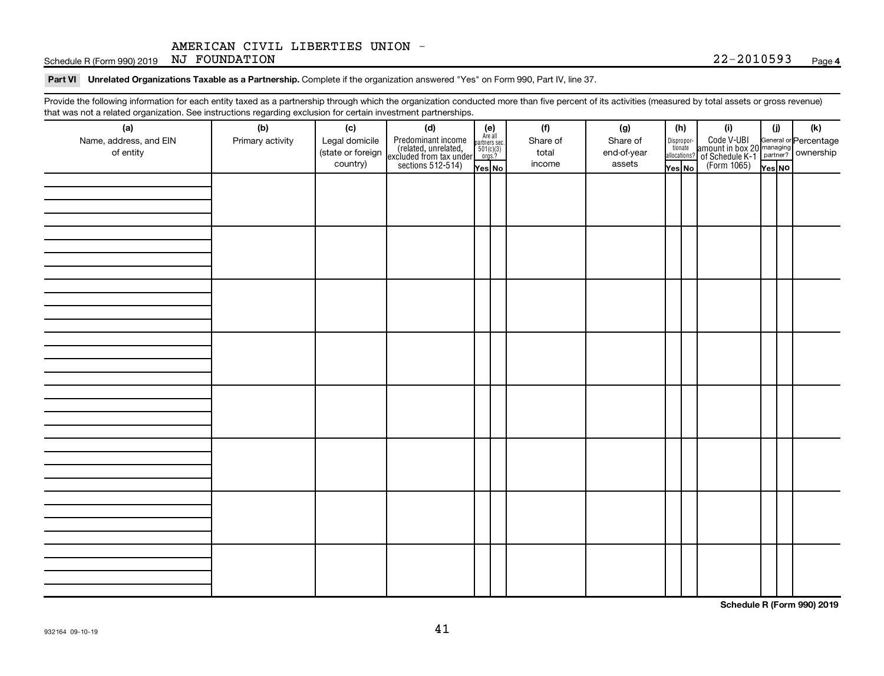AMERICAN CIVIL LIBERTIES UNION - NJ FOUNDATION

Schedule R (Form 990) 2019 22-2010593 Page 4

**Part VI Unrelated Organizations Taxable as a Partnership.** Complete if the organization answered "Yes" on Form 990, Part IV, line 37.

Provide the following information for each entity taxed as a partnership through which the organization conducted more than five percent of its activities (measured by total assets or gross revenue) that was not a related organization. See instructions regarding exclusion for certain investment partnerships.

| (a) Name, address, and EIN of entity | (b) Primary activity | (c) Legal domicile (state or foreign country) | (d) Predominant income (related, unrelated, excluded from tax under sections 512-514) | (e) Are all partners sec. 501(c)(3) orgs.? | | (f) Share of total income | (g) Share of end-of-year assets | (h) Disproportionate allocations? | | (i) Code V-UBI amount in box 20 of Schedule K-1 (Form 1065) | (j) General or managing partner? | | (k) Percentage ownership |
|---|---|---|---|---|---|---|---|---|---|---|---|---|---|
| | | | | Yes | No | | | Yes | No | | Yes | No | |
| | | | | | | | | | | | | | |
| | | | | | | | | | | | | | |
| | | | | | | | | | | | | | |
| | | | | | | | | | | | | | |
| | | | | | | | | | | | | | |
| | | | | | | | | | | | | | |
| | | | | | | | | | | | | | |
| | | | | | | | | | | | | | |

**Schedule R (Form 990) 2019**

932164 09-10-19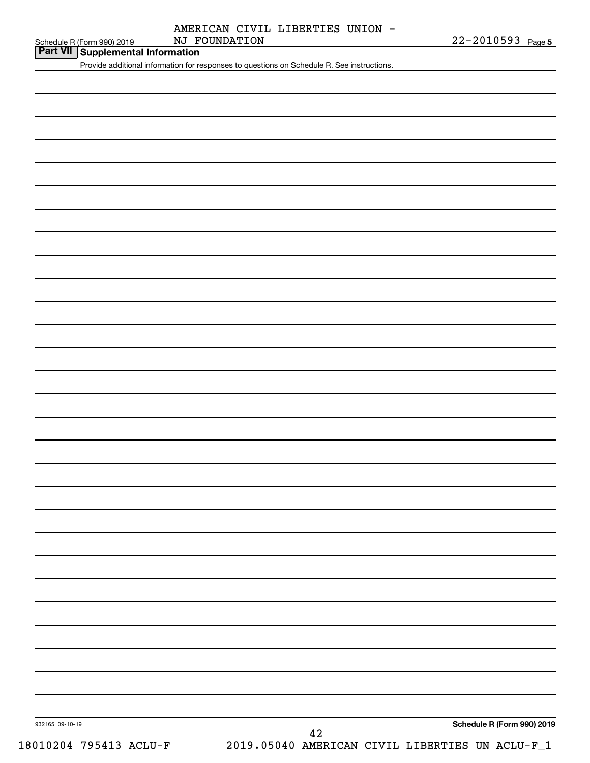Schedule R (Form 990) 2019 AMERICAN CIVIL LIBERTIES UNION - NJ FOUNDATION 22-2010593 Page 5

## Part VII Supplemental Information

Provide additional information for responses to questions on Schedule R. See instructions.

932165 09-10-19

**Schedule R (Form 990) 2019**

18010204 795413 ACLU-F 2019.05040 AMERICAN CIVIL LIBERTIES UN ACLU-F_1